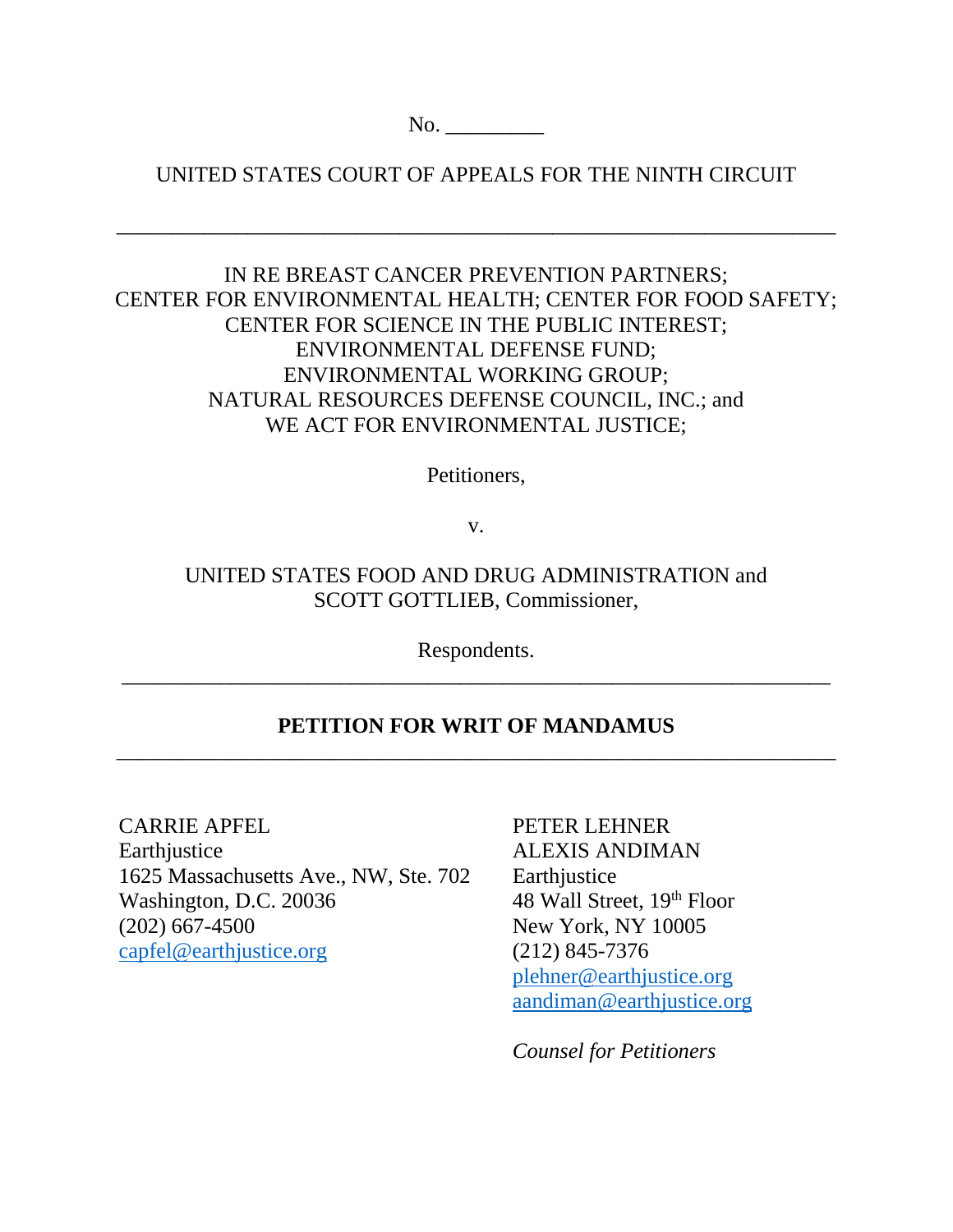No. _________

UNITED STATES COURT OF APPEALS FOR THE NINTH CIRCUIT

---

IN RE BREAST CANCER PREVENTION PARTNERS;
CENTER FOR ENVIRONMENTAL HEALTH; CENTER FOR FOOD SAFETY;
CENTER FOR SCIENCE IN THE PUBLIC INTEREST;
ENVIRONMENTAL DEFENSE FUND;
ENVIRONMENTAL WORKING GROUP;
NATURAL RESOURCES DEFENSE COUNCIL, INC.; and
WE ACT FOR ENVIRONMENTAL JUSTICE;

Petitioners,

v.

UNITED STATES FOOD AND DRUG ADMINISTRATION and
SCOTT GOTTLIEB, Commissioner,

Respondents.

---

**PETITION FOR WRIT OF MANDAMUS**

---

CARRIE APFEL
Earthjustice
1625 Massachusetts Ave., NW, Ste. 702
Washington, D.C. 20036
(202) 667-4500
capfel@earthjustice.org

PETER LEHNER
ALEXIS ANDIMAN
Earthjustice
48 Wall Street, 19th Floor
New York, NY 10005
(212) 845-7376
plehner@earthjustice.org
aandiman@earthjustice.org

*Counsel for Petitioners*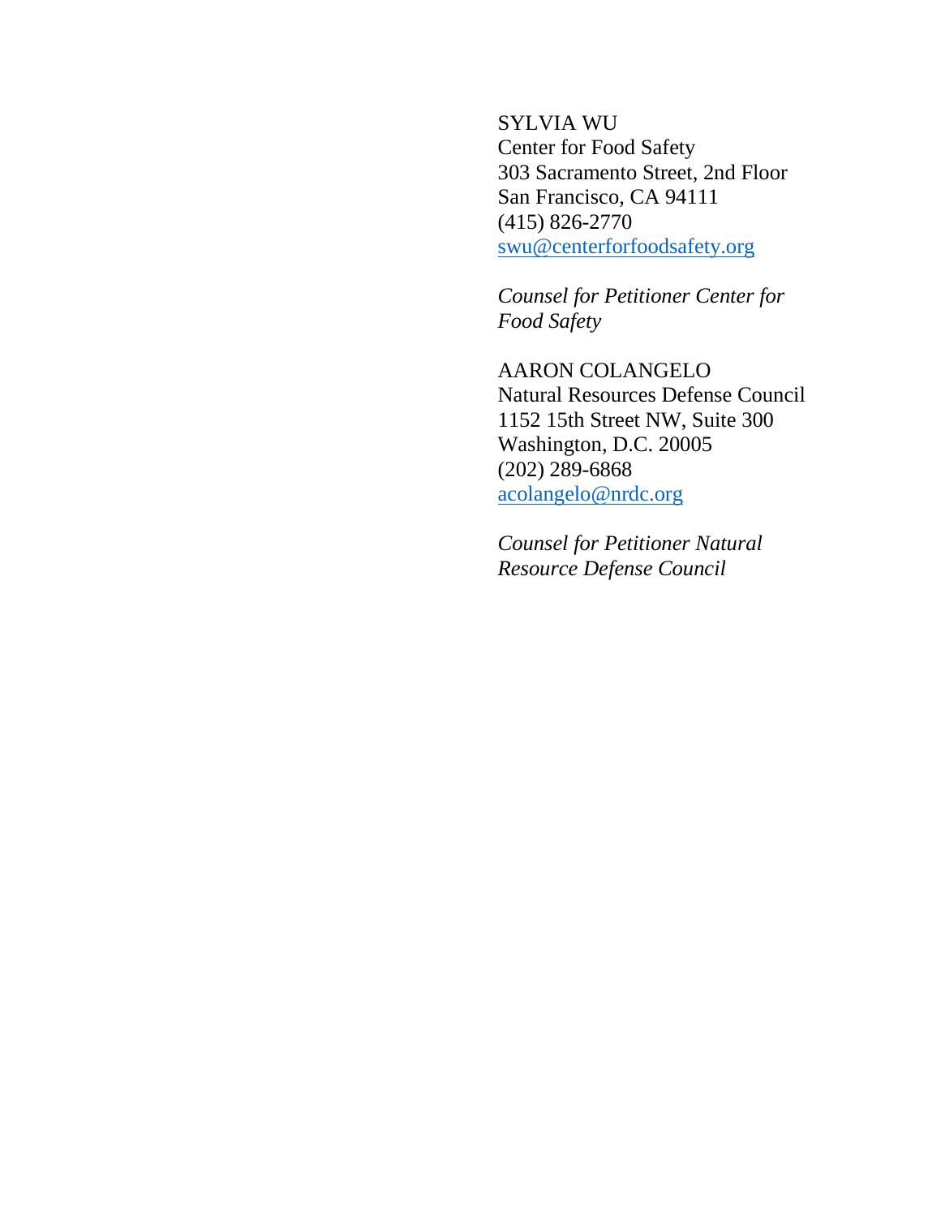SYLVIA WU
Center for Food Safety
303 Sacramento Street, 2nd Floor
San Francisco, CA 94111
(415) 826-2770
swu@centerforfoodsafety.org

*Counsel for Petitioner Center for Food Safety*

AARON COLANGELO
Natural Resources Defense Council
1152 15th Street NW, Suite 300
Washington, D.C. 20005
(202) 289-6868
acolangelo@nrdc.org

*Counsel for Petitioner Natural Resource Defense Council*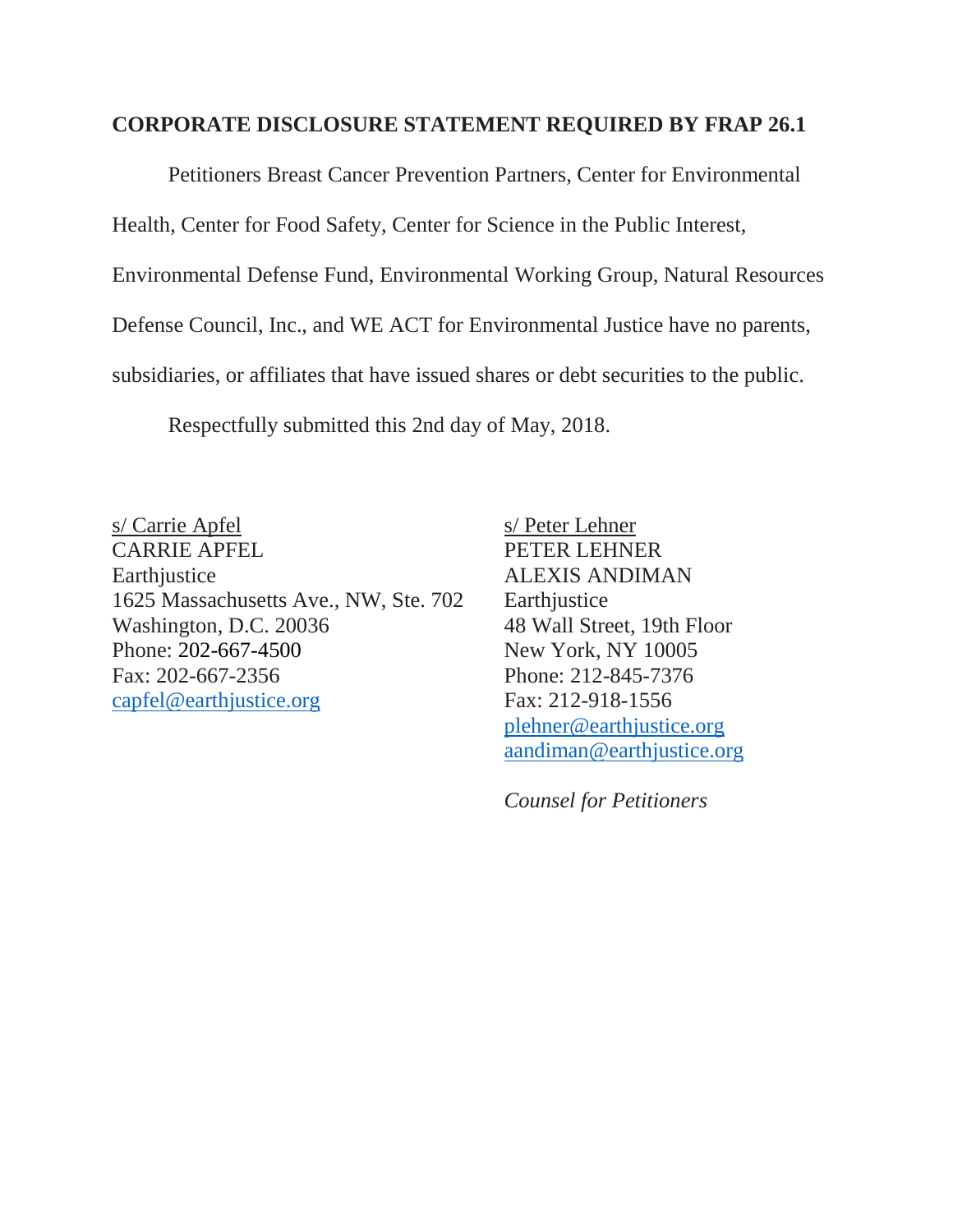**CORPORATE DISCLOSURE STATEMENT REQUIRED BY FRAP 26.1**

Petitioners Breast Cancer Prevention Partners, Center for Environmental Health, Center for Food Safety, Center for Science in the Public Interest, Environmental Defense Fund, Environmental Working Group, Natural Resources Defense Council, Inc., and WE ACT for Environmental Justice have no parents, subsidiaries, or affiliates that have issued shares or debt securities to the public.

Respectfully submitted this 2nd day of May, 2018.

s/ Carrie Apfel
CARRIE APFEL
Earthjustice
1625 Massachusetts Ave., NW, Ste. 702
Washington, D.C. 20036
Phone: 202-667-4500
Fax: 202-667-2356
capfel@earthjustice.org

s/ Peter Lehner
PETER LEHNER
ALEXIS ANDIMAN
Earthjustice
48 Wall Street, 19th Floor
New York, NY 10005
Phone: 212-845-7376
Fax: 212-918-1556
plehner@earthjustice.org
aandiman@earthjustice.org

*Counsel for Petitioners*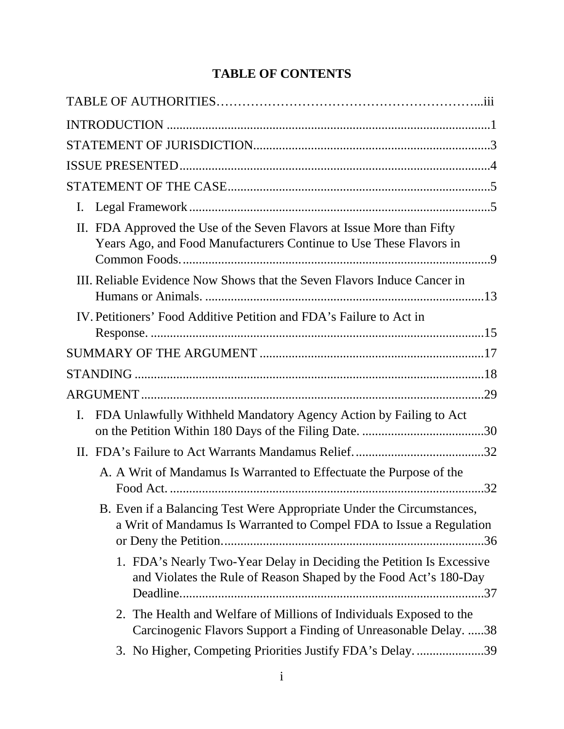## TABLE OF CONTENTS

TABLE OF AUTHORITIES...iii

INTRODUCTION ...1

STATEMENT OF JURISDICTION...3

ISSUE PRESENTED...4

STATEMENT OF THE CASE...5

- I. Legal Framework...5
- II. FDA Approved the Use of the Seven Flavors at Issue More than Fifty Years Ago, and Food Manufacturers Continue to Use These Flavors in Common Foods...9
- III. Reliable Evidence Now Shows that the Seven Flavors Induce Cancer in Humans or Animals. ...13
- IV. Petitioners' Food Additive Petition and FDA's Failure to Act in Response. ...15

SUMMARY OF THE ARGUMENT ...17

STANDING ...18

ARGUMENT...29

- I. FDA Unlawfully Withheld Mandatory Agency Action by Failing to Act on the Petition Within 180 Days of the Filing Date. ...30
- II. FDA's Failure to Act Warrants Mandamus Relief...32
  - A. A Writ of Mandamus Is Warranted to Effectuate the Purpose of the Food Act. ...32
  - B. Even if a Balancing Test Were Appropriate Under the Circumstances, a Writ of Mandamus Is Warranted to Compel FDA to Issue a Regulation or Deny the Petition...36
    1. FDA's Nearly Two-Year Delay in Deciding the Petition Is Excessive and Violates the Rule of Reason Shaped by the Food Act's 180-Day Deadline...37
    2. The Health and Welfare of Millions of Individuals Exposed to the Carcinogenic Flavors Support a Finding of Unreasonable Delay. ...38
    3. No Higher, Competing Priorities Justify FDA's Delay. ...39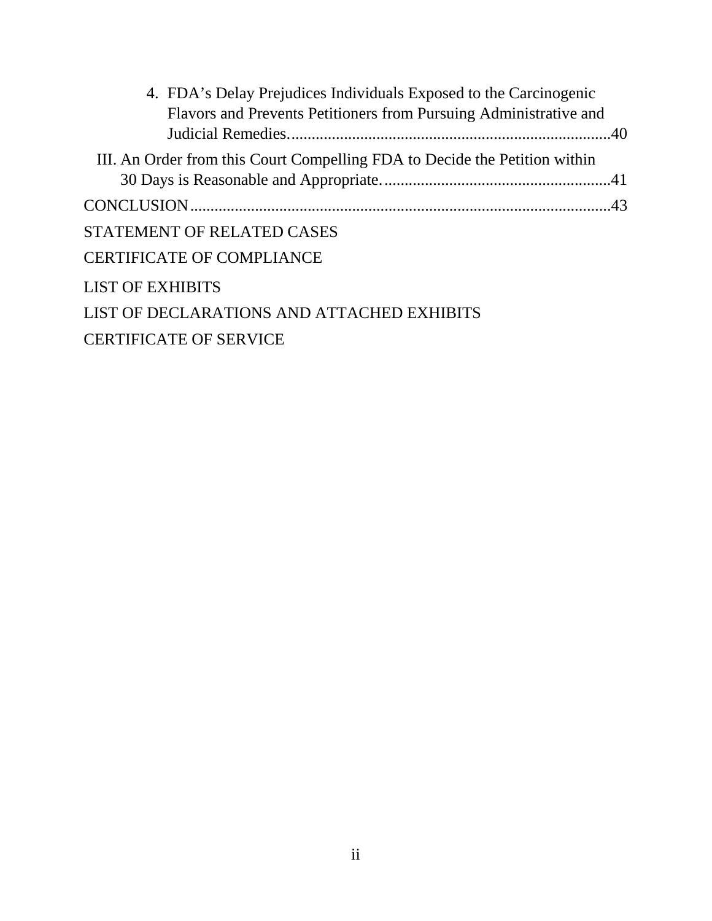4. FDA's Delay Prejudices Individuals Exposed to the Carcinogenic Flavors and Prevents Petitioners from Pursuing Administrative and Judicial Remedies ............................................................................ 40

III. An Order from this Court Compelling FDA to Decide the Petition within 30 Days is Reasonable and Appropriate. ....................................................... 41

CONCLUSION ...................................................................................................... 43

STATEMENT OF RELATED CASES

CERTIFICATE OF COMPLIANCE

LIST OF EXHIBITS

LIST OF DECLARATIONS AND ATTACHED EXHIBITS

CERTIFICATE OF SERVICE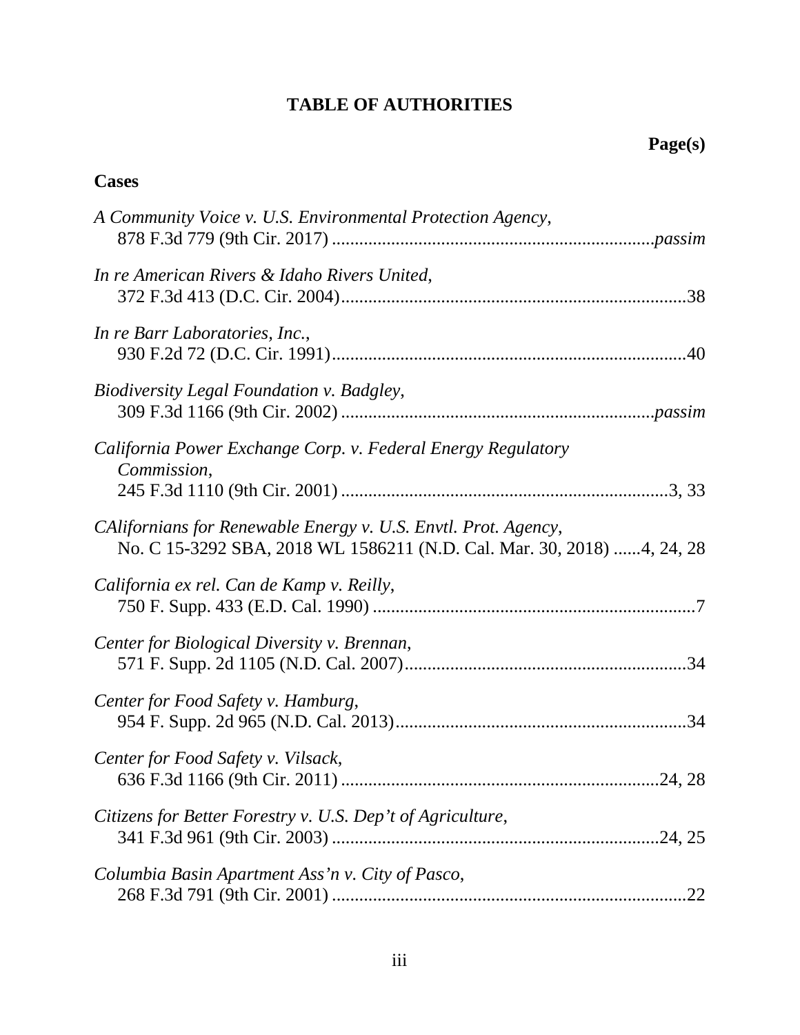# TABLE OF AUTHORITIES

**Page(s)**

**Cases**

*A Community Voice v. U.S. Environmental Protection Agency*,
878 F.3d 779 (9th Cir. 2017) ........................................................................*passim*

*In re American Rivers & Idaho Rivers United*,
372 F.3d 413 (D.C. Cir. 2004)..........................................................................38

*In re Barr Laboratories, Inc.*,
930 F.2d 72 (D.C. Cir. 1991)............................................................................40

*Biodiversity Legal Foundation v. Badgley*,
309 F.3d 1166 (9th Cir. 2002) ........................................................................*passim*

*California Power Exchange Corp. v. Federal Energy Regulatory Commission*,
245 F.3d 1110 (9th Cir. 2001) ......................................................................3, 33

*CAlifornians for Renewable Energy v. U.S. Envtl. Prot. Agency*,
No. C 15-3292 SBA, 2018 WL 1586211 (N.D. Cal. Mar. 30, 2018) ......4, 24, 28

*California ex rel. Can de Kamp v. Reilly*,
750 F. Supp. 433 (E.D. Cal. 1990) ......................................................................7

*Center for Biological Diversity v. Brennan*,
571 F. Supp. 2d 1105 (N.D. Cal. 2007)..............................................................34

*Center for Food Safety v. Hamburg*,
954 F. Supp. 2d 965 (N.D. Cal. 2013)................................................................34

*Center for Food Safety v. Vilsack*,
636 F.3d 1166 (9th Cir. 2011) ....................................................................24, 28

*Citizens for Better Forestry v. U.S. Dep't of Agriculture*,
341 F.3d 961 (9th Cir. 2003) ......................................................................24, 25

*Columbia Basin Apartment Ass'n v. City of Pasco*,
268 F.3d 791 (9th Cir. 2001) ............................................................................22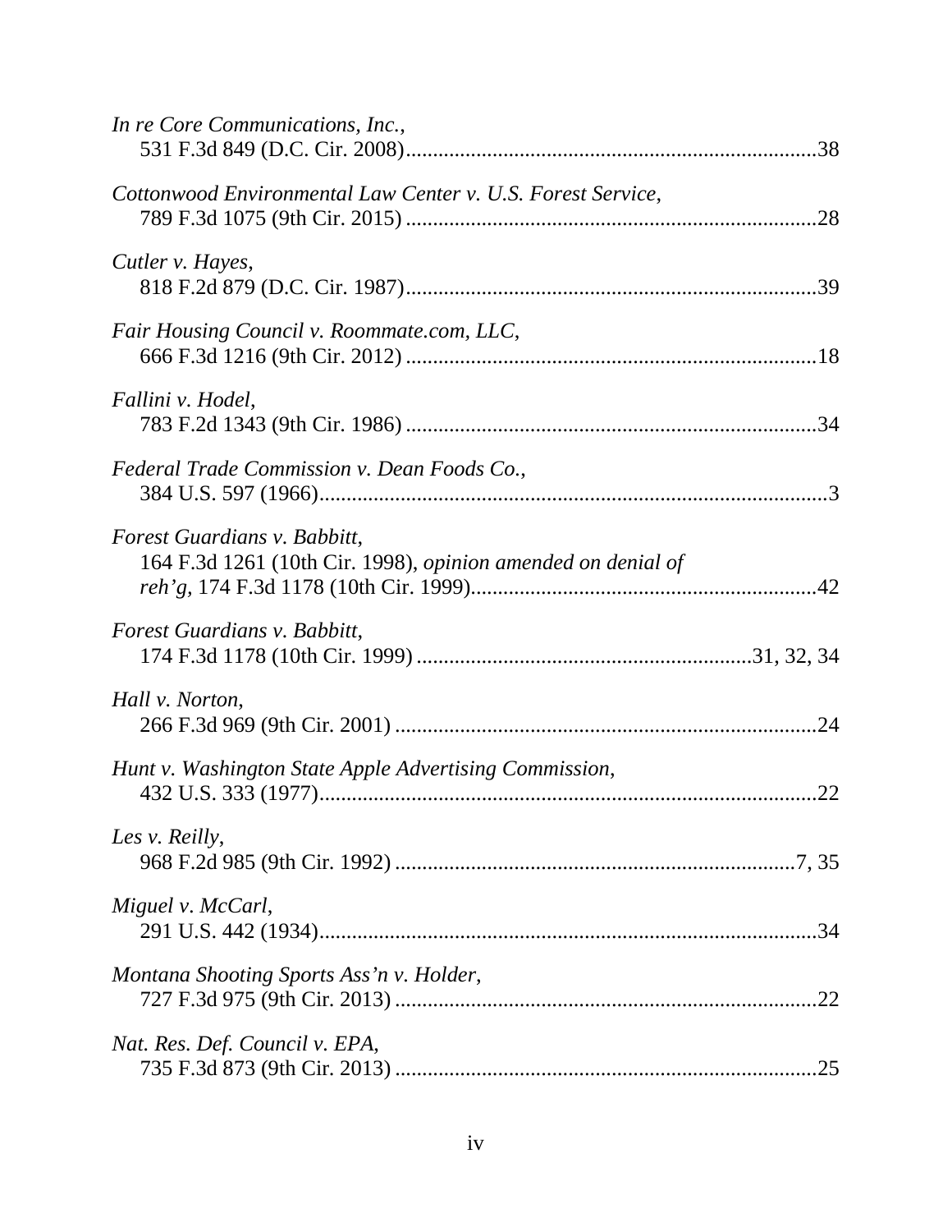*In re Core Communications, Inc.*,
531 F.3d 849 (D.C. Cir. 2008)..........................................................................38

*Cottonwood Environmental Law Center v. U.S. Forest Service*,
789 F.3d 1075 (9th Cir. 2015) ..........................................................................28

*Cutler v. Hayes*,
818 F.2d 879 (D.C. Cir. 1987)..........................................................................39

*Fair Housing Council v. Roommate.com, LLC*,
666 F.3d 1216 (9th Cir. 2012) ..........................................................................18

*Fallini v. Hodel*,
783 F.2d 1343 (9th Cir. 1986) ..........................................................................34

*Federal Trade Commission v. Dean Foods Co.*,
384 U.S. 597 (1966)............................................................................................3

*Forest Guardians v. Babbitt*,
164 F.3d 1261 (10th Cir. 1998), *opinion amended on denial of reh'g*, 174 F.3d 1178 (10th Cir. 1999)...............................................................42

*Forest Guardians v. Babbitt*,
174 F.3d 1178 (10th Cir. 1999) ...........................................................31, 32, 34

*Hall v. Norton*,
266 F.3d 969 (9th Cir. 2001) ............................................................................24

*Hunt v. Washington State Apple Advertising Commission*,
432 U.S. 333 (1977)..........................................................................................22

*Les v. Reilly*,
968 F.2d 985 (9th Cir. 1992) .........................................................................7, 35

*Miguel v. McCarl*,
291 U.S. 442 (1934)..........................................................................................34

*Montana Shooting Sports Ass'n v. Holder*,
727 F.3d 975 (9th Cir. 2013) ............................................................................22

*Nat. Res. Def. Council v. EPA*,
735 F.3d 873 (9th Cir. 2013) ............................................................................25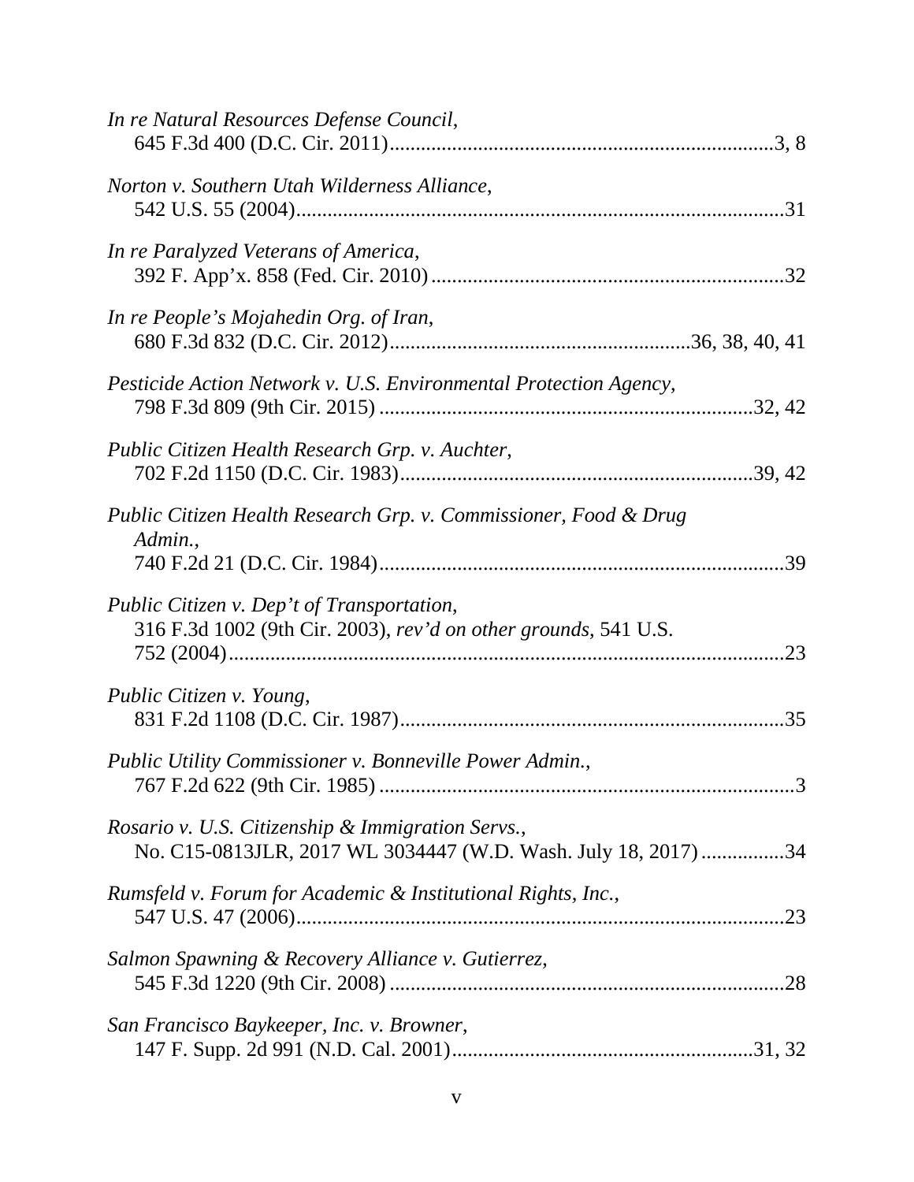*In re Natural Resources Defense Council*,
645 F.3d 400 (D.C. Cir. 2011).........................................................................3, 8

*Norton v. Southern Utah Wilderness Alliance*,
542 U.S. 55 (2004)..............................................................................................31

*In re Paralyzed Veterans of America*,
392 F. App'x. 858 (Fed. Cir. 2010) ...................................................................32

*In re People's Mojahedin Org. of Iran*,
680 F.3d 832 (D.C. Cir. 2012).........................................................36, 38, 40, 41

*Pesticide Action Network v. U.S. Environmental Protection Agency*,
798 F.3d 809 (9th Cir. 2015) ........................................................................32, 42

*Public Citizen Health Research Grp. v. Auchter*,
702 F.2d 1150 (D.C. Cir. 1983)...................................................................39, 42

*Public Citizen Health Research Grp. v. Commissioner, Food & Drug Admin.*,
740 F.2d 21 (D.C. Cir. 1984)..............................................................................39

*Public Citizen v. Dep't of Transportation*,
316 F.3d 1002 (9th Cir. 2003), *rev'd on other grounds*, 541 U.S. 752 (2004)...........................................................................................................23

*Public Citizen v. Young*,
831 F.2d 1108 (D.C. Cir. 1987)..........................................................................35

*Public Utility Commissioner v. Bonneville Power Admin.*,
767 F.2d 622 (9th Cir. 1985) ................................................................................3

*Rosario v. U.S. Citizenship & Immigration Servs.*,
No. C15-0813JLR, 2017 WL 3034447 (W.D. Wash. July 18, 2017) ................34

*Rumsfeld v. Forum for Academic & Institutional Rights, Inc.*,
547 U.S. 47 (2006)..............................................................................................23

*Salmon Spawning & Recovery Alliance v. Gutierrez*,
545 F.3d 1220 (9th Cir. 2008) ............................................................................28

*San Francisco Baykeeper, Inc. v. Browner*,
147 F. Supp. 2d 991 (N.D. Cal. 2001)..........................................................31, 32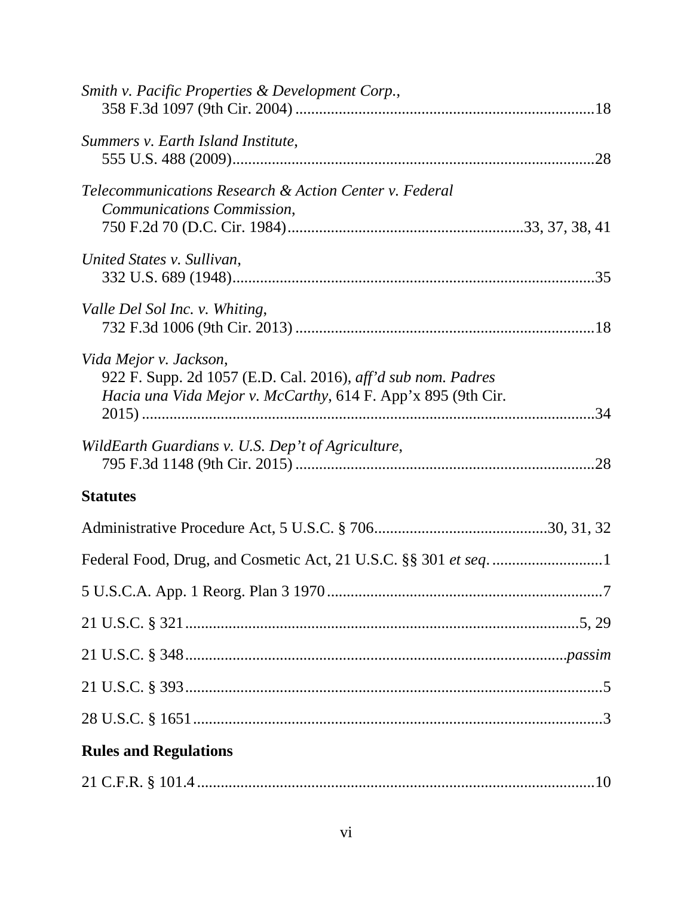*Smith v. Pacific Properties & Development Corp.*,
358 F.3d 1097 (9th Cir. 2004) ..........................................................................18

*Summers v. Earth Island Institute*,
555 U.S. 488 (2009)..........................................................................................28

*Telecommunications Research & Action Center v. Federal Communications Commission*,
750 F.2d 70 (D.C. Cir. 1984)...........................................................33, 37, 38, 41

*United States v. Sullivan*,
332 U.S. 689 (1948)..........................................................................................35

*Valle Del Sol Inc. v. Whiting*,
732 F.3d 1006 (9th Cir. 2013) ..........................................................................18

*Vida Mejor v. Jackson*,
922 F. Supp. 2d 1057 (E.D. Cal. 2016), *aff'd sub nom. Padres Hacia una Vida Mejor v. McCarthy*, 614 F. App'x 895 (9th Cir. 2015) ...................................................................................................................34

*WildEarth Guardians v. U.S. Dep't of Agriculture*,
795 F.3d 1148 (9th Cir. 2015) ..........................................................................28

**Statutes**

Administrative Procedure Act, 5 U.S.C. § 706...........................................30, 31, 32

Federal Food, Drug, and Cosmetic Act, 21 U.S.C. §§ 301 *et seq.* ............................1

5 U.S.C.A. App. 1 Reorg. Plan 3 1970.....................................................................7

21 U.S.C. § 321...................................................................................................5, 29

21 U.S.C. § 348...............................................................................................*passim*

21 U.S.C. § 393.......................................................................................................5

28 U.S.C. § 1651.....................................................................................................3

**Rules and Regulations**

21 C.F.R. § 101.4...................................................................................................10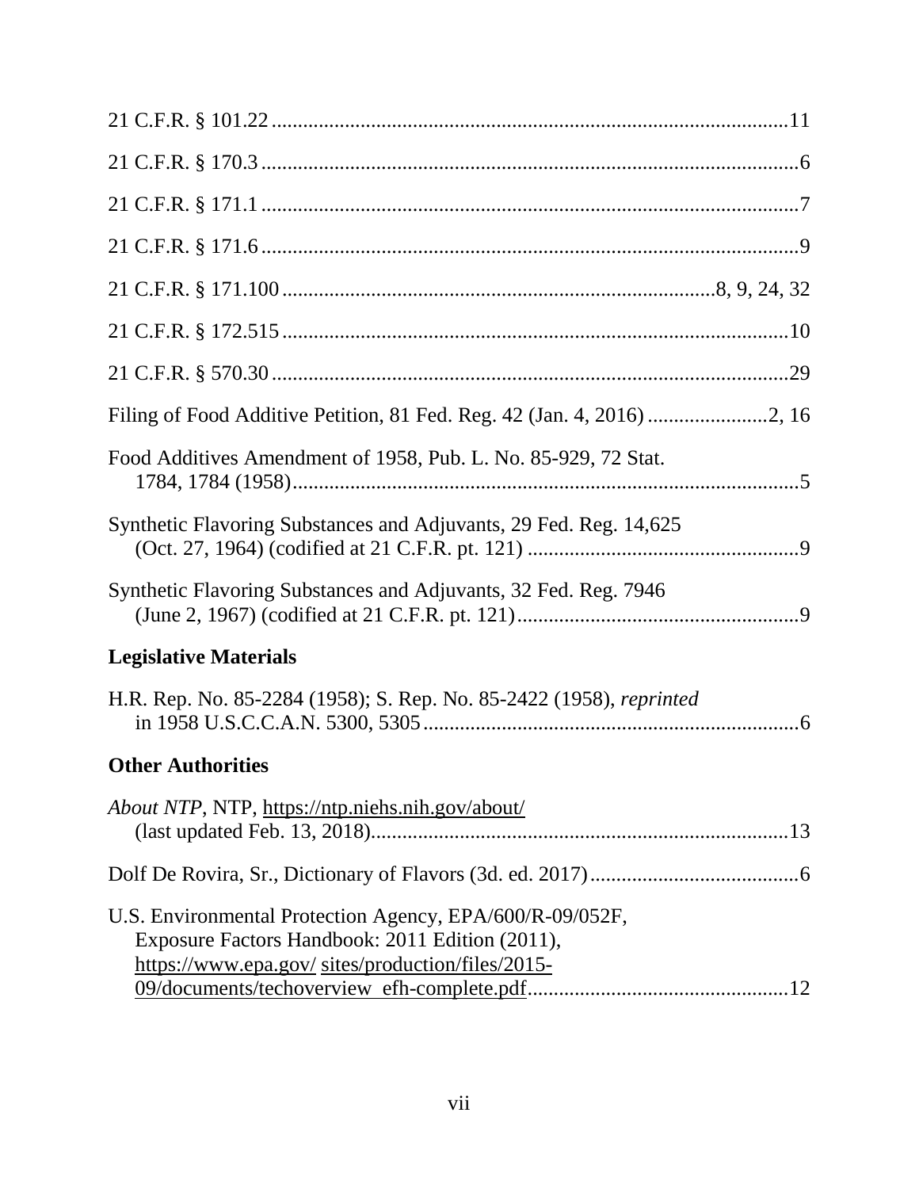21 C.F.R. § 101.22 .......................................................................................11

21 C.F.R. § 170.3 .........................................................................................6

21 C.F.R. § 171.1 .........................................................................................7

21 C.F.R. § 171.6 .........................................................................................9

21 C.F.R. § 171.100 ..........................................................................8, 9, 24, 32

21 C.F.R. § 172.515 .....................................................................................10

21 C.F.R. § 570.30 .......................................................................................29

Filing of Food Additive Petition, 81 Fed. Reg. 42 (Jan. 4, 2016) .......................2, 16

Food Additives Amendment of 1958, Pub. L. No. 85-929, 72 Stat. 1784, 1784 (1958)...................................................................................5

Synthetic Flavoring Substances and Adjuvants, 29 Fed. Reg. 14,625 (Oct. 27, 1964) (codified at 21 C.F.R. pt. 121) .............................................9

Synthetic Flavoring Substances and Adjuvants, 32 Fed. Reg. 7946 (June 2, 1967) (codified at 21 C.F.R. pt. 121).............................................9

## Legislative Materials

H.R. Rep. No. 85-2284 (1958); S. Rep. No. 85-2422 (1958), *reprinted* in 1958 U.S.C.C.A.N. 5300, 5305 ...............................................................6

## Other Authorities

*About NTP*, NTP, https://ntp.niehs.nih.gov/about/ (last updated Feb. 13, 2018).......................................................................13

Dolf De Rovira, Sr., Dictionary of Flavors (3d. ed. 2017).......................................6

U.S. Environmental Protection Agency, EPA/600/R-09/052F, Exposure Factors Handbook: 2011 Edition (2011), https://www.epa.gov/ sites/production/files/2015-09/documents/techoverview_efh-complete.pdf.............................................12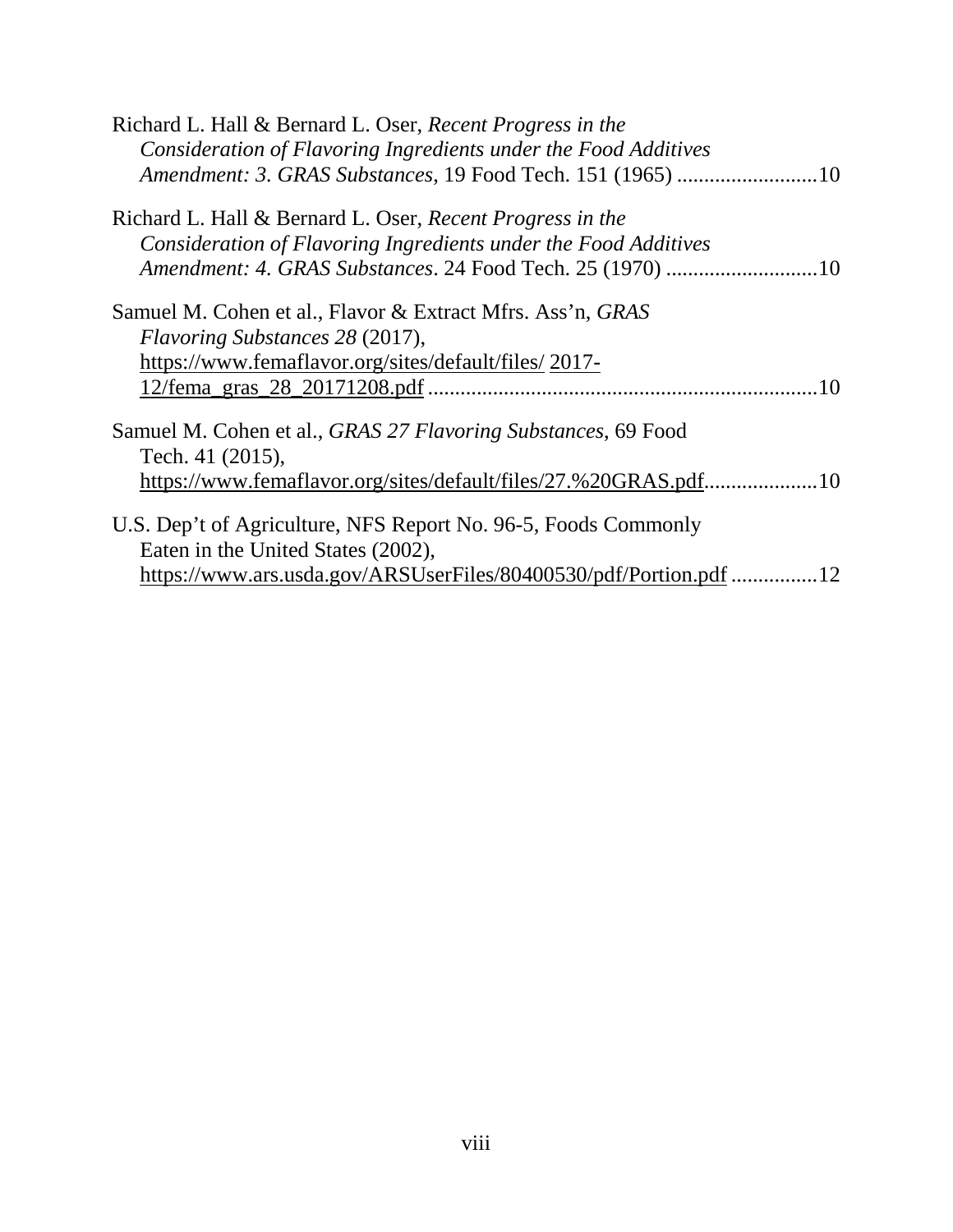Richard L. Hall & Bernard L. Oser, *Recent Progress in the Consideration of Flavoring Ingredients under the Food Additives Amendment: 3. GRAS Substances*, 19 Food Tech. 151 (1965) ..........................10

Richard L. Hall & Bernard L. Oser, *Recent Progress in the Consideration of Flavoring Ingredients under the Food Additives Amendment: 4. GRAS Substances*. 24 Food Tech. 25 (1970) ............................10

Samuel M. Cohen et al., Flavor & Extract Mfrs. Ass'n, *GRAS Flavoring Substances 28* (2017), https://www.femaflavor.org/sites/default/files/ 2017-12/fema_gras_28_20171208.pdf .......................................................................10

Samuel M. Cohen et al., *GRAS 27 Flavoring Substances*, 69 Food Tech. 41 (2015), https://www.femaflavor.org/sites/default/files/27.%20GRAS.pdf.....................10

U.S. Dep't of Agriculture, NFS Report No. 96-5, Foods Commonly Eaten in the United States (2002), https://www.ars.usda.gov/ARSUserFiles/80400530/pdf/Portion.pdf ................12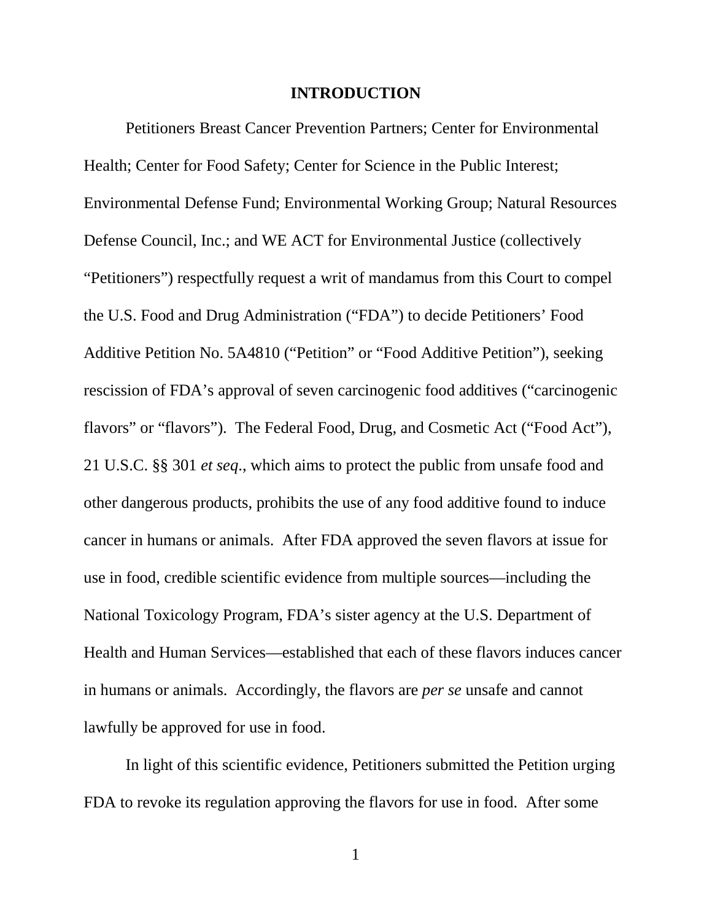## INTRODUCTION

Petitioners Breast Cancer Prevention Partners; Center for Environmental Health; Center for Food Safety; Center for Science in the Public Interest; Environmental Defense Fund; Environmental Working Group; Natural Resources Defense Council, Inc.; and WE ACT for Environmental Justice (collectively "Petitioners") respectfully request a writ of mandamus from this Court to compel the U.S. Food and Drug Administration ("FDA") to decide Petitioners' Food Additive Petition No. 5A4810 ("Petition" or "Food Additive Petition"), seeking rescission of FDA's approval of seven carcinogenic food additives ("carcinogenic flavors" or "flavors"). The Federal Food, Drug, and Cosmetic Act ("Food Act"), 21 U.S.C. §§ 301 *et seq*., which aims to protect the public from unsafe food and other dangerous products, prohibits the use of any food additive found to induce cancer in humans or animals. After FDA approved the seven flavors at issue for use in food, credible scientific evidence from multiple sources—including the National Toxicology Program, FDA's sister agency at the U.S. Department of Health and Human Services—established that each of these flavors induces cancer in humans or animals. Accordingly, the flavors are *per se* unsafe and cannot lawfully be approved for use in food.

In light of this scientific evidence, Petitioners submitted the Petition urging FDA to revoke its regulation approving the flavors for use in food. After some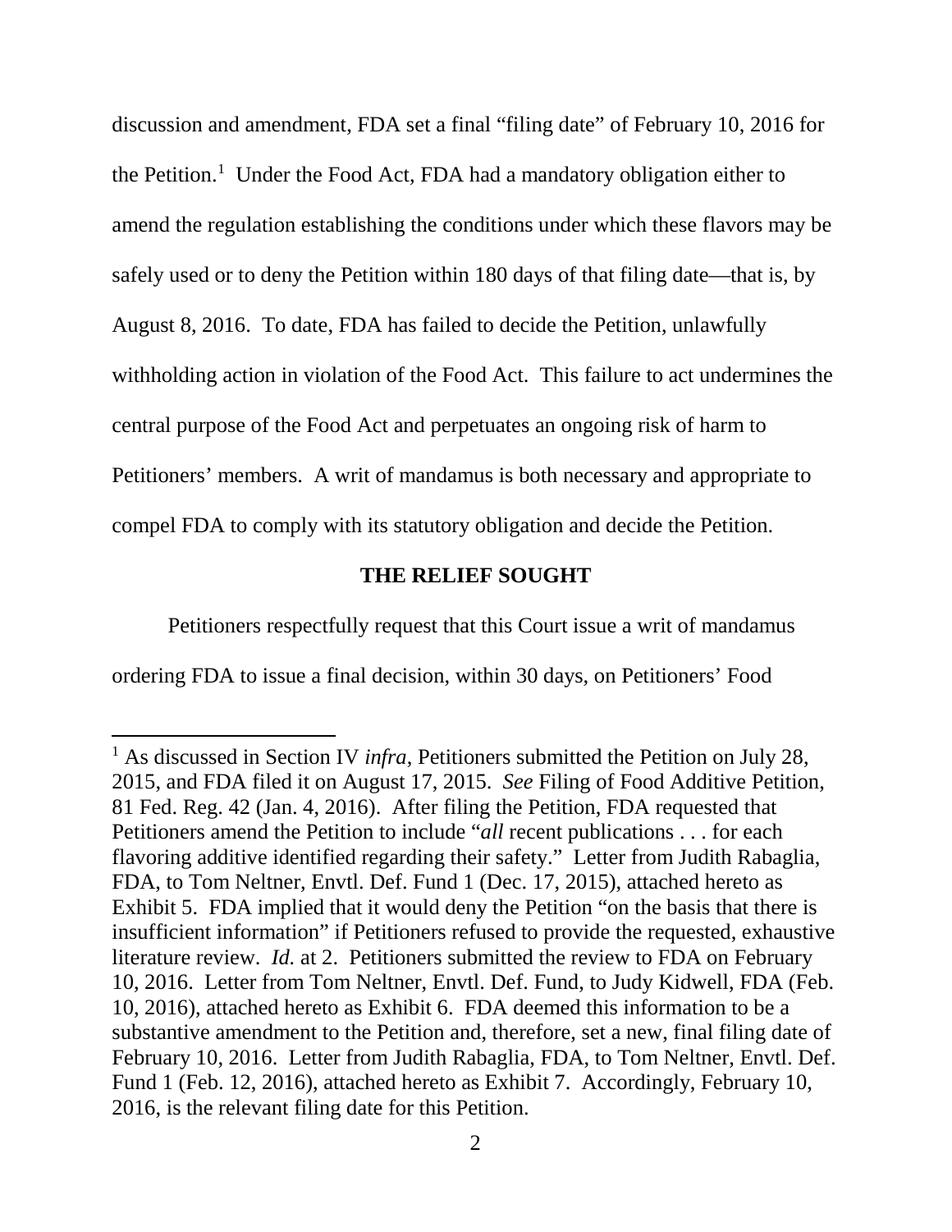discussion and amendment, FDA set a final "filing date" of February 10, 2016 for the Petition.[1] Under the Food Act, FDA had a mandatory obligation either to amend the regulation establishing the conditions under which these flavors may be safely used or to deny the Petition within 180 days of that filing date—that is, by August 8, 2016. To date, FDA has failed to decide the Petition, unlawfully withholding action in violation of the Food Act. This failure to act undermines the central purpose of the Food Act and perpetuates an ongoing risk of harm to Petitioners' members. A writ of mandamus is both necessary and appropriate to compel FDA to comply with its statutory obligation and decide the Petition.

## THE RELIEF SOUGHT

Petitioners respectfully request that this Court issue a writ of mandamus ordering FDA to issue a final decision, within 30 days, on Petitioners' Food

---

[1] As discussed in Section IV *infra*, Petitioners submitted the Petition on July 28, 2015, and FDA filed it on August 17, 2015. *See* Filing of Food Additive Petition, 81 Fed. Reg. 42 (Jan. 4, 2016). After filing the Petition, FDA requested that Petitioners amend the Petition to include "*all* recent publications . . . for each flavoring additive identified regarding their safety." Letter from Judith Rabaglia, FDA, to Tom Neltner, Envtl. Def. Fund 1 (Dec. 17, 2015), attached hereto as Exhibit 5. FDA implied that it would deny the Petition "on the basis that there is insufficient information" if Petitioners refused to provide the requested, exhaustive literature review. *Id.* at 2. Petitioners submitted the review to FDA on February 10, 2016. Letter from Tom Neltner, Envtl. Def. Fund, to Judy Kidwell, FDA (Feb. 10, 2016), attached hereto as Exhibit 6. FDA deemed this information to be a substantive amendment to the Petition and, therefore, set a new, final filing date of February 10, 2016. Letter from Judith Rabaglia, FDA, to Tom Neltner, Envtl. Def. Fund 1 (Feb. 12, 2016), attached hereto as Exhibit 7. Accordingly, February 10, 2016, is the relevant filing date for this Petition.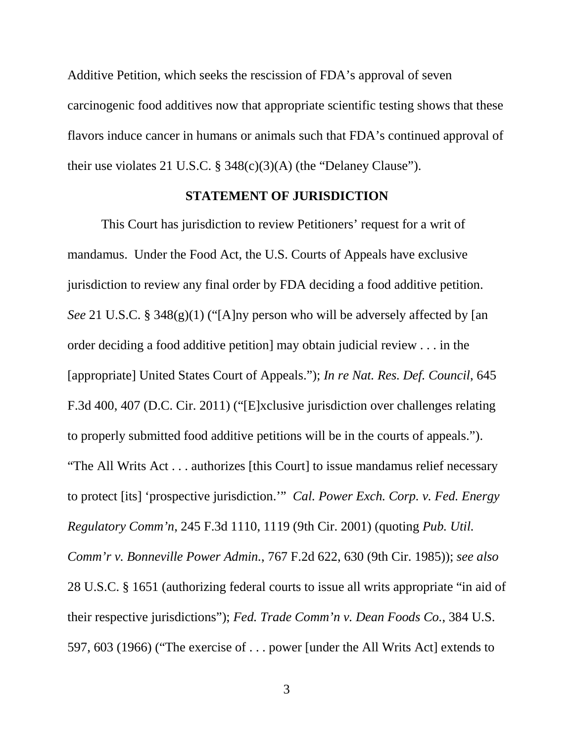Additive Petition, which seeks the rescission of FDA's approval of seven carcinogenic food additives now that appropriate scientific testing shows that these flavors induce cancer in humans or animals such that FDA's continued approval of their use violates 21 U.S.C. § 348(c)(3)(A) (the "Delaney Clause").

## STATEMENT OF JURISDICTION

This Court has jurisdiction to review Petitioners' request for a writ of mandamus. Under the Food Act, the U.S. Courts of Appeals have exclusive jurisdiction to review any final order by FDA deciding a food additive petition. *See* 21 U.S.C. § 348(g)(1) ("[A]ny person who will be adversely affected by [an order deciding a food additive petition] may obtain judicial review . . . in the [appropriate] United States Court of Appeals."); *In re Nat. Res. Def. Council*, 645 F.3d 400, 407 (D.C. Cir. 2011) ("[E]xclusive jurisdiction over challenges relating to properly submitted food additive petitions will be in the courts of appeals."). "The All Writs Act . . . authorizes [this Court] to issue mandamus relief necessary to protect [its] 'prospective jurisdiction.'" *Cal. Power Exch. Corp. v. Fed. Energy Regulatory Comm'n*, 245 F.3d 1110, 1119 (9th Cir. 2001) (quoting *Pub. Util. Comm'r v. Bonneville Power Admin.*, 767 F.2d 622, 630 (9th Cir. 1985)); *see also* 28 U.S.C. § 1651 (authorizing federal courts to issue all writs appropriate "in aid of their respective jurisdictions"); *Fed. Trade Comm'n v. Dean Foods Co.*, 384 U.S. 597, 603 (1966) ("The exercise of . . . power [under the All Writs Act] extends to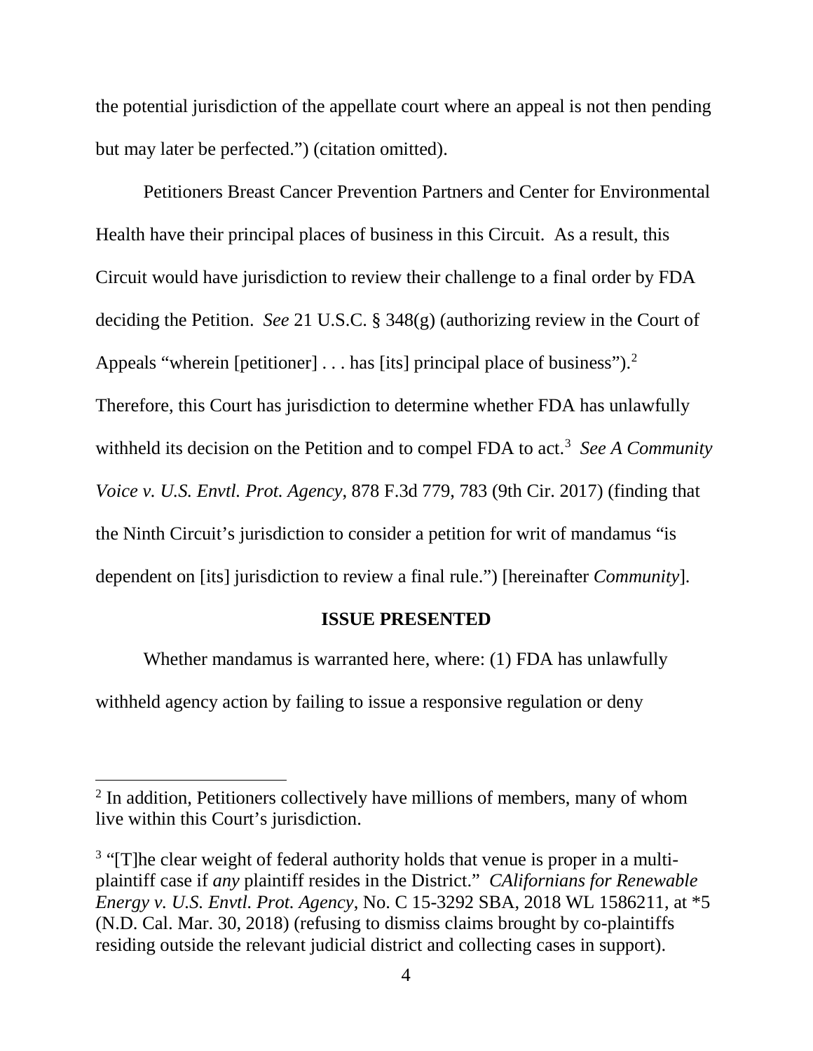the potential jurisdiction of the appellate court where an appeal is not then pending but may later be perfected.") (citation omitted).

Petitioners Breast Cancer Prevention Partners and Center for Environmental Health have their principal places of business in this Circuit. As a result, this Circuit would have jurisdiction to review their challenge to a final order by FDA deciding the Petition. *See* 21 U.S.C. § 348(g) (authorizing review in the Court of Appeals "wherein [petitioner] . . . has [its] principal place of business").[2] Therefore, this Court has jurisdiction to determine whether FDA has unlawfully withheld its decision on the Petition and to compel FDA to act.[3] *See A Community Voice v. U.S. Envtl. Prot. Agency*, 878 F.3d 779, 783 (9th Cir. 2017) (finding that the Ninth Circuit's jurisdiction to consider a petition for writ of mandamus "is dependent on [its] jurisdiction to review a final rule.") [hereinafter *Community*].

**ISSUE PRESENTED**

Whether mandamus is warranted here, where: (1) FDA has unlawfully withheld agency action by failing to issue a responsive regulation or deny

---

[2] In addition, Petitioners collectively have millions of members, many of whom live within this Court's jurisdiction.

[3] "[T]he clear weight of federal authority holds that venue is proper in a multi-plaintiff case if *any* plaintiff resides in the District." *CAlifornians for Renewable Energy v. U.S. Envtl. Prot. Agency*, No. C 15-3292 SBA, 2018 WL 1586211, at *5 (N.D. Cal. Mar. 30, 2018) (refusing to dismiss claims brought by co-plaintiffs residing outside the relevant judicial district and collecting cases in support).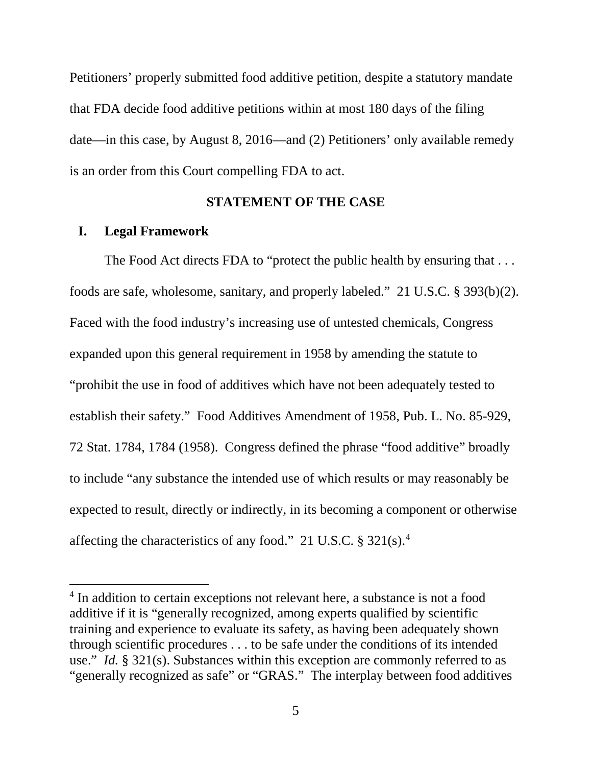Petitioners' properly submitted food additive petition, despite a statutory mandate that FDA decide food additive petitions within at most 180 days of the filing date—in this case, by August 8, 2016—and (2) Petitioners' only available remedy is an order from this Court compelling FDA to act.

## STATEMENT OF THE CASE

### I. Legal Framework

The Food Act directs FDA to "protect the public health by ensuring that . . . foods are safe, wholesome, sanitary, and properly labeled." 21 U.S.C. § 393(b)(2). Faced with the food industry's increasing use of untested chemicals, Congress expanded upon this general requirement in 1958 by amending the statute to "prohibit the use in food of additives which have not been adequately tested to establish their safety." Food Additives Amendment of 1958, Pub. L. No. 85-929, 72 Stat. 1784, 1784 (1958). Congress defined the phrase "food additive" broadly to include "any substance the intended use of which results or may reasonably be expected to result, directly or indirectly, in its becoming a component or otherwise affecting the characteristics of any food." 21 U.S.C. § 321(s).[4]

[4] In addition to certain exceptions not relevant here, a substance is not a food additive if it is "generally recognized, among experts qualified by scientific training and experience to evaluate its safety, as having been adequately shown through scientific procedures . . . to be safe under the conditions of its intended use." *Id.* § 321(s). Substances within this exception are commonly referred to as "generally recognized as safe" or "GRAS." The interplay between food additives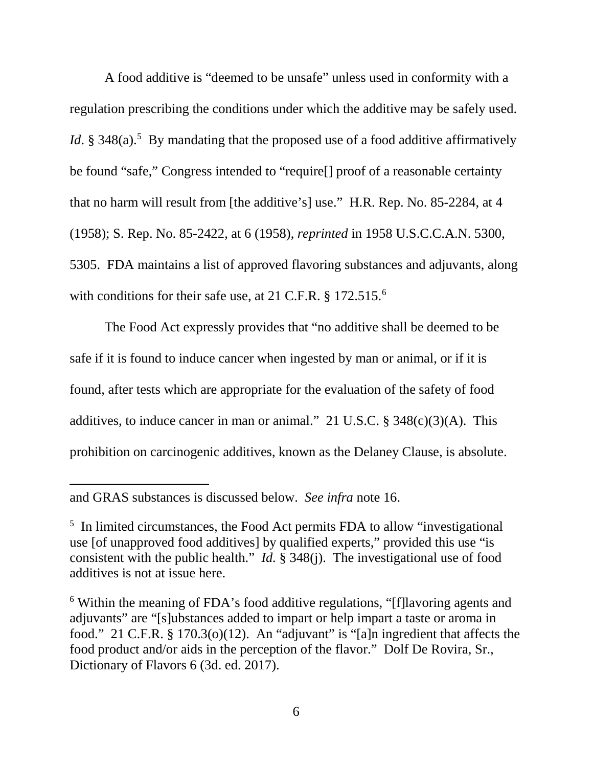A food additive is "deemed to be unsafe" unless used in conformity with a regulation prescribing the conditions under which the additive may be safely used. *Id*. § 348(a).[5] By mandating that the proposed use of a food additive affirmatively be found "safe," Congress intended to "require[] proof of a reasonable certainty that no harm will result from [the additive's] use." H.R. Rep. No. 85-2284, at 4 (1958); S. Rep. No. 85-2422, at 6 (1958), *reprinted* in 1958 U.S.C.C.A.N. 5300, 5305. FDA maintains a list of approved flavoring substances and adjuvants, along with conditions for their safe use, at 21 C.F.R. § 172.515.[6]

The Food Act expressly provides that "no additive shall be deemed to be safe if it is found to induce cancer when ingested by man or animal, or if it is found, after tests which are appropriate for the evaluation of the safety of food additives, to induce cancer in man or animal." 21 U.S.C. § 348(c)(3)(A). This prohibition on carcinogenic additives, known as the Delaney Clause, is absolute.

---

and GRAS substances is discussed below. *See infra* note 16.

[5] In limited circumstances, the Food Act permits FDA to allow "investigational use [of unapproved food additives] by qualified experts," provided this use "is consistent with the public health." *Id.* § 348(j). The investigational use of food additives is not at issue here.

[6] Within the meaning of FDA's food additive regulations, "[f]lavoring agents and adjuvants" are "[s]ubstances added to impart or help impart a taste or aroma in food." 21 C.F.R. § 170.3(o)(12). An "adjuvant" is "[a]n ingredient that affects the food product and/or aids in the perception of the flavor." Dolf De Rovira, Sr., Dictionary of Flavors 6 (3d. ed. 2017).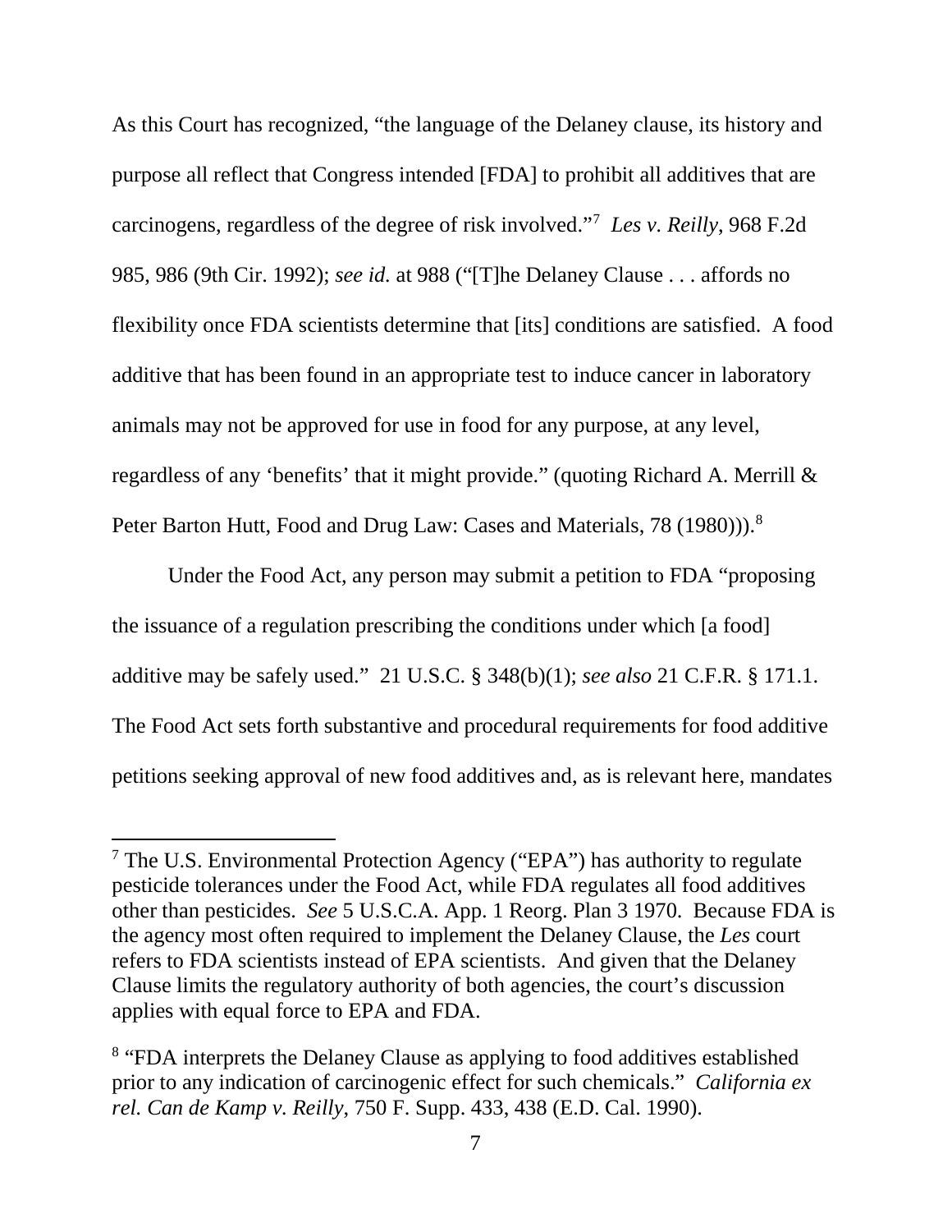As this Court has recognized, "the language of the Delaney clause, its history and purpose all reflect that Congress intended [FDA] to prohibit all additives that are carcinogens, regardless of the degree of risk involved."[7] *Les v. Reilly*, 968 F.2d 985, 986 (9th Cir. 1992); *see id.* at 988 ("[T]he Delaney Clause . . . affords no flexibility once FDA scientists determine that [its] conditions are satisfied. A food additive that has been found in an appropriate test to induce cancer in laboratory animals may not be approved for use in food for any purpose, at any level, regardless of any 'benefits' that it might provide." (quoting Richard A. Merrill & Peter Barton Hutt, Food and Drug Law: Cases and Materials, 78 (1980))).[8]

Under the Food Act, any person may submit a petition to FDA "proposing the issuance of a regulation prescribing the conditions under which [a food] additive may be safely used." 21 U.S.C. § 348(b)(1); *see also* 21 C.F.R. § 171.1. The Food Act sets forth substantive and procedural requirements for food additive petitions seeking approval of new food additives and, as is relevant here, mandates

---

[7] The U.S. Environmental Protection Agency ("EPA") has authority to regulate pesticide tolerances under the Food Act, while FDA regulates all food additives other than pesticides. *See* 5 U.S.C.A. App. 1 Reorg. Plan 3 1970. Because FDA is the agency most often required to implement the Delaney Clause, the *Les* court refers to FDA scientists instead of EPA scientists. And given that the Delaney Clause limits the regulatory authority of both agencies, the court's discussion applies with equal force to EPA and FDA.

[8] "FDA interprets the Delaney Clause as applying to food additives established prior to any indication of carcinogenic effect for such chemicals." *California ex rel. Can de Kamp v. Reilly*, 750 F. Supp. 433, 438 (E.D. Cal. 1990).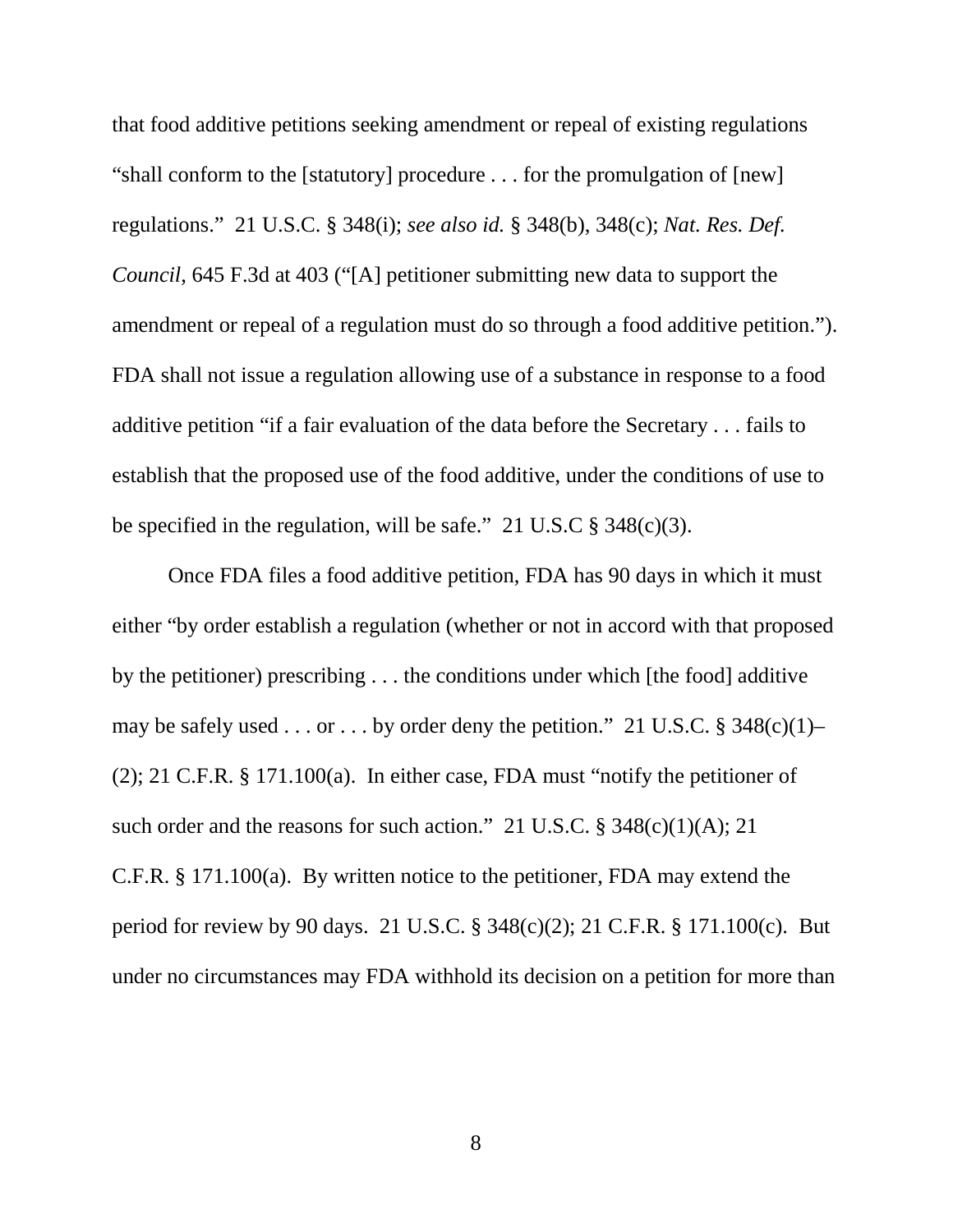that food additive petitions seeking amendment or repeal of existing regulations "shall conform to the [statutory] procedure . . . for the promulgation of [new] regulations." 21 U.S.C. § 348(i); *see also id.* § 348(b), 348(c); *Nat. Res. Def. Council*, 645 F.3d at 403 ("[A] petitioner submitting new data to support the amendment or repeal of a regulation must do so through a food additive petition."). FDA shall not issue a regulation allowing use of a substance in response to a food additive petition "if a fair evaluation of the data before the Secretary . . . fails to establish that the proposed use of the food additive, under the conditions of use to be specified in the regulation, will be safe." 21 U.S.C § 348(c)(3).

Once FDA files a food additive petition, FDA has 90 days in which it must either "by order establish a regulation (whether or not in accord with that proposed by the petitioner) prescribing . . . the conditions under which [the food] additive may be safely used . . . or . . . by order deny the petition." 21 U.S.C. § 348(c)(1)–(2); 21 C.F.R. § 171.100(a). In either case, FDA must "notify the petitioner of such order and the reasons for such action." 21 U.S.C. § 348(c)(1)(A); 21 C.F.R. § 171.100(a). By written notice to the petitioner, FDA may extend the period for review by 90 days. 21 U.S.C. § 348(c)(2); 21 C.F.R. § 171.100(c). But under no circumstances may FDA withhold its decision on a petition for more than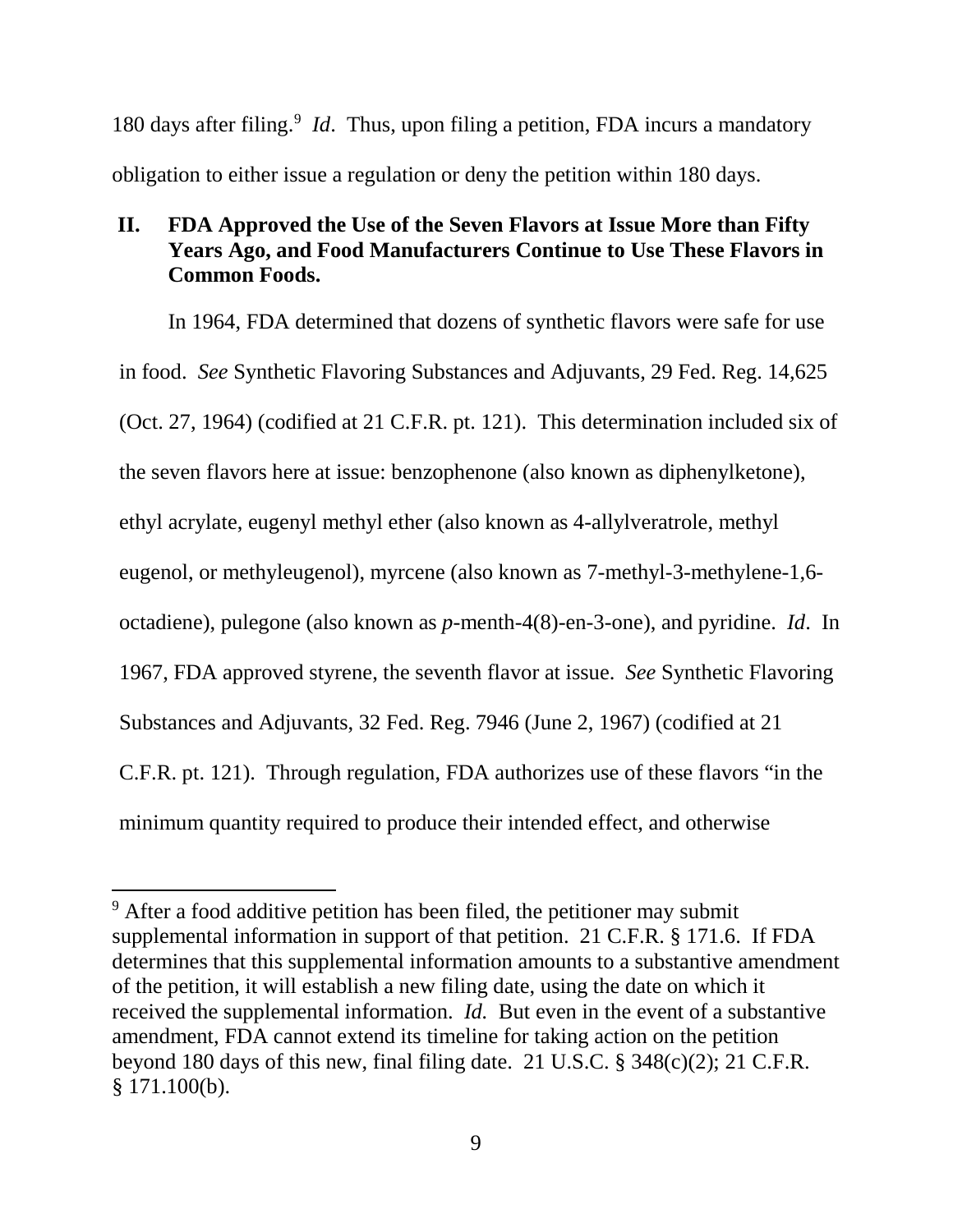180 days after filing.[9] *Id*. Thus, upon filing a petition, FDA incurs a mandatory obligation to either issue a regulation or deny the petition within 180 days.

## II. FDA Approved the Use of the Seven Flavors at Issue More than Fifty Years Ago, and Food Manufacturers Continue to Use These Flavors in Common Foods.

In 1964, FDA determined that dozens of synthetic flavors were safe for use in food. *See* Synthetic Flavoring Substances and Adjuvants, 29 Fed. Reg. 14,625 (Oct. 27, 1964) (codified at 21 C.F.R. pt. 121). This determination included six of the seven flavors here at issue: benzophenone (also known as diphenylketone), ethyl acrylate, eugenyl methyl ether (also known as 4-allylveratrole, methyl eugenol, or methyleugenol), myrcene (also known as 7-methyl-3-methylene-1,6-octadiene), pulegone (also known as *p*-menth-4(8)-en-3-one), and pyridine. *Id*. In 1967, FDA approved styrene, the seventh flavor at issue. *See* Synthetic Flavoring Substances and Adjuvants, 32 Fed. Reg. 7946 (June 2, 1967) (codified at 21 C.F.R. pt. 121). Through regulation, FDA authorizes use of these flavors "in the minimum quantity required to produce their intended effect, and otherwise

---

[9] After a food additive petition has been filed, the petitioner may submit supplemental information in support of that petition. 21 C.F.R. § 171.6. If FDA determines that this supplemental information amounts to a substantive amendment of the petition, it will establish a new filing date, using the date on which it received the supplemental information. *Id.* But even in the event of a substantive amendment, FDA cannot extend its timeline for taking action on the petition beyond 180 days of this new, final filing date. 21 U.S.C. § 348(c)(2); 21 C.F.R. § 171.100(b).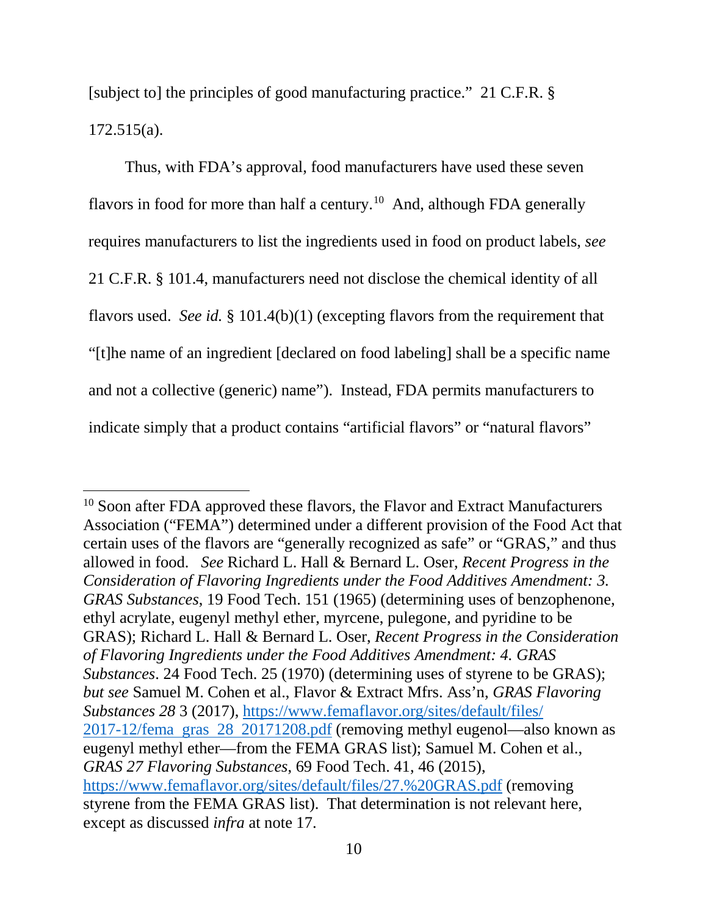[subject to] the principles of good manufacturing practice." 21 C.F.R. § 172.515(a).

Thus, with FDA's approval, food manufacturers have used these seven flavors in food for more than half a century.[10] And, although FDA generally requires manufacturers to list the ingredients used in food on product labels, *see* 21 C.F.R. § 101.4, manufacturers need not disclose the chemical identity of all flavors used. *See id.* § 101.4(b)(1) (excepting flavors from the requirement that "[t]he name of an ingredient [declared on food labeling] shall be a specific name and not a collective (generic) name"). Instead, FDA permits manufacturers to indicate simply that a product contains "artificial flavors" or "natural flavors"

---

[10] Soon after FDA approved these flavors, the Flavor and Extract Manufacturers Association ("FEMA") determined under a different provision of the Food Act that certain uses of the flavors are "generally recognized as safe" or "GRAS," and thus allowed in food. *See* Richard L. Hall & Bernard L. Oser, *Recent Progress in the Consideration of Flavoring Ingredients under the Food Additives Amendment: 3. GRAS Substances*, 19 Food Tech. 151 (1965) (determining uses of benzophenone, ethyl acrylate, eugenyl methyl ether, myrcene, pulegone, and pyridine to be GRAS); Richard L. Hall & Bernard L. Oser, *Recent Progress in the Consideration of Flavoring Ingredients under the Food Additives Amendment: 4. GRAS Substances*. 24 Food Tech. 25 (1970) (determining uses of styrene to be GRAS); *but see* Samuel M. Cohen et al., Flavor & Extract Mfrs. Ass'n, *GRAS Flavoring Substances 28* 3 (2017), https://www.femaflavor.org/sites/default/files/2017-12/fema_gras_28_20171208.pdf (removing methyl eugenol—also known as eugenyl methyl ether—from the FEMA GRAS list); Samuel M. Cohen et al., *GRAS 27 Flavoring Substances*, 69 Food Tech. 41, 46 (2015), https://www.femaflavor.org/sites/default/files/27.%20GRAS.pdf (removing styrene from the FEMA GRAS list). That determination is not relevant here, except as discussed *infra* at note 17.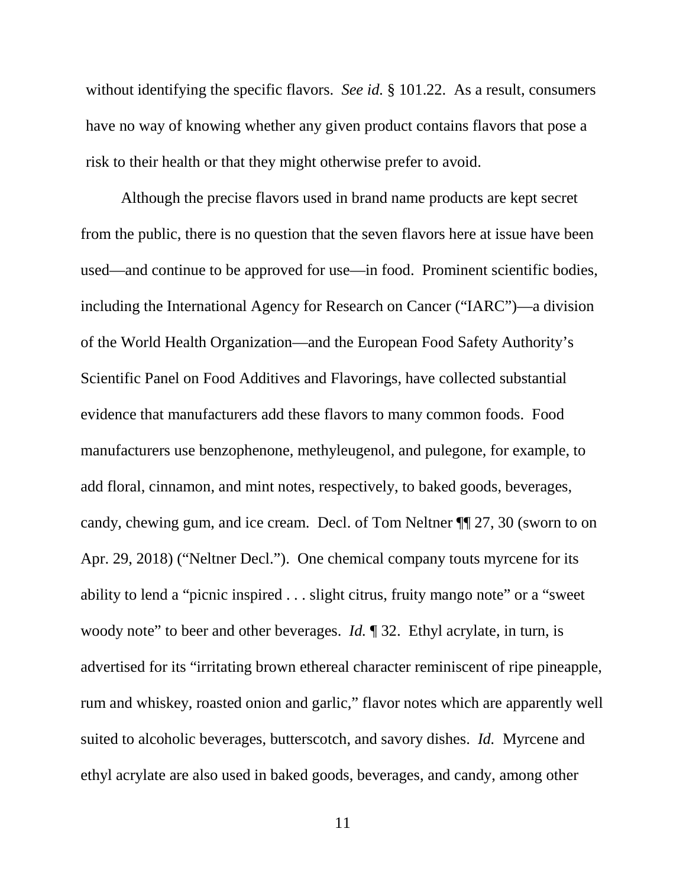without identifying the specific flavors. *See id.* § 101.22. As a result, consumers have no way of knowing whether any given product contains flavors that pose a risk to their health or that they might otherwise prefer to avoid.

Although the precise flavors used in brand name products are kept secret from the public, there is no question that the seven flavors here at issue have been used—and continue to be approved for use—in food. Prominent scientific bodies, including the International Agency for Research on Cancer ("IARC")—a division of the World Health Organization—and the European Food Safety Authority's Scientific Panel on Food Additives and Flavorings, have collected substantial evidence that manufacturers add these flavors to many common foods. Food manufacturers use benzophenone, methyleugenol, and pulegone, for example, to add floral, cinnamon, and mint notes, respectively, to baked goods, beverages, candy, chewing gum, and ice cream. Decl. of Tom Neltner ¶¶ 27, 30 (sworn to on Apr. 29, 2018) ("Neltner Decl."). One chemical company touts myrcene for its ability to lend a "picnic inspired . . . slight citrus, fruity mango note" or a "sweet woody note" to beer and other beverages. *Id.* ¶ 32. Ethyl acrylate, in turn, is advertised for its "irritating brown ethereal character reminiscent of ripe pineapple, rum and whiskey, roasted onion and garlic," flavor notes which are apparently well suited to alcoholic beverages, butterscotch, and savory dishes. *Id.* Myrcene and ethyl acrylate are also used in baked goods, beverages, and candy, among other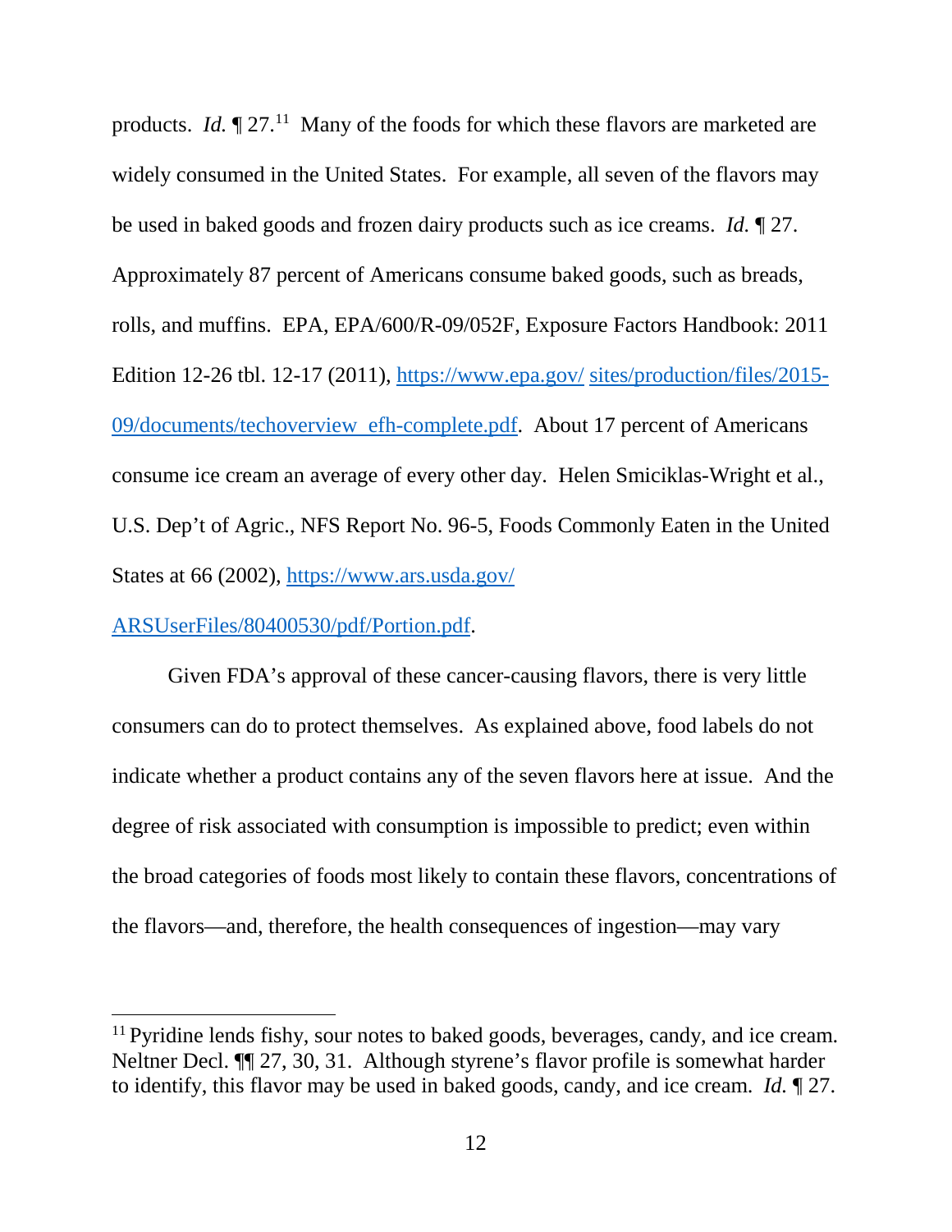products. *Id.* ¶ 27.[11] Many of the foods for which these flavors are marketed are widely consumed in the United States. For example, all seven of the flavors may be used in baked goods and frozen dairy products such as ice creams. *Id.* ¶ 27. Approximately 87 percent of Americans consume baked goods, such as breads, rolls, and muffins. EPA, EPA/600/R-09/052F, Exposure Factors Handbook: 2011 Edition 12-26 tbl. 12-17 (2011), https://www.epa.gov/ sites/production/files/2015-09/documents/techoverview_efh-complete.pdf. About 17 percent of Americans consume ice cream an average of every other day. Helen Smiciklas-Wright et al., U.S. Dep't of Agric., NFS Report No. 96-5, Foods Commonly Eaten in the United States at 66 (2002), https://www.ars.usda.gov/ ARSUserFiles/80400530/pdf/Portion.pdf.

Given FDA's approval of these cancer-causing flavors, there is very little consumers can do to protect themselves. As explained above, food labels do not indicate whether a product contains any of the seven flavors here at issue. And the degree of risk associated with consumption is impossible to predict; even within the broad categories of foods most likely to contain these flavors, concentrations of the flavors—and, therefore, the health consequences of ingestion—may vary

---

[11] Pyridine lends fishy, sour notes to baked goods, beverages, candy, and ice cream. Neltner Decl. ¶¶ 27, 30, 31. Although styrene's flavor profile is somewhat harder to identify, this flavor may be used in baked goods, candy, and ice cream. *Id.* ¶ 27.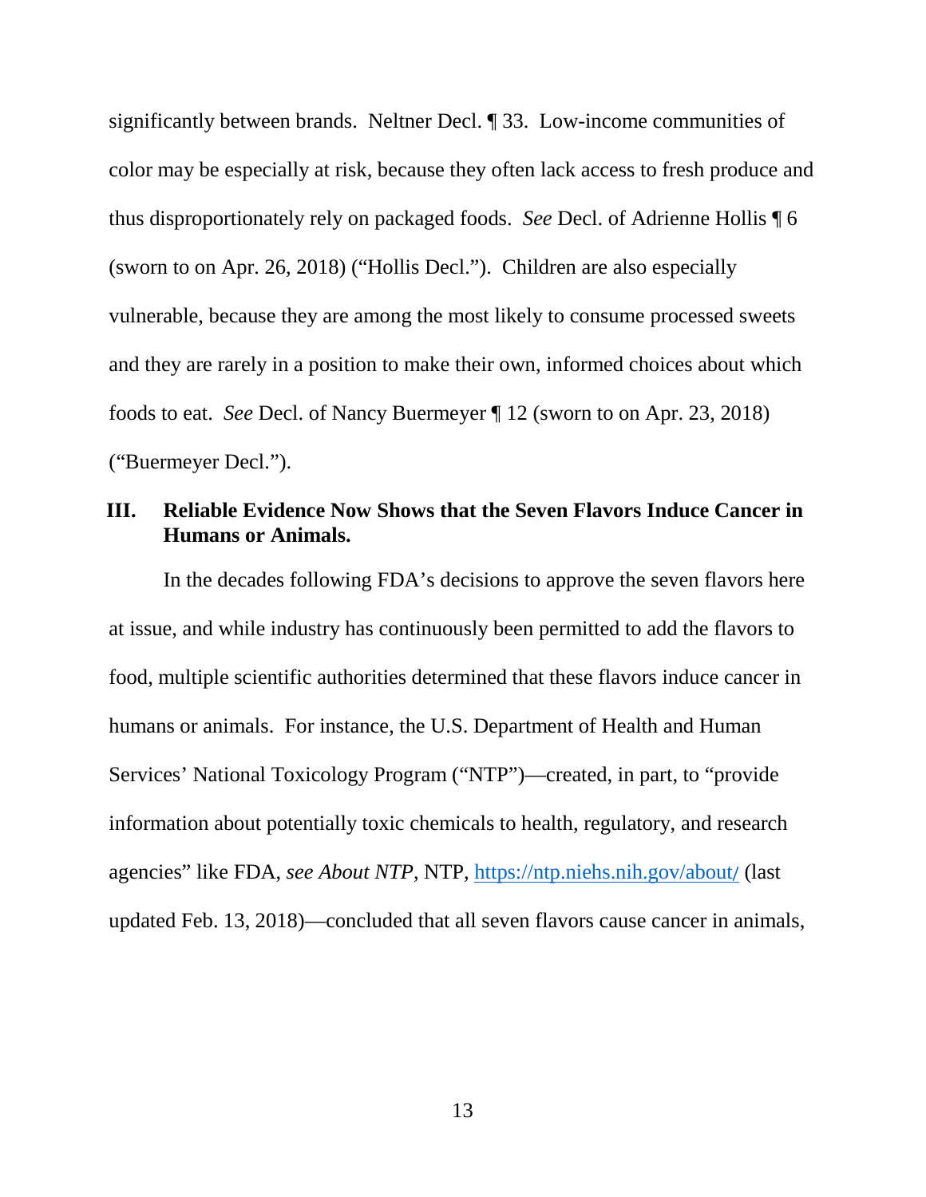significantly between brands. Neltner Decl. ¶ 33. Low-income communities of color may be especially at risk, because they often lack access to fresh produce and thus disproportionately rely on packaged foods. *See* Decl. of Adrienne Hollis ¶ 6 (sworn to on Apr. 26, 2018) ("Hollis Decl."). Children are also especially vulnerable, because they are among the most likely to consume processed sweets and they are rarely in a position to make their own, informed choices about which foods to eat. *See* Decl. of Nancy Buermeyer ¶ 12 (sworn to on Apr. 23, 2018) ("Buermeyer Decl.").

## III. Reliable Evidence Now Shows that the Seven Flavors Induce Cancer in Humans or Animals.

In the decades following FDA's decisions to approve the seven flavors here at issue, and while industry has continuously been permitted to add the flavors to food, multiple scientific authorities determined that these flavors induce cancer in humans or animals. For instance, the U.S. Department of Health and Human Services' National Toxicology Program ("NTP")—created, in part, to "provide information about potentially toxic chemicals to health, regulatory, and research agencies" like FDA, *see About NTP*, NTP, https://ntp.niehs.nih.gov/about/ (last updated Feb. 13, 2018)—concluded that all seven flavors cause cancer in animals,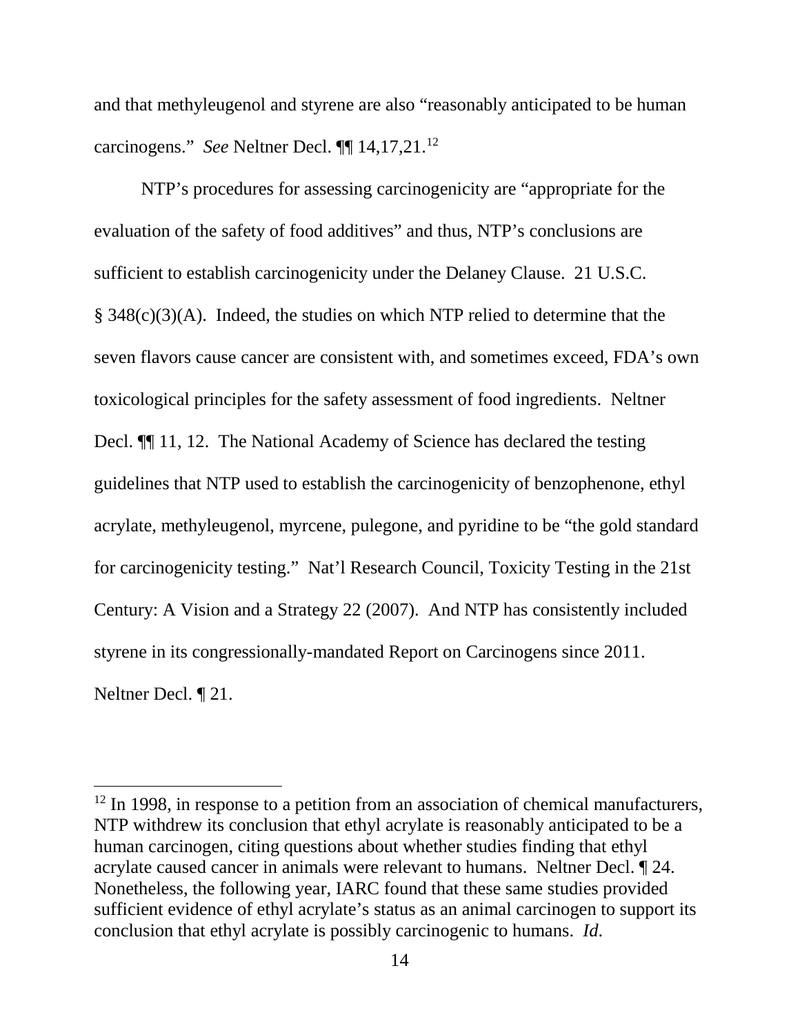and that methyleugenol and styrene are also "reasonably anticipated to be human carcinogens." *See* Neltner Decl. ¶¶ 14,17,21.[12]

NTP's procedures for assessing carcinogenicity are "appropriate for the evaluation of the safety of food additives" and thus, NTP's conclusions are sufficient to establish carcinogenicity under the Delaney Clause. 21 U.S.C. § 348(c)(3)(A). Indeed, the studies on which NTP relied to determine that the seven flavors cause cancer are consistent with, and sometimes exceed, FDA's own toxicological principles for the safety assessment of food ingredients. Neltner Decl. ¶¶ 11, 12. The National Academy of Science has declared the testing guidelines that NTP used to establish the carcinogenicity of benzophenone, ethyl acrylate, methyleugenol, myrcene, pulegone, and pyridine to be "the gold standard for carcinogenicity testing." Nat'l Research Council, Toxicity Testing in the 21st Century: A Vision and a Strategy 22 (2007). And NTP has consistently included styrene in its congressionally-mandated Report on Carcinogens since 2011. Neltner Decl. ¶ 21.

---

[12] In 1998, in response to a petition from an association of chemical manufacturers, NTP withdrew its conclusion that ethyl acrylate is reasonably anticipated to be a human carcinogen, citing questions about whether studies finding that ethyl acrylate caused cancer in animals were relevant to humans. Neltner Decl. ¶ 24. Nonetheless, the following year, IARC found that these same studies provided sufficient evidence of ethyl acrylate's status as an animal carcinogen to support its conclusion that ethyl acrylate is possibly carcinogenic to humans. *Id*.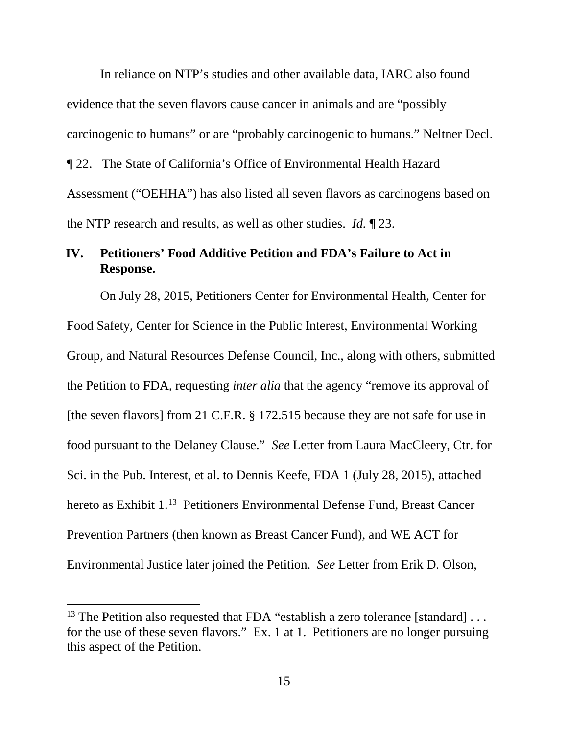In reliance on NTP's studies and other available data, IARC also found evidence that the seven flavors cause cancer in animals and are "possibly carcinogenic to humans" or are "probably carcinogenic to humans." Neltner Decl. ¶ 22. The State of California's Office of Environmental Health Hazard Assessment ("OEHHA") has also listed all seven flavors as carcinogens based on the NTP research and results, as well as other studies. *Id.* ¶ 23.

## IV. Petitioners' Food Additive Petition and FDA's Failure to Act in Response.

On July 28, 2015, Petitioners Center for Environmental Health, Center for Food Safety, Center for Science in the Public Interest, Environmental Working Group, and Natural Resources Defense Council, Inc., along with others, submitted the Petition to FDA, requesting *inter alia* that the agency "remove its approval of [the seven flavors] from 21 C.F.R. § 172.515 because they are not safe for use in food pursuant to the Delaney Clause." *See* Letter from Laura MacCleery, Ctr. for Sci. in the Pub. Interest, et al. to Dennis Keefe, FDA 1 (July 28, 2015), attached hereto as Exhibit 1.[13] Petitioners Environmental Defense Fund, Breast Cancer Prevention Partners (then known as Breast Cancer Fund), and WE ACT for Environmental Justice later joined the Petition. *See* Letter from Erik D. Olson,

---

[13] The Petition also requested that FDA "establish a zero tolerance [standard] . . . for the use of these seven flavors." Ex. 1 at 1. Petitioners are no longer pursuing this aspect of the Petition.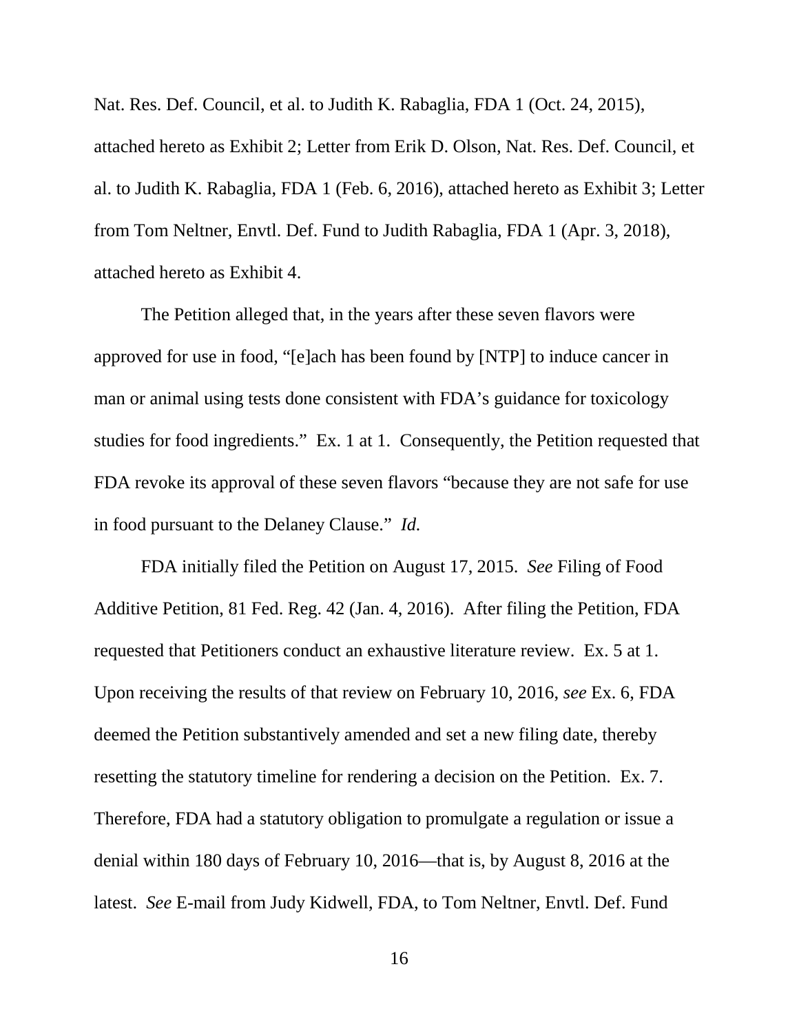Nat. Res. Def. Council, et al. to Judith K. Rabaglia, FDA 1 (Oct. 24, 2015), attached hereto as Exhibit 2; Letter from Erik D. Olson, Nat. Res. Def. Council, et al. to Judith K. Rabaglia, FDA 1 (Feb. 6, 2016), attached hereto as Exhibit 3; Letter from Tom Neltner, Envtl. Def. Fund to Judith Rabaglia, FDA 1 (Apr. 3, 2018), attached hereto as Exhibit 4.

The Petition alleged that, in the years after these seven flavors were approved for use in food, "[e]ach has been found by [NTP] to induce cancer in man or animal using tests done consistent with FDA's guidance for toxicology studies for food ingredients." Ex. 1 at 1. Consequently, the Petition requested that FDA revoke its approval of these seven flavors "because they are not safe for use in food pursuant to the Delaney Clause." *Id.*

FDA initially filed the Petition on August 17, 2015. *See* Filing of Food Additive Petition, 81 Fed. Reg. 42 (Jan. 4, 2016). After filing the Petition, FDA requested that Petitioners conduct an exhaustive literature review. Ex. 5 at 1. Upon receiving the results of that review on February 10, 2016, *see* Ex. 6, FDA deemed the Petition substantively amended and set a new filing date, thereby resetting the statutory timeline for rendering a decision on the Petition. Ex. 7. Therefore, FDA had a statutory obligation to promulgate a regulation or issue a denial within 180 days of February 10, 2016—that is, by August 8, 2016 at the latest. *See* E-mail from Judy Kidwell, FDA, to Tom Neltner, Envtl. Def. Fund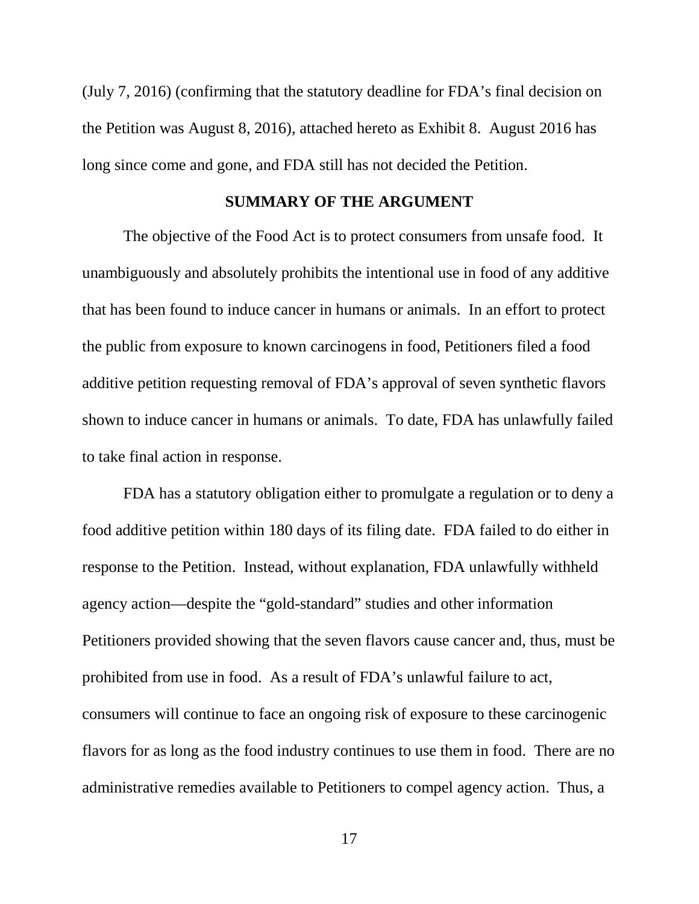(July 7, 2016) (confirming that the statutory deadline for FDA's final decision on the Petition was August 8, 2016), attached hereto as Exhibit 8. August 2016 has long since come and gone, and FDA still has not decided the Petition.

## SUMMARY OF THE ARGUMENT

The objective of the Food Act is to protect consumers from unsafe food. It unambiguously and absolutely prohibits the intentional use in food of any additive that has been found to induce cancer in humans or animals. In an effort to protect the public from exposure to known carcinogens in food, Petitioners filed a food additive petition requesting removal of FDA's approval of seven synthetic flavors shown to induce cancer in humans or animals. To date, FDA has unlawfully failed to take final action in response.

FDA has a statutory obligation either to promulgate a regulation or to deny a food additive petition within 180 days of its filing date. FDA failed to do either in response to the Petition. Instead, without explanation, FDA unlawfully withheld agency action—despite the "gold-standard" studies and other information Petitioners provided showing that the seven flavors cause cancer and, thus, must be prohibited from use in food. As a result of FDA's unlawful failure to act, consumers will continue to face an ongoing risk of exposure to these carcinogenic flavors for as long as the food industry continues to use them in food. There are no administrative remedies available to Petitioners to compel agency action. Thus, a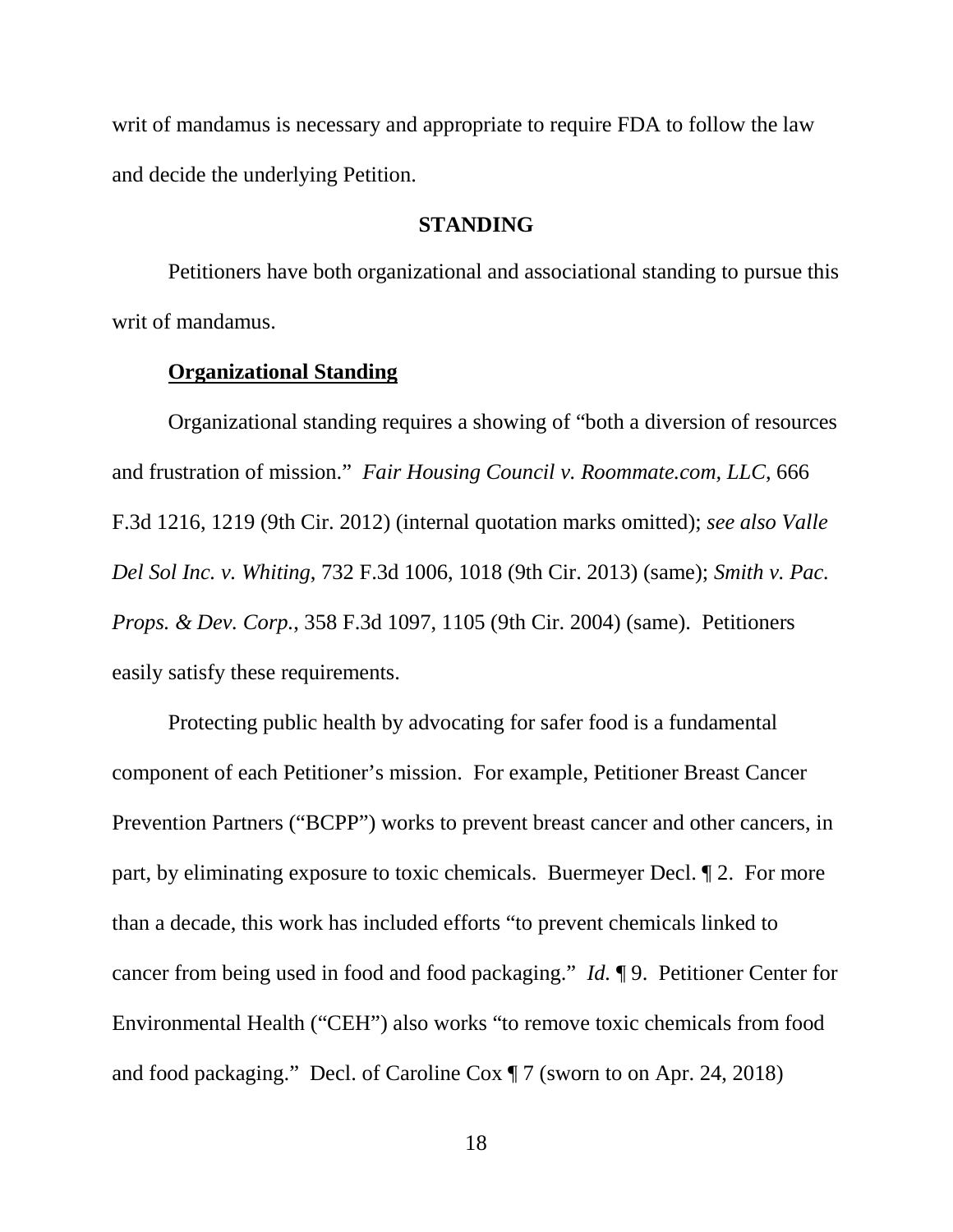writ of mandamus is necessary and appropriate to require FDA to follow the law and decide the underlying Petition.

## STANDING

Petitioners have both organizational and associational standing to pursue this writ of mandamus.

### Organizational Standing

Organizational standing requires a showing of "both a diversion of resources and frustration of mission." *Fair Housing Council v. Roommate.com, LLC*, 666 F.3d 1216, 1219 (9th Cir. 2012) (internal quotation marks omitted); *see also Valle Del Sol Inc. v. Whiting*, 732 F.3d 1006, 1018 (9th Cir. 2013) (same); *Smith v. Pac. Props. & Dev. Corp.*, 358 F.3d 1097, 1105 (9th Cir. 2004) (same). Petitioners easily satisfy these requirements.

Protecting public health by advocating for safer food is a fundamental component of each Petitioner's mission. For example, Petitioner Breast Cancer Prevention Partners ("BCPP") works to prevent breast cancer and other cancers, in part, by eliminating exposure to toxic chemicals. Buermeyer Decl. ¶ 2. For more than a decade, this work has included efforts "to prevent chemicals linked to cancer from being used in food and food packaging." *Id.* ¶ 9. Petitioner Center for Environmental Health ("CEH") also works "to remove toxic chemicals from food and food packaging." Decl. of Caroline Cox ¶ 7 (sworn to on Apr. 24, 2018)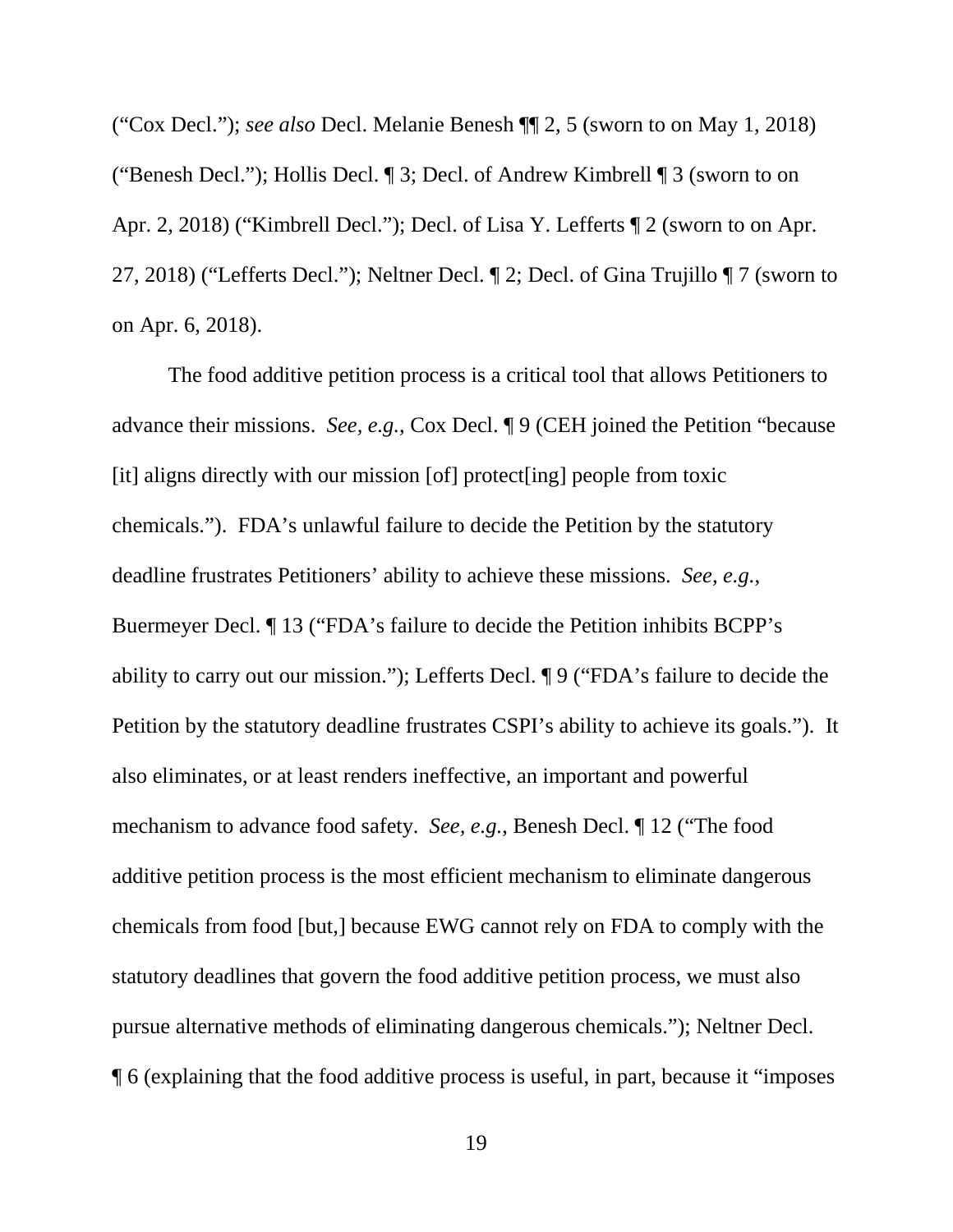("Cox Decl."); *see also* Decl. Melanie Benesh ¶¶ 2, 5 (sworn to on May 1, 2018) ("Benesh Decl."); Hollis Decl. ¶ 3; Decl. of Andrew Kimbrell ¶ 3 (sworn to on Apr. 2, 2018) ("Kimbrell Decl."); Decl. of Lisa Y. Lefferts ¶ 2 (sworn to on Apr. 27, 2018) ("Lefferts Decl."); Neltner Decl. ¶ 2; Decl. of Gina Trujillo ¶ 7 (sworn to on Apr. 6, 2018).

The food additive petition process is a critical tool that allows Petitioners to advance their missions. *See, e.g.*, Cox Decl. ¶ 9 (CEH joined the Petition "because [it] aligns directly with our mission [of] protect[ing] people from toxic chemicals."). FDA's unlawful failure to decide the Petition by the statutory deadline frustrates Petitioners' ability to achieve these missions. *See, e.g.*, Buermeyer Decl. ¶ 13 ("FDA's failure to decide the Petition inhibits BCPP's ability to carry out our mission."); Lefferts Decl. ¶ 9 ("FDA's failure to decide the Petition by the statutory deadline frustrates CSPI's ability to achieve its goals."). It also eliminates, or at least renders ineffective, an important and powerful mechanism to advance food safety. *See, e.g.*, Benesh Decl. ¶ 12 ("The food additive petition process is the most efficient mechanism to eliminate dangerous chemicals from food [but,] because EWG cannot rely on FDA to comply with the statutory deadlines that govern the food additive petition process, we must also pursue alternative methods of eliminating dangerous chemicals."); Neltner Decl. ¶ 6 (explaining that the food additive process is useful, in part, because it "imposes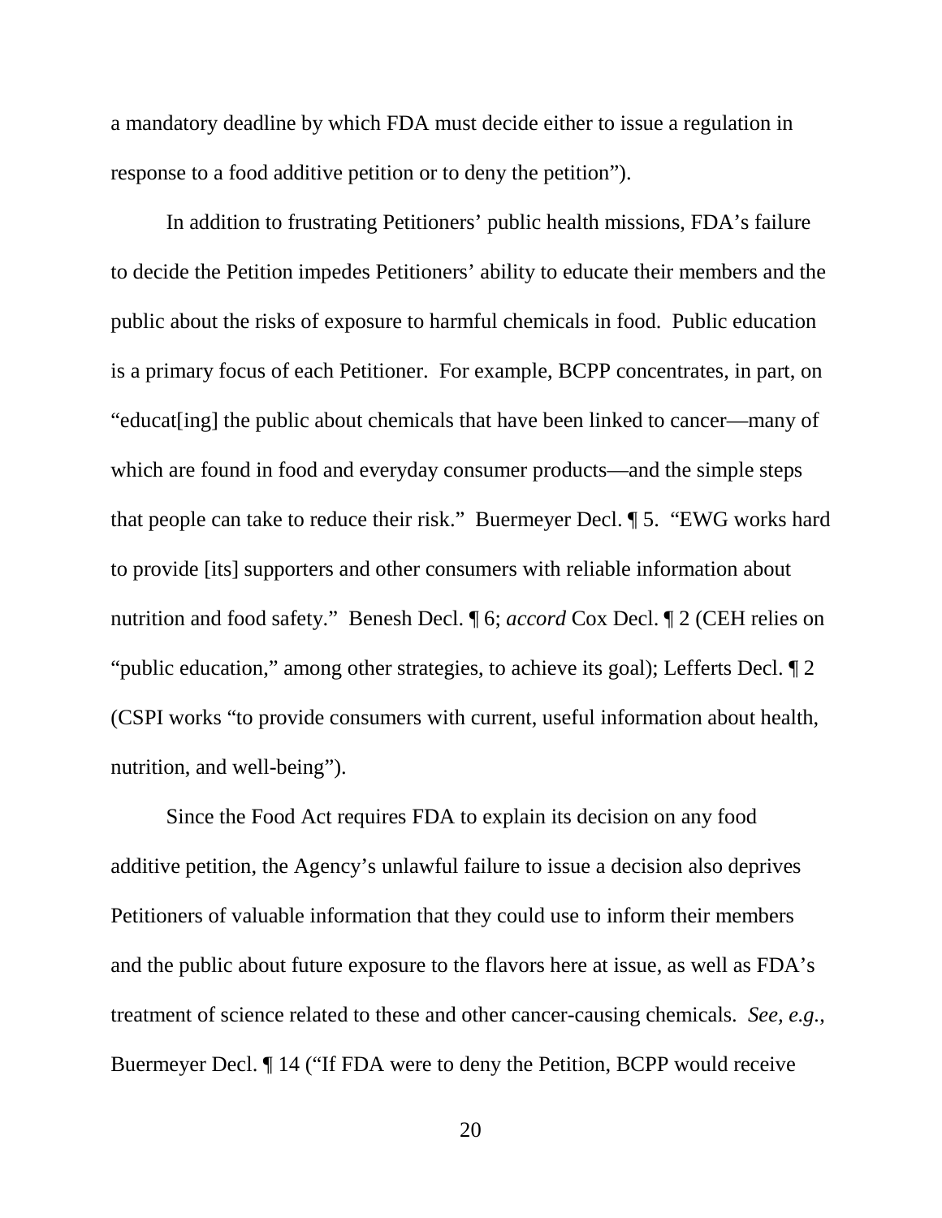a mandatory deadline by which FDA must decide either to issue a regulation in response to a food additive petition or to deny the petition").

In addition to frustrating Petitioners' public health missions, FDA's failure to decide the Petition impedes Petitioners' ability to educate their members and the public about the risks of exposure to harmful chemicals in food. Public education is a primary focus of each Petitioner. For example, BCPP concentrates, in part, on "educat[ing] the public about chemicals that have been linked to cancer—many of which are found in food and everyday consumer products—and the simple steps that people can take to reduce their risk." Buermeyer Decl. ¶ 5. "EWG works hard to provide [its] supporters and other consumers with reliable information about nutrition and food safety." Benesh Decl. ¶ 6; *accord* Cox Decl. ¶ 2 (CEH relies on "public education," among other strategies, to achieve its goal); Lefferts Decl. ¶ 2 (CSPI works "to provide consumers with current, useful information about health, nutrition, and well-being").

Since the Food Act requires FDA to explain its decision on any food additive petition, the Agency's unlawful failure to issue a decision also deprives Petitioners of valuable information that they could use to inform their members and the public about future exposure to the flavors here at issue, as well as FDA's treatment of science related to these and other cancer-causing chemicals. *See, e.g.*, Buermeyer Decl. ¶ 14 ("If FDA were to deny the Petition, BCPP would receive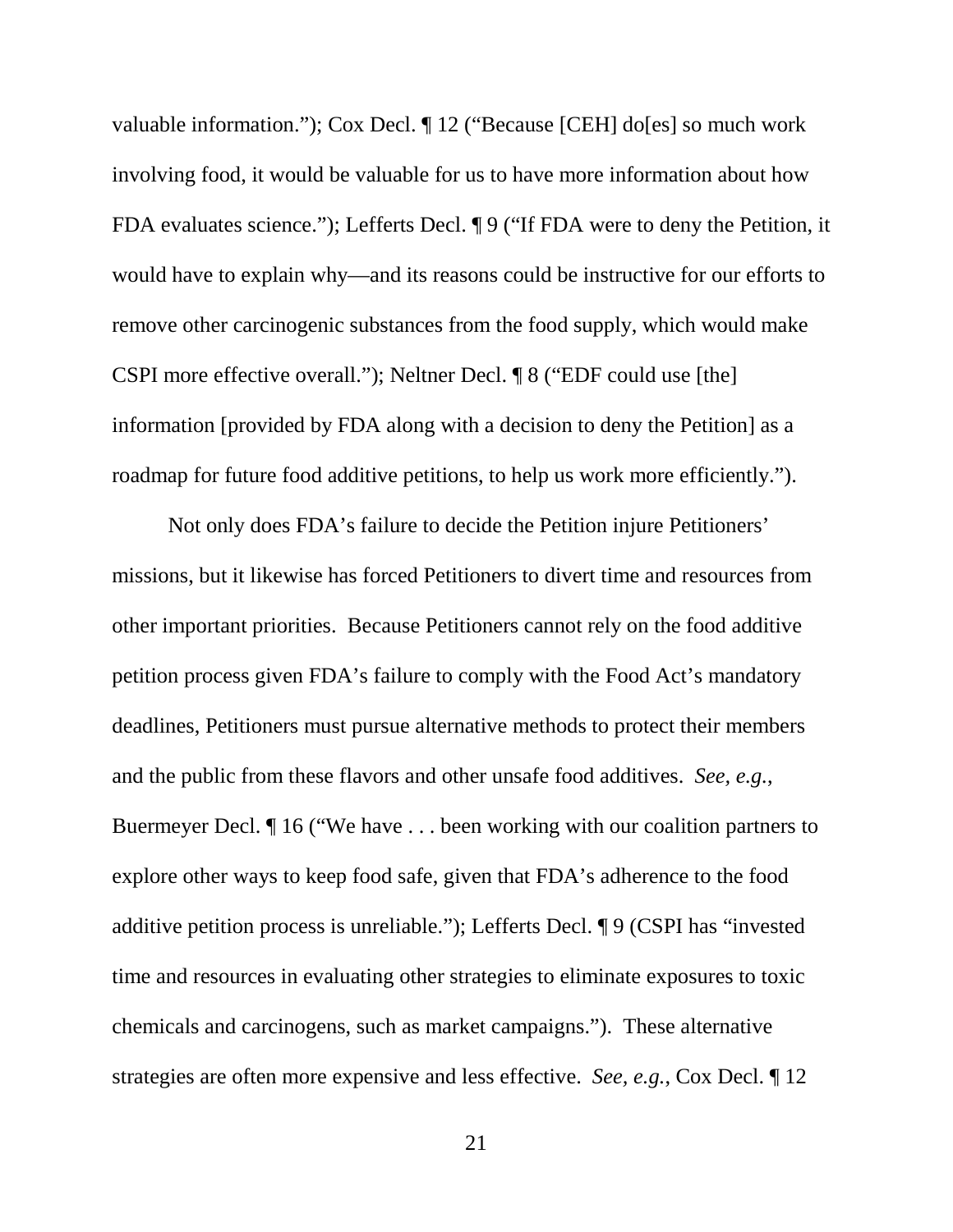valuable information."); Cox Decl. ¶ 12 ("Because [CEH] do[es] so much work involving food, it would be valuable for us to have more information about how FDA evaluates science."); Lefferts Decl. ¶ 9 ("If FDA were to deny the Petition, it would have to explain why—and its reasons could be instructive for our efforts to remove other carcinogenic substances from the food supply, which would make CSPI more effective overall."); Neltner Decl. ¶ 8 ("EDF could use [the] information [provided by FDA along with a decision to deny the Petition] as a roadmap for future food additive petitions, to help us work more efficiently.").

Not only does FDA's failure to decide the Petition injure Petitioners' missions, but it likewise has forced Petitioners to divert time and resources from other important priorities. Because Petitioners cannot rely on the food additive petition process given FDA's failure to comply with the Food Act's mandatory deadlines, Petitioners must pursue alternative methods to protect their members and the public from these flavors and other unsafe food additives. *See, e.g.*, Buermeyer Decl. ¶ 16 ("We have . . . been working with our coalition partners to explore other ways to keep food safe, given that FDA's adherence to the food additive petition process is unreliable."); Lefferts Decl. ¶ 9 (CSPI has "invested time and resources in evaluating other strategies to eliminate exposures to toxic chemicals and carcinogens, such as market campaigns."). These alternative strategies are often more expensive and less effective. *See, e.g.*, Cox Decl. ¶ 12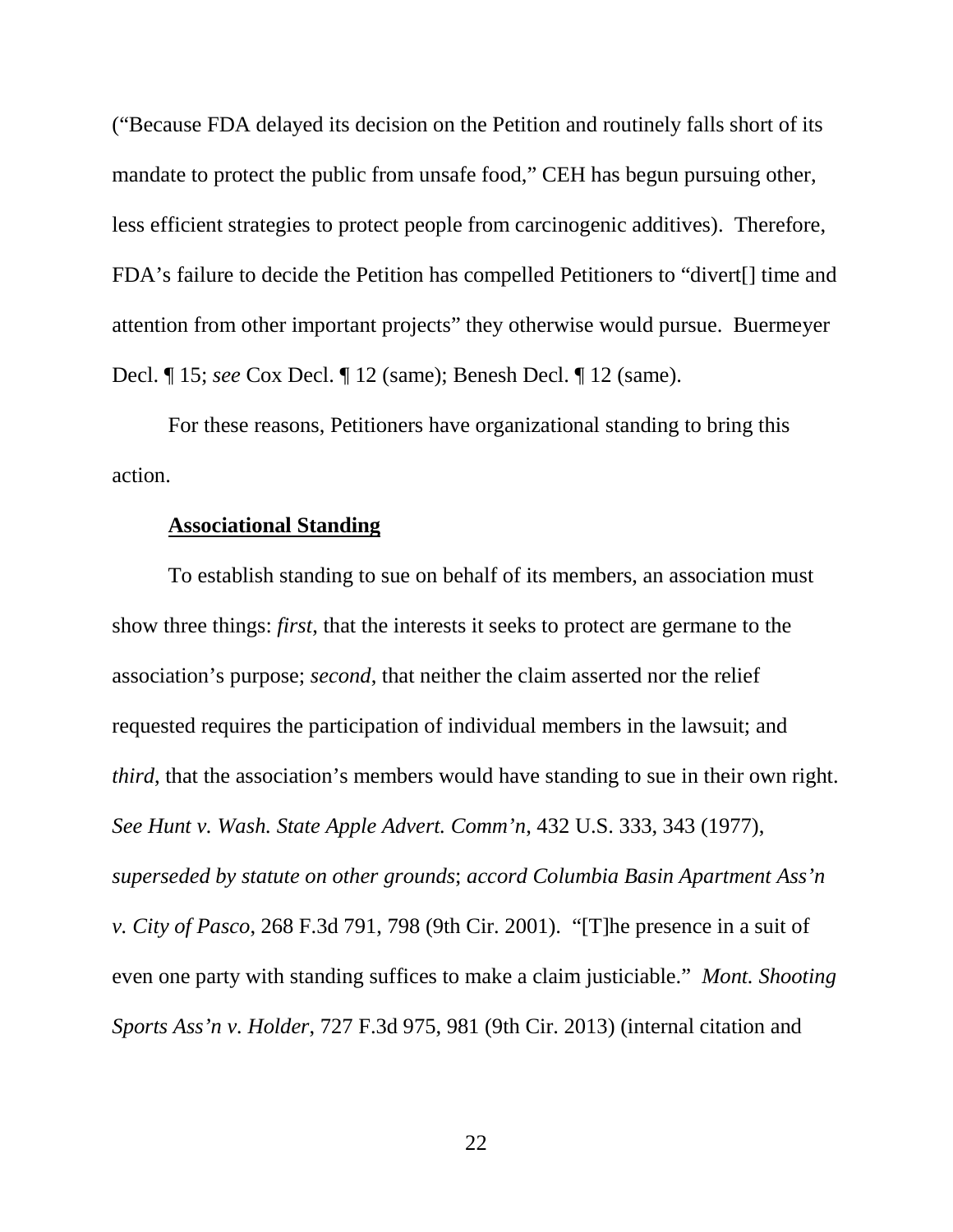(“Because FDA delayed its decision on the Petition and routinely falls short of its mandate to protect the public from unsafe food,” CEH has begun pursuing other, less efficient strategies to protect people from carcinogenic additives). Therefore, FDA’s failure to decide the Petition has compelled Petitioners to “divert[] time and attention from other important projects” they otherwise would pursue. Buermeyer Decl. ¶ 15; *see* Cox Decl. ¶ 12 (same); Benesh Decl. ¶ 12 (same).

For these reasons, Petitioners have organizational standing to bring this action.

**Associational Standing**

To establish standing to sue on behalf of its members, an association must show three things: *first*, that the interests it seeks to protect are germane to the association’s purpose; *second*, that neither the claim asserted nor the relief requested requires the participation of individual members in the lawsuit; and *third*, that the association’s members would have standing to sue in their own right. *See Hunt v. Wash. State Apple Advert. Comm’n*, 432 U.S. 333, 343 (1977), *superseded by statute on other grounds*; *accord Columbia Basin Apartment Ass’n v. City of Pasco*, 268 F.3d 791, 798 (9th Cir. 2001). “[T]he presence in a suit of even one party with standing suffices to make a claim justiciable.” *Mont. Shooting Sports Ass’n v. Holder*, 727 F.3d 975, 981 (9th Cir. 2013) (internal citation and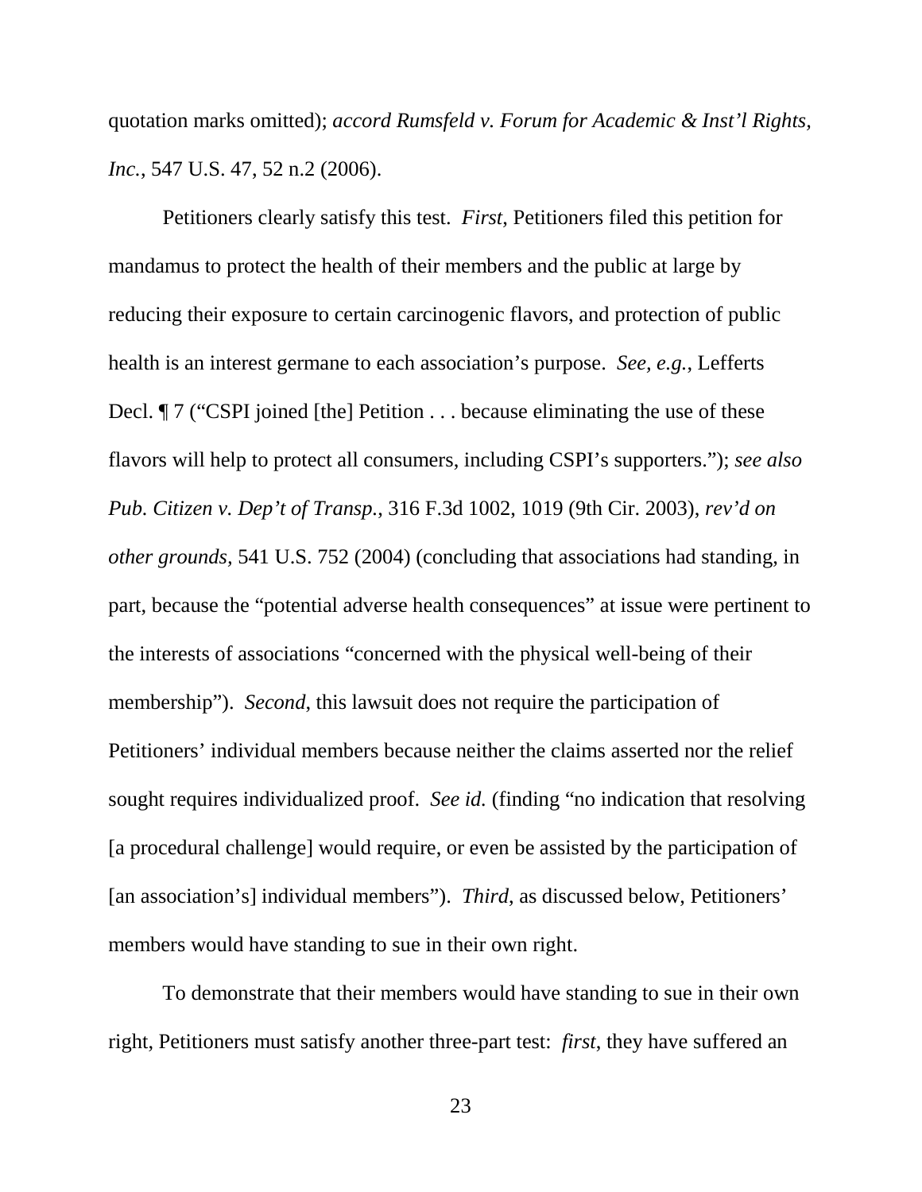quotation marks omitted); *accord Rumsfeld v. Forum for Academic & Inst'l Rights, Inc.*, 547 U.S. 47, 52 n.2 (2006).

Petitioners clearly satisfy this test. *First*, Petitioners filed this petition for mandamus to protect the health of their members and the public at large by reducing their exposure to certain carcinogenic flavors, and protection of public health is an interest germane to each association's purpose. *See, e.g.*, Lefferts Decl. ¶ 7 ("CSPI joined [the] Petition . . . because eliminating the use of these flavors will help to protect all consumers, including CSPI's supporters."); *see also Pub. Citizen v. Dep't of Transp.*, 316 F.3d 1002, 1019 (9th Cir. 2003), *rev'd on other grounds*, 541 U.S. 752 (2004) (concluding that associations had standing, in part, because the "potential adverse health consequences" at issue were pertinent to the interests of associations "concerned with the physical well-being of their membership"). *Second*, this lawsuit does not require the participation of Petitioners' individual members because neither the claims asserted nor the relief sought requires individualized proof. *See id.* (finding "no indication that resolving [a procedural challenge] would require, or even be assisted by the participation of [an association's] individual members"). *Third*, as discussed below, Petitioners' members would have standing to sue in their own right.

To demonstrate that their members would have standing to sue in their own right, Petitioners must satisfy another three-part test: *first*, they have suffered an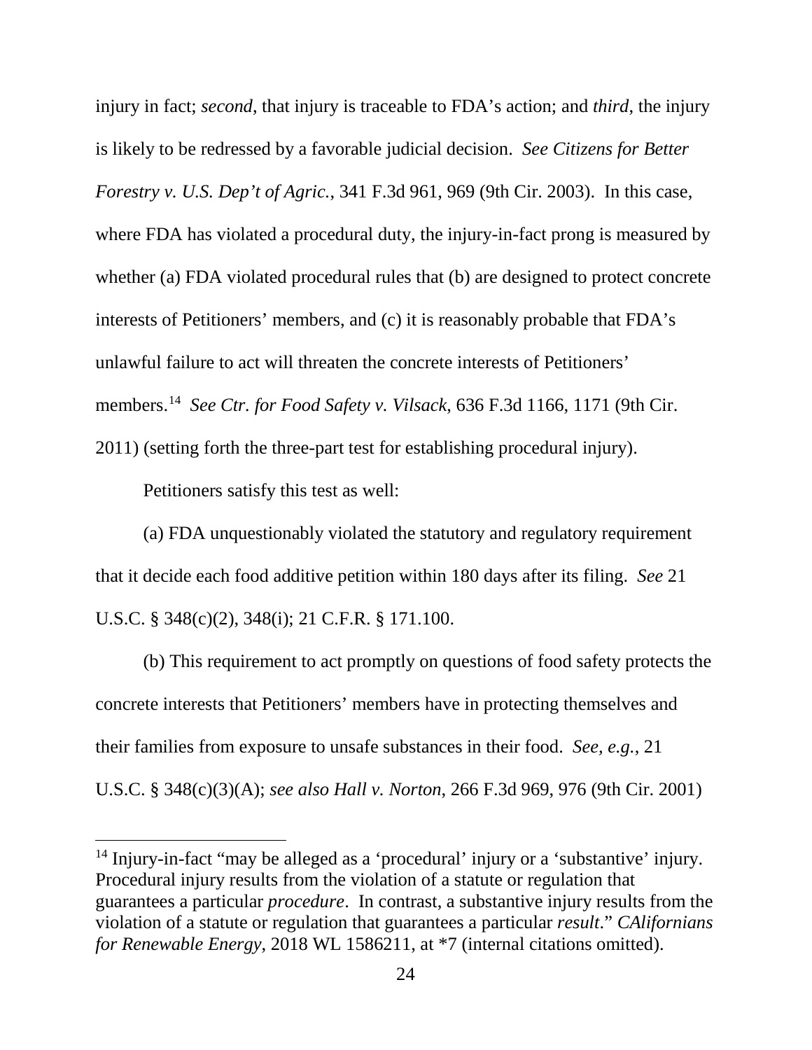injury in fact; *second*, that injury is traceable to FDA's action; and *third*, the injury is likely to be redressed by a favorable judicial decision. *See Citizens for Better Forestry v. U.S. Dep't of Agric.*, 341 F.3d 961, 969 (9th Cir. 2003). In this case, where FDA has violated a procedural duty, the injury-in-fact prong is measured by whether (a) FDA violated procedural rules that (b) are designed to protect concrete interests of Petitioners' members, and (c) it is reasonably probable that FDA's unlawful failure to act will threaten the concrete interests of Petitioners' members.[14] *See Ctr. for Food Safety v. Vilsack*, 636 F.3d 1166, 1171 (9th Cir. 2011) (setting forth the three-part test for establishing procedural injury).

Petitioners satisfy this test as well:

(a) FDA unquestionably violated the statutory and regulatory requirement that it decide each food additive petition within 180 days after its filing. *See* 21 U.S.C. § 348(c)(2), 348(i); 21 C.F.R. § 171.100.

(b) This requirement to act promptly on questions of food safety protects the concrete interests that Petitioners' members have in protecting themselves and their families from exposure to unsafe substances in their food. *See, e.g.*, 21 U.S.C. § 348(c)(3)(A); *see also Hall v. Norton*, 266 F.3d 969, 976 (9th Cir. 2001)

---

[14] Injury-in-fact "may be alleged as a 'procedural' injury or a 'substantive' injury. Procedural injury results from the violation of a statute or regulation that guarantees a particular *procedure*. In contrast, a substantive injury results from the violation of a statute or regulation that guarantees a particular *result*." *CAlifornians for Renewable Energy*, 2018 WL 1586211, at *7 (internal citations omitted).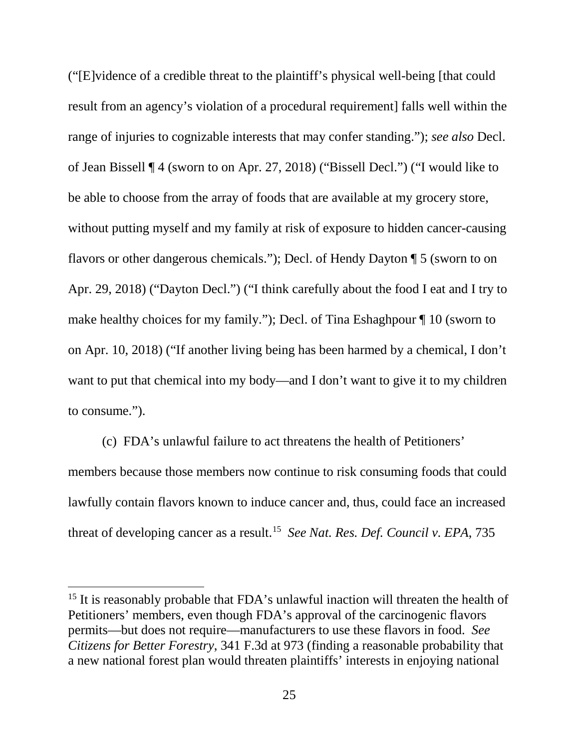("[E]vidence of a credible threat to the plaintiff's physical well-being [that could result from an agency's violation of a procedural requirement] falls well within the range of injuries to cognizable interests that may confer standing."); *see also* Decl. of Jean Bissell ¶ 4 (sworn to on Apr. 27, 2018) ("Bissell Decl.") ("I would like to be able to choose from the array of foods that are available at my grocery store, without putting myself and my family at risk of exposure to hidden cancer-causing flavors or other dangerous chemicals."); Decl. of Hendy Dayton ¶ 5 (sworn to on Apr. 29, 2018) ("Dayton Decl.") ("I think carefully about the food I eat and I try to make healthy choices for my family."); Decl. of Tina Eshaghpour ¶ 10 (sworn to on Apr. 10, 2018) ("If another living being has been harmed by a chemical, I don't want to put that chemical into my body—and I don't want to give it to my children to consume.").

(c) FDA's unlawful failure to act threatens the health of Petitioners' members because those members now continue to risk consuming foods that could lawfully contain flavors known to induce cancer and, thus, could face an increased threat of developing cancer as a result.[15] *See Nat. Res. Def. Council v. EPA*, 735

---

[15] It is reasonably probable that FDA's unlawful inaction will threaten the health of Petitioners' members, even though FDA's approval of the carcinogenic flavors permits—but does not require—manufacturers to use these flavors in food. *See Citizens for Better Forestry*, 341 F.3d at 973 (finding a reasonable probability that a new national forest plan would threaten plaintiffs' interests in enjoying national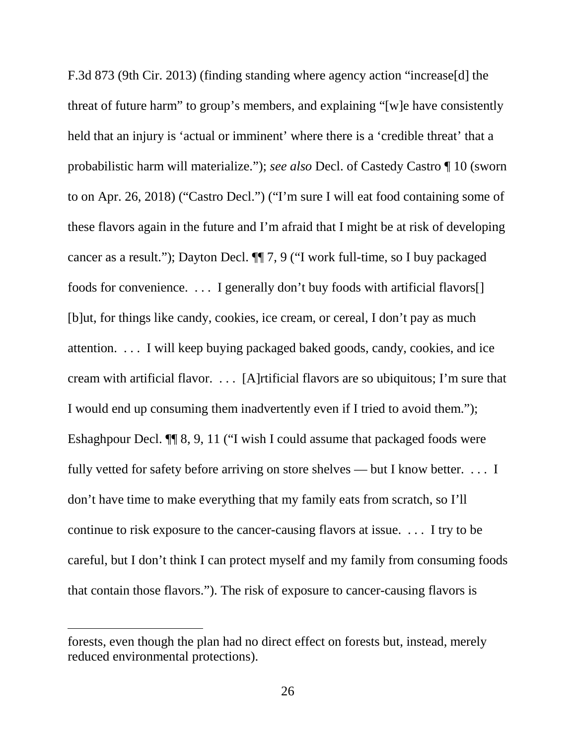F.3d 873 (9th Cir. 2013) (finding standing where agency action "increase[d] the threat of future harm" to group's members, and explaining "[w]e have consistently held that an injury is 'actual or imminent' where there is a 'credible threat' that a probabilistic harm will materialize."); *see also* Decl. of Castedy Castro ¶ 10 (sworn to on Apr. 26, 2018) ("Castro Decl.") ("I'm sure I will eat food containing some of these flavors again in the future and I'm afraid that I might be at risk of developing cancer as a result."); Dayton Decl. ¶¶ 7, 9 ("I work full-time, so I buy packaged foods for convenience. . . . I generally don't buy foods with artificial flavors[] [b]ut, for things like candy, cookies, ice cream, or cereal, I don't pay as much attention. . . . I will keep buying packaged baked goods, candy, cookies, and ice cream with artificial flavor. . . . [A]rtificial flavors are so ubiquitous; I'm sure that I would end up consuming them inadvertently even if I tried to avoid them."); Eshaghpour Decl. ¶¶ 8, 9, 11 ("I wish I could assume that packaged foods were fully vetted for safety before arriving on store shelves — but I know better. . . . I don't have time to make everything that my family eats from scratch, so I'll continue to risk exposure to the cancer-causing flavors at issue. . . . I try to be careful, but I don't think I can protect myself and my family from consuming foods that contain those flavors."). The risk of exposure to cancer-causing flavors is

---

forests, even though the plan had no direct effect on forests but, instead, merely reduced environmental protections).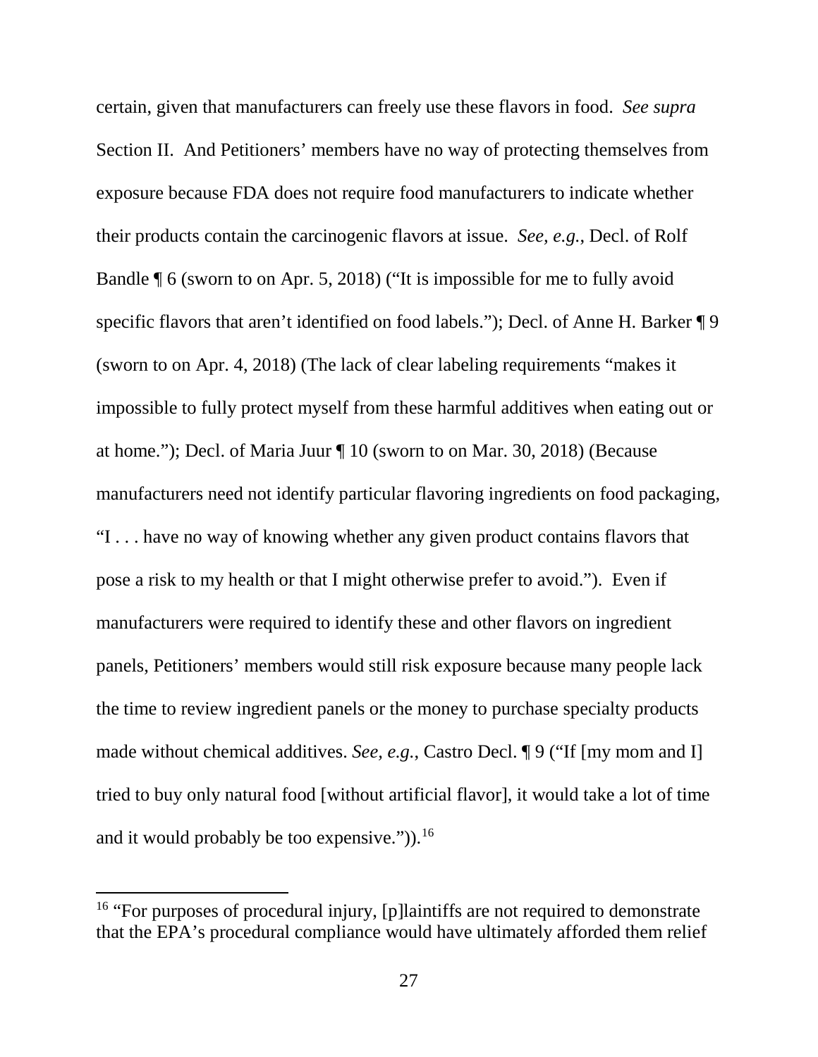certain, given that manufacturers can freely use these flavors in food. *See supra* Section II. And Petitioners' members have no way of protecting themselves from exposure because FDA does not require food manufacturers to indicate whether their products contain the carcinogenic flavors at issue. *See, e.g.*, Decl. of Rolf Bandle ¶ 6 (sworn to on Apr. 5, 2018) ("It is impossible for me to fully avoid specific flavors that aren't identified on food labels."); Decl. of Anne H. Barker ¶ 9 (sworn to on Apr. 4, 2018) (The lack of clear labeling requirements "makes it impossible to fully protect myself from these harmful additives when eating out or at home."); Decl. of Maria Juur ¶ 10 (sworn to on Mar. 30, 2018) (Because manufacturers need not identify particular flavoring ingredients on food packaging, "I . . . have no way of knowing whether any given product contains flavors that pose a risk to my health or that I might otherwise prefer to avoid."). Even if manufacturers were required to identify these and other flavors on ingredient panels, Petitioners' members would still risk exposure because many people lack the time to review ingredient panels or the money to purchase specialty products made without chemical additives. *See, e.g.*, Castro Decl. ¶ 9 ("If [my mom and I] tried to buy only natural food [without artificial flavor], it would take a lot of time and it would probably be too expensive.")).[16]

---

[16] "For purposes of procedural injury, [p]laintiffs are not required to demonstrate that the EPA's procedural compliance would have ultimately afforded them relief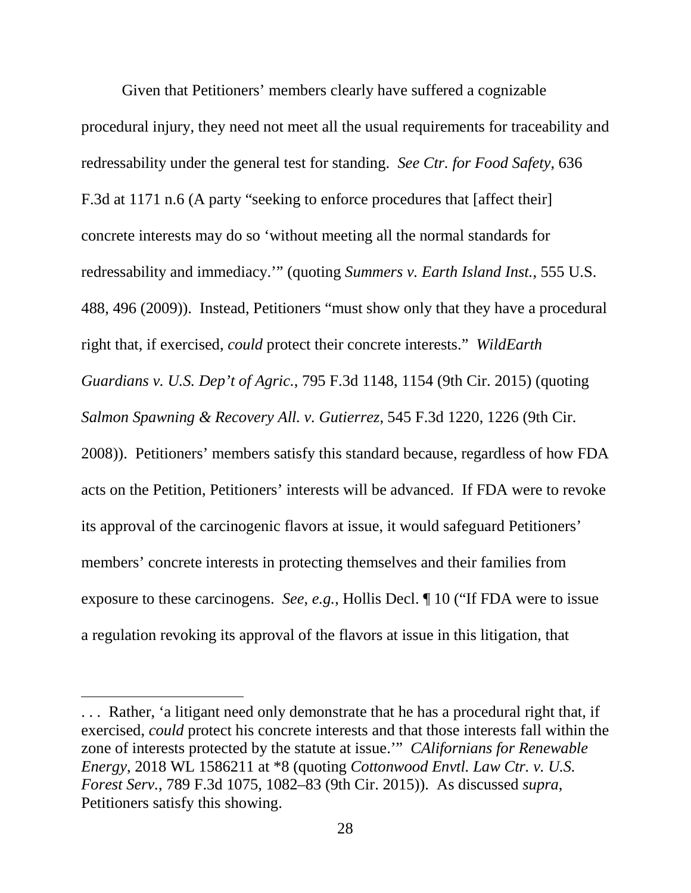Given that Petitioners' members clearly have suffered a cognizable procedural injury, they need not meet all the usual requirements for traceability and redressability under the general test for standing. *See Ctr. for Food Safety*, 636 F.3d at 1171 n.6 (A party "seeking to enforce procedures that [affect their] concrete interests may do so 'without meeting all the normal standards for redressability and immediacy.'" (quoting *Summers v. Earth Island Inst.*, 555 U.S. 488, 496 (2009)). Instead, Petitioners "must show only that they have a procedural right that, if exercised, *could* protect their concrete interests." *WildEarth Guardians v. U.S. Dep't of Agric.*, 795 F.3d 1148, 1154 (9th Cir. 2015) (quoting *Salmon Spawning & Recovery All. v. Gutierrez*, 545 F.3d 1220, 1226 (9th Cir. 2008)). Petitioners' members satisfy this standard because, regardless of how FDA acts on the Petition, Petitioners' interests will be advanced. If FDA were to revoke its approval of the carcinogenic flavors at issue, it would safeguard Petitioners' members' concrete interests in protecting themselves and their families from exposure to these carcinogens. *See, e.g.*, Hollis Decl. ¶ 10 ("If FDA were to issue a regulation revoking its approval of the flavors at issue in this litigation, that

---

. . . Rather, 'a litigant need only demonstrate that he has a procedural right that, if exercised, *could* protect his concrete interests and that those interests fall within the zone of interests protected by the statute at issue.'" *CAlifornians for Renewable Energy*, 2018 WL 1586211 at *8 (quoting *Cottonwood Envtl. Law Ctr. v. U.S. Forest Serv.*, 789 F.3d 1075, 1082–83 (9th Cir. 2015)). As discussed *supra*, Petitioners satisfy this showing.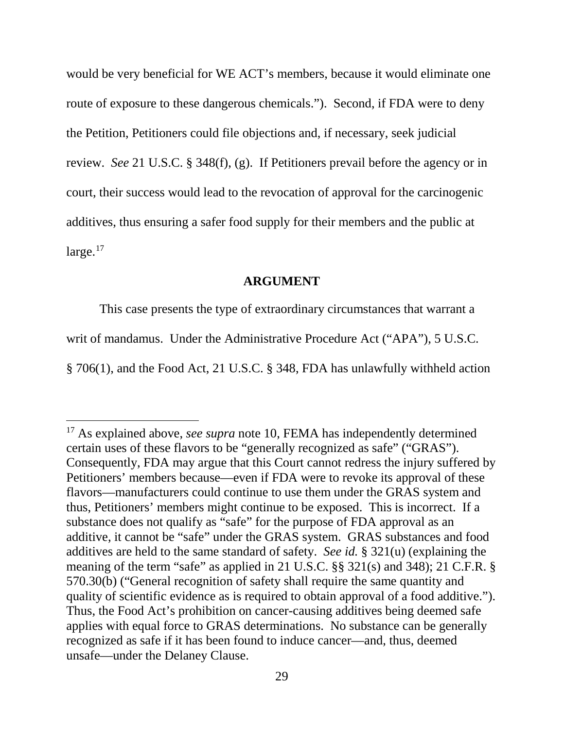would be very beneficial for WE ACT's members, because it would eliminate one route of exposure to these dangerous chemicals."). Second, if FDA were to deny the Petition, Petitioners could file objections and, if necessary, seek judicial review. *See* 21 U.S.C. § 348(f), (g). If Petitioners prevail before the agency or in court, their success would lead to the revocation of approval for the carcinogenic additives, thus ensuring a safer food supply for their members and the public at large.[17]

## ARGUMENT

This case presents the type of extraordinary circumstances that warrant a writ of mandamus. Under the Administrative Procedure Act ("APA"), 5 U.S.C. § 706(1), and the Food Act, 21 U.S.C. § 348, FDA has unlawfully withheld action

---

[17] As explained above, *see supra* note 10, FEMA has independently determined certain uses of these flavors to be "generally recognized as safe" ("GRAS"). Consequently, FDA may argue that this Court cannot redress the injury suffered by Petitioners' members because—even if FDA were to revoke its approval of these flavors—manufacturers could continue to use them under the GRAS system and thus, Petitioners' members might continue to be exposed. This is incorrect. If a substance does not qualify as "safe" for the purpose of FDA approval as an additive, it cannot be "safe" under the GRAS system. GRAS substances and food additives are held to the same standard of safety. *See id.* § 321(u) (explaining the meaning of the term "safe" as applied in 21 U.S.C. §§ 321(s) and 348); 21 C.F.R. § 570.30(b) ("General recognition of safety shall require the same quantity and quality of scientific evidence as is required to obtain approval of a food additive."). Thus, the Food Act's prohibition on cancer-causing additives being deemed safe applies with equal force to GRAS determinations. No substance can be generally recognized as safe if it has been found to induce cancer—and, thus, deemed unsafe—under the Delaney Clause.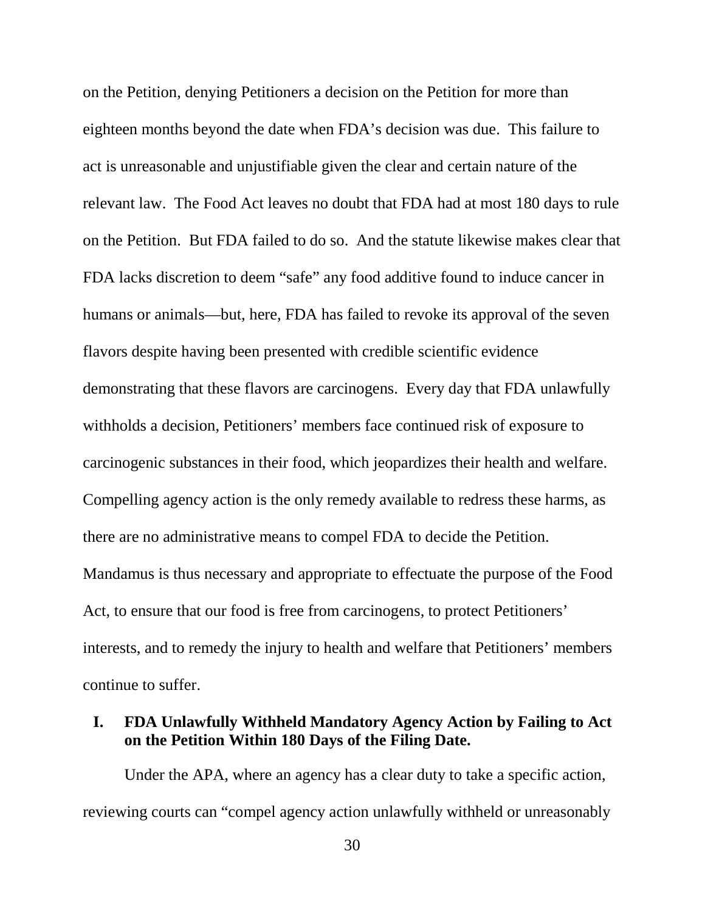on the Petition, denying Petitioners a decision on the Petition for more than eighteen months beyond the date when FDA's decision was due. This failure to act is unreasonable and unjustifiable given the clear and certain nature of the relevant law. The Food Act leaves no doubt that FDA had at most 180 days to rule on the Petition. But FDA failed to do so. And the statute likewise makes clear that FDA lacks discretion to deem "safe" any food additive found to induce cancer in humans or animals—but, here, FDA has failed to revoke its approval of the seven flavors despite having been presented with credible scientific evidence demonstrating that these flavors are carcinogens. Every day that FDA unlawfully withholds a decision, Petitioners' members face continued risk of exposure to carcinogenic substances in their food, which jeopardizes their health and welfare. Compelling agency action is the only remedy available to redress these harms, as there are no administrative means to compel FDA to decide the Petition. Mandamus is thus necessary and appropriate to effectuate the purpose of the Food Act, to ensure that our food is free from carcinogens, to protect Petitioners' interests, and to remedy the injury to health and welfare that Petitioners' members continue to suffer.

## I. FDA Unlawfully Withheld Mandatory Agency Action by Failing to Act on the Petition Within 180 Days of the Filing Date.

Under the APA, where an agency has a clear duty to take a specific action, reviewing courts can "compel agency action unlawfully withheld or unreasonably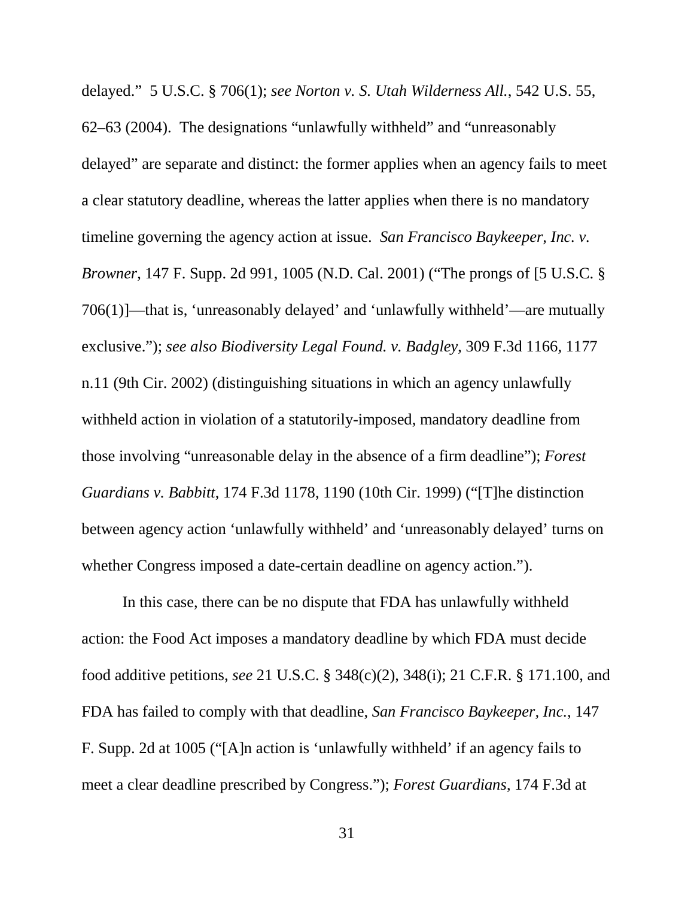delayed." 5 U.S.C. § 706(1); *see Norton v. S. Utah Wilderness All.*, 542 U.S. 55, 62–63 (2004). The designations "unlawfully withheld" and "unreasonably delayed" are separate and distinct: the former applies when an agency fails to meet a clear statutory deadline, whereas the latter applies when there is no mandatory timeline governing the agency action at issue. *San Francisco Baykeeper, Inc. v. Browner*, 147 F. Supp. 2d 991, 1005 (N.D. Cal. 2001) ("The prongs of [5 U.S.C. § 706(1)]—that is, 'unreasonably delayed' and 'unlawfully withheld'—are mutually exclusive."); *see also Biodiversity Legal Found. v. Badgley*, 309 F.3d 1166, 1177 n.11 (9th Cir. 2002) (distinguishing situations in which an agency unlawfully withheld action in violation of a statutorily-imposed, mandatory deadline from those involving "unreasonable delay in the absence of a firm deadline"); *Forest Guardians v. Babbitt*, 174 F.3d 1178, 1190 (10th Cir. 1999) ("[T]he distinction between agency action 'unlawfully withheld' and 'unreasonably delayed' turns on whether Congress imposed a date-certain deadline on agency action.").

In this case, there can be no dispute that FDA has unlawfully withheld action: the Food Act imposes a mandatory deadline by which FDA must decide food additive petitions, *see* 21 U.S.C. § 348(c)(2), 348(i); 21 C.F.R. § 171.100, and FDA has failed to comply with that deadline, *San Francisco Baykeeper, Inc.*, 147 F. Supp. 2d at 1005 ("[A]n action is 'unlawfully withheld' if an agency fails to meet a clear deadline prescribed by Congress."); *Forest Guardians*, 174 F.3d at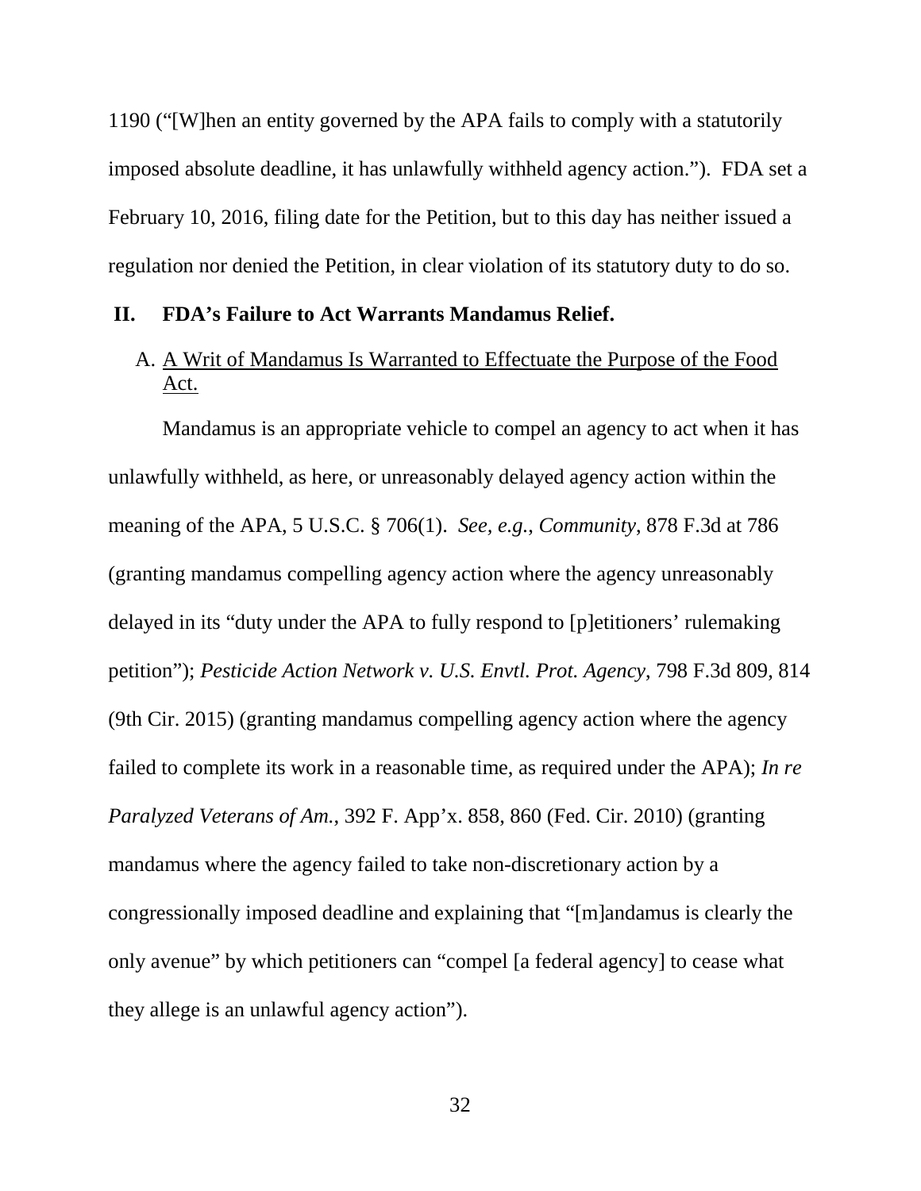1190 ("[W]hen an entity governed by the APA fails to comply with a statutorily imposed absolute deadline, it has unlawfully withheld agency action."). FDA set a February 10, 2016, filing date for the Petition, but to this day has neither issued a regulation nor denied the Petition, in clear violation of its statutory duty to do so.

## II. FDA's Failure to Act Warrants Mandamus Relief.

### A. A Writ of Mandamus Is Warranted to Effectuate the Purpose of the Food Act.

Mandamus is an appropriate vehicle to compel an agency to act when it has unlawfully withheld, as here, or unreasonably delayed agency action within the meaning of the APA, 5 U.S.C. § 706(1). *See, e.g.*, *Community*, 878 F.3d at 786 (granting mandamus compelling agency action where the agency unreasonably delayed in its "duty under the APA to fully respond to [p]etitioners' rulemaking petition"); *Pesticide Action Network v. U.S. Envtl. Prot. Agency*, 798 F.3d 809, 814 (9th Cir. 2015) (granting mandamus compelling agency action where the agency failed to complete its work in a reasonable time, as required under the APA); *In re Paralyzed Veterans of Am.*, 392 F. App'x. 858, 860 (Fed. Cir. 2010) (granting mandamus where the agency failed to take non-discretionary action by a congressionally imposed deadline and explaining that "[m]andamus is clearly the only avenue" by which petitioners can "compel [a federal agency] to cease what they allege is an unlawful agency action").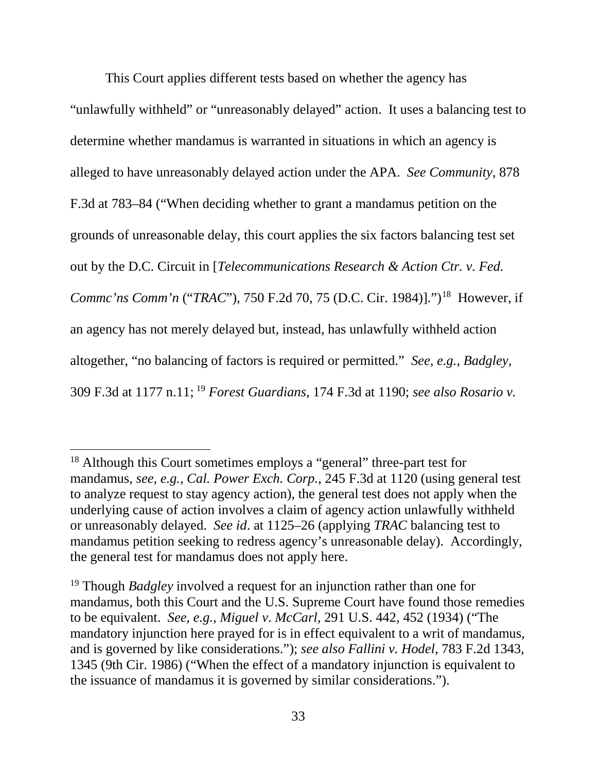This Court applies different tests based on whether the agency has "unlawfully withheld" or "unreasonably delayed" action. It uses a balancing test to determine whether mandamus is warranted in situations in which an agency is alleged to have unreasonably delayed action under the APA. *See Community*, 878 F.3d at 783–84 ("When deciding whether to grant a mandamus petition on the grounds of unreasonable delay, this court applies the six factors balancing test set out by the D.C. Circuit in [*Telecommunications Research & Action Ctr. v. Fed. Commc'ns Comm'n* ("*TRAC*"), 750 F.2d 70, 75 (D.C. Cir. 1984)].")[18] However, if an agency has not merely delayed but, instead, has unlawfully withheld action altogether, "no balancing of factors is required or permitted." *See, e.g.*, *Badgley*, 309 F.3d at 1177 n.11; [19] *Forest Guardians*, 174 F.3d at 1190; *see also Rosario v.*

---

[18] Although this Court sometimes employs a "general" three-part test for mandamus, *see, e.g.*, *Cal. Power Exch. Corp.*, 245 F.3d at 1120 (using general test to analyze request to stay agency action), the general test does not apply when the underlying cause of action involves a claim of agency action unlawfully withheld or unreasonably delayed. *See id*. at 1125–26 (applying *TRAC* balancing test to mandamus petition seeking to redress agency's unreasonable delay). Accordingly, the general test for mandamus does not apply here.

[19] Though *Badgley* involved a request for an injunction rather than one for mandamus, both this Court and the U.S. Supreme Court have found those remedies to be equivalent. *See, e.g.*, *Miguel v. McCarl*, 291 U.S. 442, 452 (1934) ("The mandatory injunction here prayed for is in effect equivalent to a writ of mandamus, and is governed by like considerations."); *see also Fallini v. Hodel*, 783 F.2d 1343, 1345 (9th Cir. 1986) ("When the effect of a mandatory injunction is equivalent to the issuance of mandamus it is governed by similar considerations.").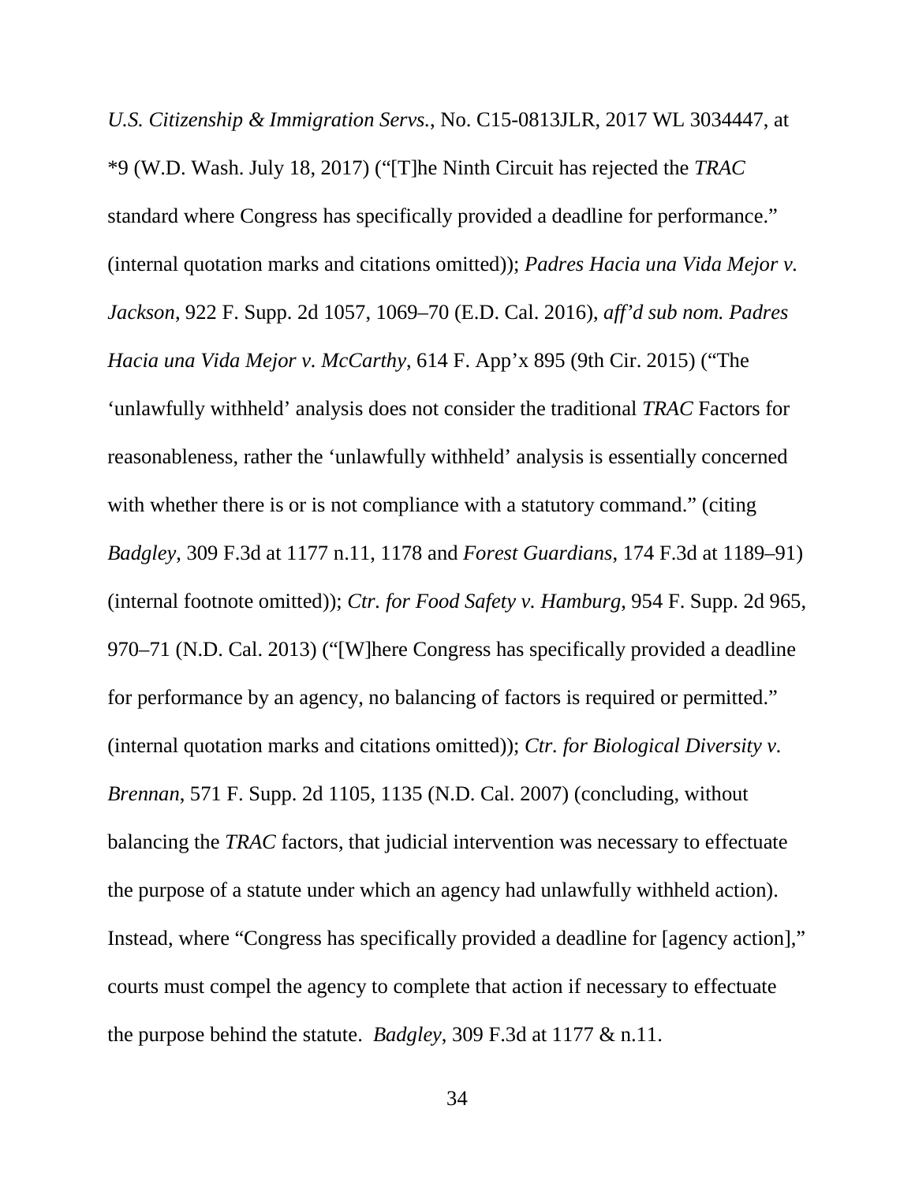*U.S. Citizenship & Immigration Servs.*, No. C15-0813JLR, 2017 WL 3034447, at *9 (W.D. Wash. July 18, 2017) ("[T]he Ninth Circuit has rejected the *TRAC* standard where Congress has specifically provided a deadline for performance." (internal quotation marks and citations omitted)); *Padres Hacia una Vida Mejor v. Jackson*, 922 F. Supp. 2d 1057, 1069–70 (E.D. Cal. 2016), *aff'd sub nom. Padres Hacia una Vida Mejor v. McCarthy*, 614 F. App'x 895 (9th Cir. 2015) ("The 'unlawfully withheld' analysis does not consider the traditional *TRAC* Factors for reasonableness, rather the 'unlawfully withheld' analysis is essentially concerned with whether there is or is not compliance with a statutory command." (citing *Badgley*, 309 F.3d at 1177 n.11, 1178 and *Forest Guardians*, 174 F.3d at 1189–91) (internal footnote omitted)); *Ctr. for Food Safety v. Hamburg*, 954 F. Supp. 2d 965, 970–71 (N.D. Cal. 2013) ("[W]here Congress has specifically provided a deadline for performance by an agency, no balancing of factors is required or permitted." (internal quotation marks and citations omitted)); *Ctr. for Biological Diversity v. Brennan*, 571 F. Supp. 2d 1105, 1135 (N.D. Cal. 2007) (concluding, without balancing the *TRAC* factors, that judicial intervention was necessary to effectuate the purpose of a statute under which an agency had unlawfully withheld action). Instead, where "Congress has specifically provided a deadline for [agency action]," courts must compel the agency to complete that action if necessary to effectuate the purpose behind the statute. *Badgley*, 309 F.3d at 1177 & n.11.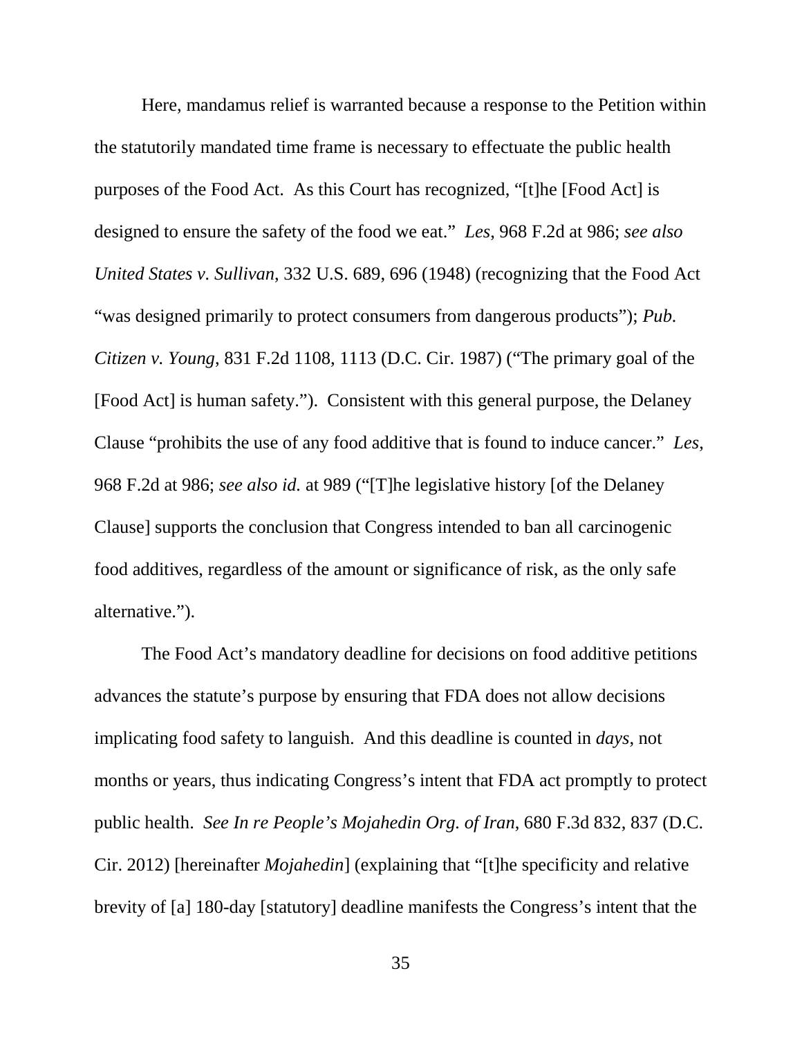Here, mandamus relief is warranted because a response to the Petition within the statutorily mandated time frame is necessary to effectuate the public health purposes of the Food Act. As this Court has recognized, "[t]he [Food Act] is designed to ensure the safety of the food we eat." *Les*, 968 F.2d at 986; *see also United States v. Sullivan*, 332 U.S. 689, 696 (1948) (recognizing that the Food Act "was designed primarily to protect consumers from dangerous products"); *Pub. Citizen v. Young*, 831 F.2d 1108, 1113 (D.C. Cir. 1987) ("The primary goal of the [Food Act] is human safety."). Consistent with this general purpose, the Delaney Clause "prohibits the use of any food additive that is found to induce cancer." *Les*, 968 F.2d at 986; *see also id.* at 989 ("[T]he legislative history [of the Delaney Clause] supports the conclusion that Congress intended to ban all carcinogenic food additives, regardless of the amount or significance of risk, as the only safe alternative.").

The Food Act's mandatory deadline for decisions on food additive petitions advances the statute's purpose by ensuring that FDA does not allow decisions implicating food safety to languish. And this deadline is counted in *days*, not months or years, thus indicating Congress's intent that FDA act promptly to protect public health. *See In re People's Mojahedin Org. of Iran*, 680 F.3d 832, 837 (D.C. Cir. 2012) [hereinafter *Mojahedin*] (explaining that "[t]he specificity and relative brevity of [a] 180-day [statutory] deadline manifests the Congress's intent that the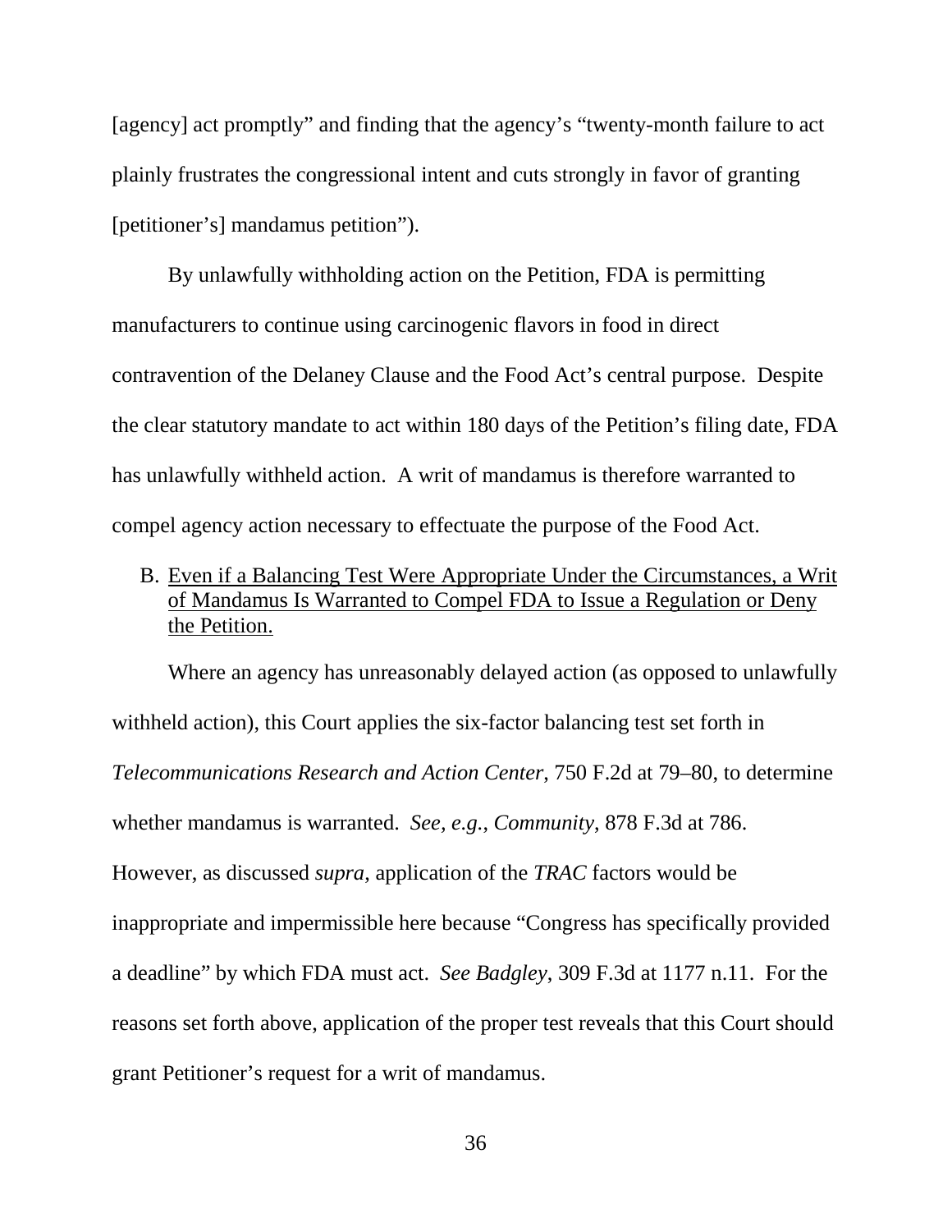[agency] act promptly" and finding that the agency's "twenty-month failure to act plainly frustrates the congressional intent and cuts strongly in favor of granting [petitioner's] mandamus petition").

By unlawfully withholding action on the Petition, FDA is permitting manufacturers to continue using carcinogenic flavors in food in direct contravention of the Delaney Clause and the Food Act's central purpose. Despite the clear statutory mandate to act within 180 days of the Petition's filing date, FDA has unlawfully withheld action. A writ of mandamus is therefore warranted to compel agency action necessary to effectuate the purpose of the Food Act.

B. Even if a Balancing Test Were Appropriate Under the Circumstances, a Writ of Mandamus Is Warranted to Compel FDA to Issue a Regulation or Deny the Petition.

Where an agency has unreasonably delayed action (as opposed to unlawfully withheld action), this Court applies the six-factor balancing test set forth in *Telecommunications Research and Action Center*, 750 F.2d at 79–80, to determine whether mandamus is warranted. *See, e.g.*, *Community*, 878 F.3d at 786. However, as discussed *supra*, application of the *TRAC* factors would be inappropriate and impermissible here because "Congress has specifically provided a deadline" by which FDA must act. *See Badgley*, 309 F.3d at 1177 n.11. For the reasons set forth above, application of the proper test reveals that this Court should grant Petitioner's request for a writ of mandamus.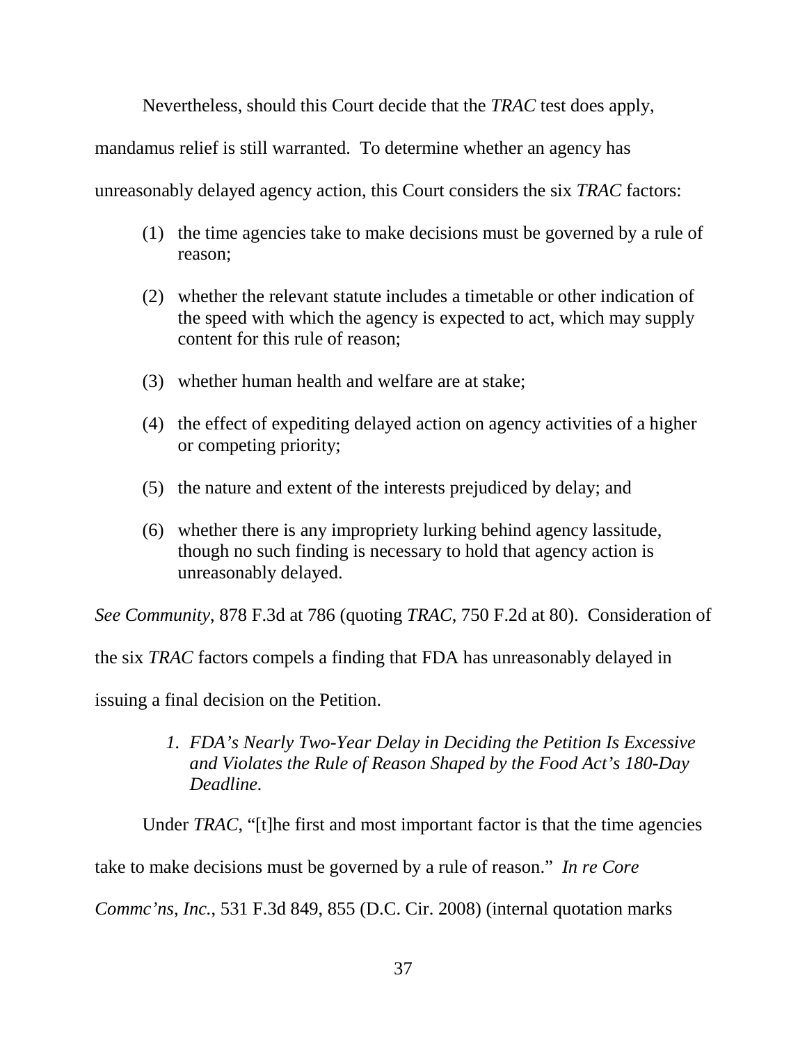Nevertheless, should this Court decide that the *TRAC* test does apply, mandamus relief is still warranted. To determine whether an agency has unreasonably delayed agency action, this Court considers the six *TRAC* factors:

> (1) the time agencies take to make decisions must be governed by a rule of reason;
>
> (2) whether the relevant statute includes a timetable or other indication of the speed with which the agency is expected to act, which may supply content for this rule of reason;
>
> (3) whether human health and welfare are at stake;
>
> (4) the effect of expediting delayed action on agency activities of a higher or competing priority;
>
> (5) the nature and extent of the interests prejudiced by delay; and
>
> (6) whether there is any impropriety lurking behind agency lassitude, though no such finding is necessary to hold that agency action is unreasonably delayed.

*See Community*, 878 F.3d at 786 (quoting *TRAC*, 750 F.2d at 80). Consideration of the six *TRAC* factors compels a finding that FDA has unreasonably delayed in issuing a final decision on the Petition.

*1. FDA's Nearly Two-Year Delay in Deciding the Petition Is Excessive and Violates the Rule of Reason Shaped by the Food Act's 180-Day Deadline.*

Under *TRAC*, "[t]he first and most important factor is that the time agencies take to make decisions must be governed by a rule of reason." *In re Core Commc'ns, Inc.*, 531 F.3d 849, 855 (D.C. Cir. 2008) (internal quotation marks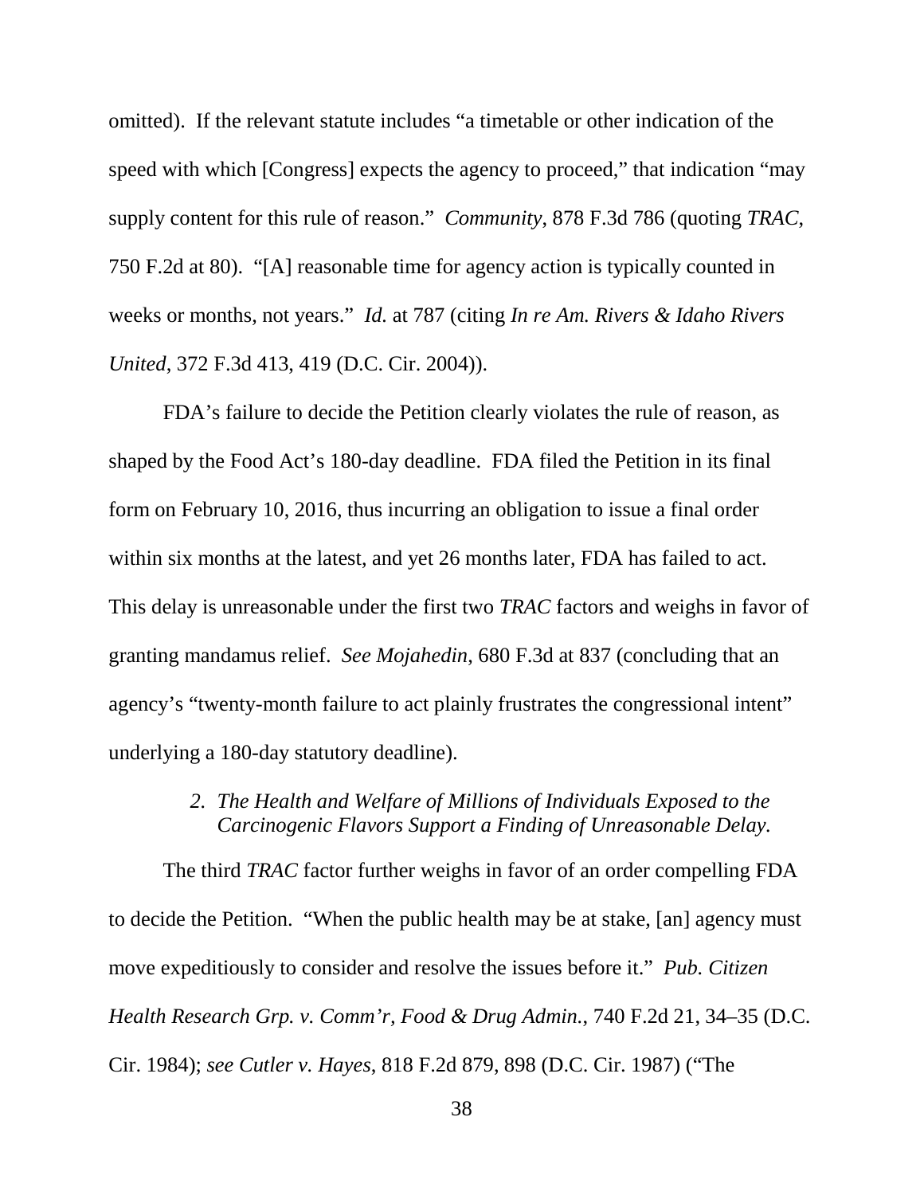omitted). If the relevant statute includes "a timetable or other indication of the speed with which [Congress] expects the agency to proceed," that indication "may supply content for this rule of reason." *Community*, 878 F.3d 786 (quoting *TRAC*, 750 F.2d at 80). "[A] reasonable time for agency action is typically counted in weeks or months, not years." *Id.* at 787 (citing *In re Am. Rivers & Idaho Rivers United*, 372 F.3d 413, 419 (D.C. Cir. 2004)).

FDA's failure to decide the Petition clearly violates the rule of reason, as shaped by the Food Act's 180-day deadline. FDA filed the Petition in its final form on February 10, 2016, thus incurring an obligation to issue a final order within six months at the latest, and yet 26 months later, FDA has failed to act. This delay is unreasonable under the first two *TRAC* factors and weighs in favor of granting mandamus relief. *See Mojahedin*, 680 F.3d at 837 (concluding that an agency's "twenty-month failure to act plainly frustrates the congressional intent" underlying a 180-day statutory deadline).

#### *2. The Health and Welfare of Millions of Individuals Exposed to the Carcinogenic Flavors Support a Finding of Unreasonable Delay.*

The third *TRAC* factor further weighs in favor of an order compelling FDA to decide the Petition. "When the public health may be at stake, [an] agency must move expeditiously to consider and resolve the issues before it." *Pub. Citizen Health Research Grp. v. Comm'r, Food & Drug Admin.*, 740 F.2d 21, 34–35 (D.C. Cir. 1984); *see Cutler v. Hayes*, 818 F.2d 879, 898 (D.C. Cir. 1987) ("The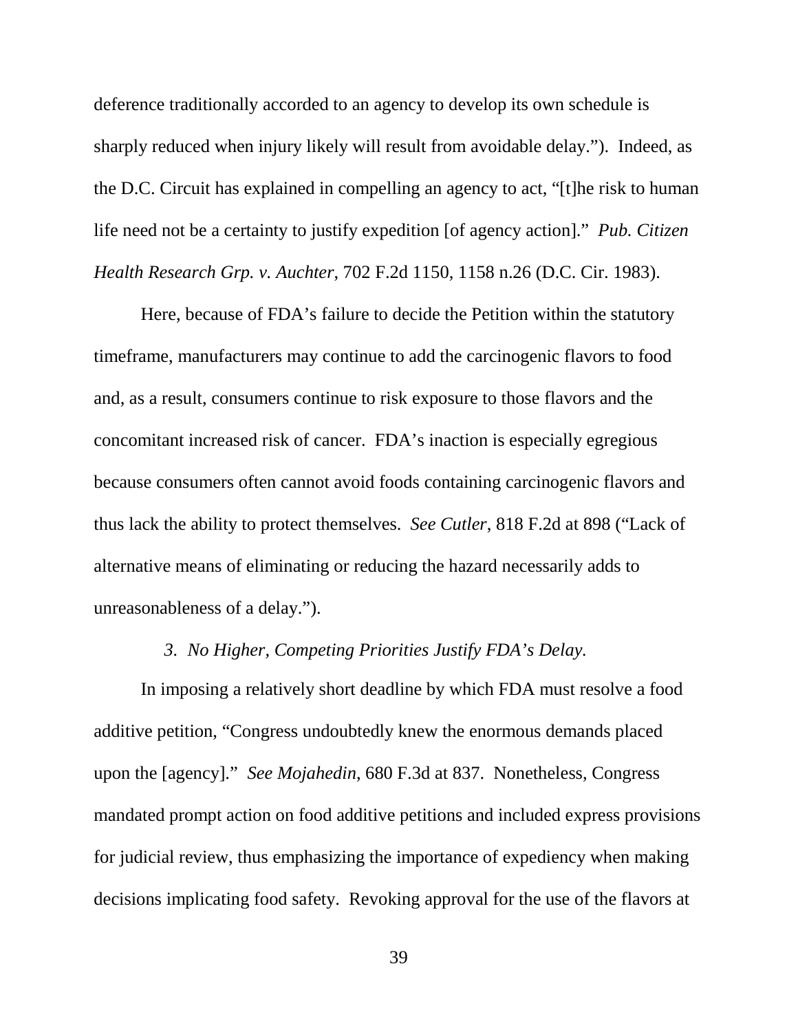deference traditionally accorded to an agency to develop its own schedule is sharply reduced when injury likely will result from avoidable delay."). Indeed, as the D.C. Circuit has explained in compelling an agency to act, "[t]he risk to human life need not be a certainty to justify expedition [of agency action]." *Pub. Citizen Health Research Grp. v. Auchter*, 702 F.2d 1150, 1158 n.26 (D.C. Cir. 1983).

Here, because of FDA's failure to decide the Petition within the statutory timeframe, manufacturers may continue to add the carcinogenic flavors to food and, as a result, consumers continue to risk exposure to those flavors and the concomitant increased risk of cancer. FDA's inaction is especially egregious because consumers often cannot avoid foods containing carcinogenic flavors and thus lack the ability to protect themselves. *See Cutler*, 818 F.2d at 898 ("Lack of alternative means of eliminating or reducing the hazard necessarily adds to unreasonableness of a delay.").

*3. No Higher, Competing Priorities Justify FDA's Delay.*

In imposing a relatively short deadline by which FDA must resolve a food additive petition, "Congress undoubtedly knew the enormous demands placed upon the [agency]." *See Mojahedin*, 680 F.3d at 837. Nonetheless, Congress mandated prompt action on food additive petitions and included express provisions for judicial review, thus emphasizing the importance of expediency when making decisions implicating food safety. Revoking approval for the use of the flavors at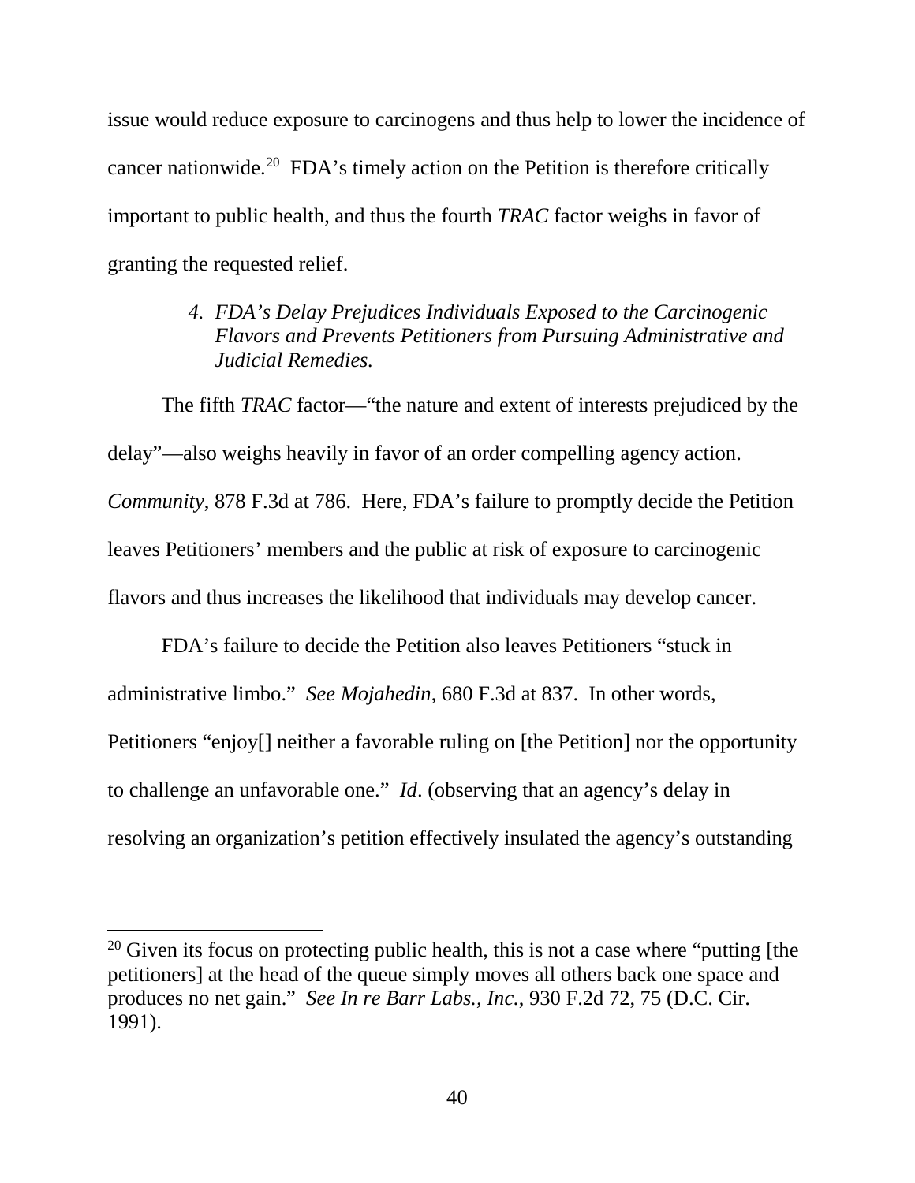issue would reduce exposure to carcinogens and thus help to lower the incidence of cancer nationwide.[20] FDA's timely action on the Petition is therefore critically important to public health, and thus the fourth *TRAC* factor weighs in favor of granting the requested relief.

#### *4. FDA's Delay Prejudices Individuals Exposed to the Carcinogenic Flavors and Prevents Petitioners from Pursuing Administrative and Judicial Remedies.*

The fifth *TRAC* factor—"the nature and extent of interests prejudiced by the delay"—also weighs heavily in favor of an order compelling agency action. *Community*, 878 F.3d at 786. Here, FDA's failure to promptly decide the Petition leaves Petitioners' members and the public at risk of exposure to carcinogenic flavors and thus increases the likelihood that individuals may develop cancer.

FDA's failure to decide the Petition also leaves Petitioners "stuck in administrative limbo." *See Mojahedin*, 680 F.3d at 837. In other words, Petitioners "enjoy[] neither a favorable ruling on [the Petition] nor the opportunity to challenge an unfavorable one." *Id*. (observing that an agency's delay in resolving an organization's petition effectively insulated the agency's outstanding

---

[20] Given its focus on protecting public health, this is not a case where "putting [the petitioners] at the head of the queue simply moves all others back one space and produces no net gain." *See In re Barr Labs., Inc.*, 930 F.2d 72, 75 (D.C. Cir. 1991).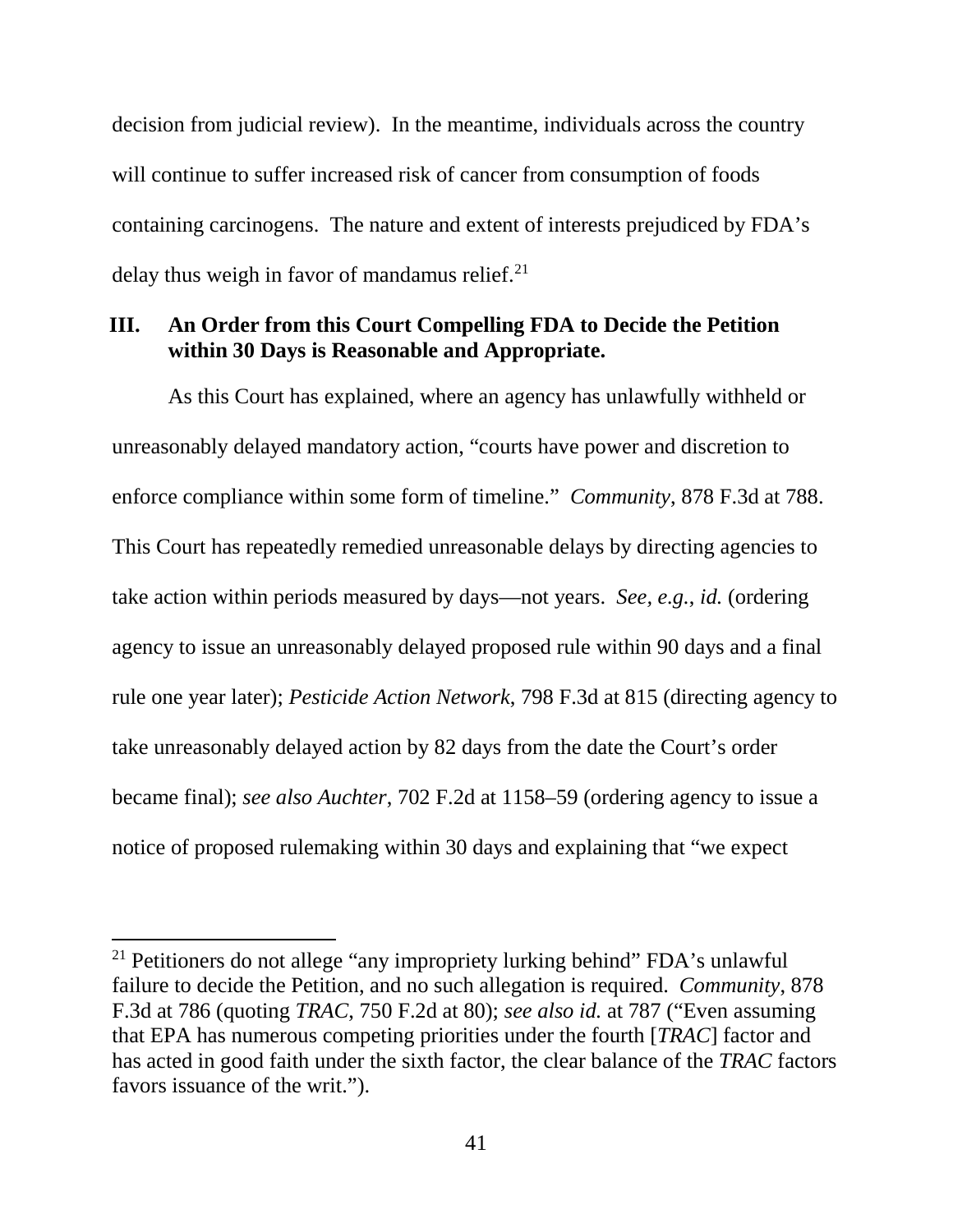decision from judicial review). In the meantime, individuals across the country will continue to suffer increased risk of cancer from consumption of foods containing carcinogens. The nature and extent of interests prejudiced by FDA's delay thus weigh in favor of mandamus relief.[21]

### III. An Order from this Court Compelling FDA to Decide the Petition within 30 Days is Reasonable and Appropriate.

As this Court has explained, where an agency has unlawfully withheld or unreasonably delayed mandatory action, "courts have power and discretion to enforce compliance within some form of timeline." *Community*, 878 F.3d at 788. This Court has repeatedly remedied unreasonable delays by directing agencies to take action within periods measured by days—not years. *See, e.g.*, *id.* (ordering agency to issue an unreasonably delayed proposed rule within 90 days and a final rule one year later); *Pesticide Action Network*, 798 F.3d at 815 (directing agency to take unreasonably delayed action by 82 days from the date the Court's order became final); *see also Auchter*, 702 F.2d at 1158–59 (ordering agency to issue a notice of proposed rulemaking within 30 days and explaining that "we expect

---

[21] Petitioners do not allege "any impropriety lurking behind" FDA's unlawful failure to decide the Petition, and no such allegation is required. *Community*, 878 F.3d at 786 (quoting *TRAC*, 750 F.2d at 80); *see also id.* at 787 ("Even assuming that EPA has numerous competing priorities under the fourth [*TRAC*] factor and has acted in good faith under the sixth factor, the clear balance of the *TRAC* factors favors issuance of the writ.").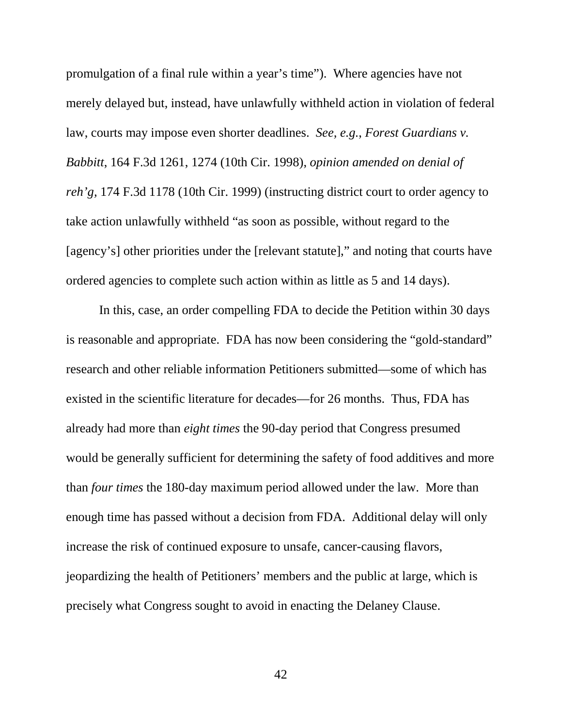promulgation of a final rule within a year's time"). Where agencies have not merely delayed but, instead, have unlawfully withheld action in violation of federal law, courts may impose even shorter deadlines. *See, e.g.*, *Forest Guardians v. Babbitt*, 164 F.3d 1261, 1274 (10th Cir. 1998), *opinion amended on denial of reh'g*, 174 F.3d 1178 (10th Cir. 1999) (instructing district court to order agency to take action unlawfully withheld "as soon as possible, without regard to the [agency's] other priorities under the [relevant statute]," and noting that courts have ordered agencies to complete such action within as little as 5 and 14 days).

In this, case, an order compelling FDA to decide the Petition within 30 days is reasonable and appropriate. FDA has now been considering the "gold-standard" research and other reliable information Petitioners submitted—some of which has existed in the scientific literature for decades—for 26 months. Thus, FDA has already had more than *eight times* the 90-day period that Congress presumed would be generally sufficient for determining the safety of food additives and more than *four times* the 180-day maximum period allowed under the law. More than enough time has passed without a decision from FDA. Additional delay will only increase the risk of continued exposure to unsafe, cancer-causing flavors, jeopardizing the health of Petitioners' members and the public at large, which is precisely what Congress sought to avoid in enacting the Delaney Clause.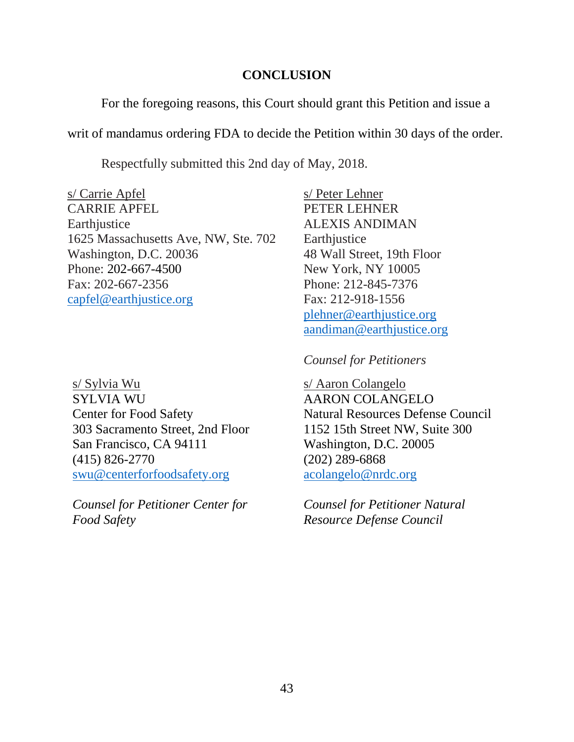## CONCLUSION

For the foregoing reasons, this Court should grant this Petition and issue a writ of mandamus ordering FDA to decide the Petition within 30 days of the order.

Respectfully submitted this 2nd day of May, 2018.

s/ Carrie Apfel
CARRIE APFEL
Earthjustice
1625 Massachusetts Ave, NW, Ste. 702
Washington, D.C. 20036
Phone: 202-667-4500
Fax: 202-667-2356
capfel@earthjustice.org

s/ Peter Lehner
PETER LEHNER
ALEXIS ANDIMAN
Earthjustice
48 Wall Street, 19th Floor
New York, NY 10005
Phone: 212-845-7376
Fax: 212-918-1556
plehner@earthjustice.org
aandiman@earthjustice.org

*Counsel for Petitioners*

s/ Sylvia Wu
SYLVIA WU
Center for Food Safety
303 Sacramento Street, 2nd Floor
San Francisco, CA 94111
(415) 826-2770
swu@centerforfoodsafety.org

*Counsel for Petitioner Center for Food Safety*

s/ Aaron Colangelo
AARON COLANGELO
Natural Resources Defense Council
1152 15th Street NW, Suite 300
Washington, D.C. 20005
(202) 289-6868
acolangelo@nrdc.org

*Counsel for Petitioner Natural Resource Defense Council*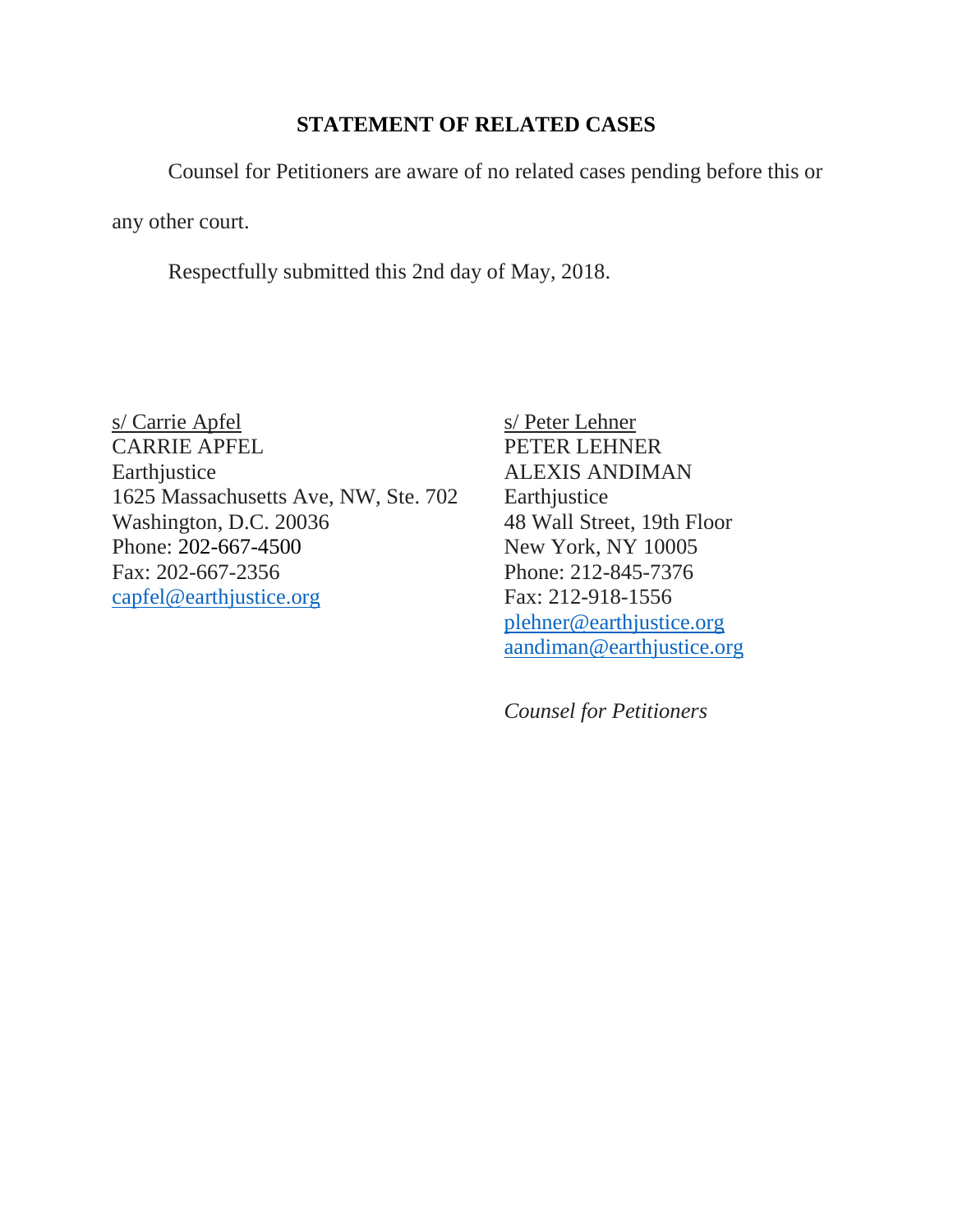## STATEMENT OF RELATED CASES

Counsel for Petitioners are aware of no related cases pending before this or any other court.

Respectfully submitted this 2nd day of May, 2018.

s/ Carrie Apfel
CARRIE APFEL
Earthjustice
1625 Massachusetts Ave, NW, Ste. 702
Washington, D.C. 20036
Phone: 202-667-4500
Fax: 202-667-2356
capfel@earthjustice.org

s/ Peter Lehner
PETER LEHNER
ALEXIS ANDIMAN
Earthjustice
48 Wall Street, 19th Floor
New York, NY 10005
Phone: 212-845-7376
Fax: 212-918-1556
plehner@earthjustice.org
aandiman@earthjustice.org

*Counsel for Petitioners*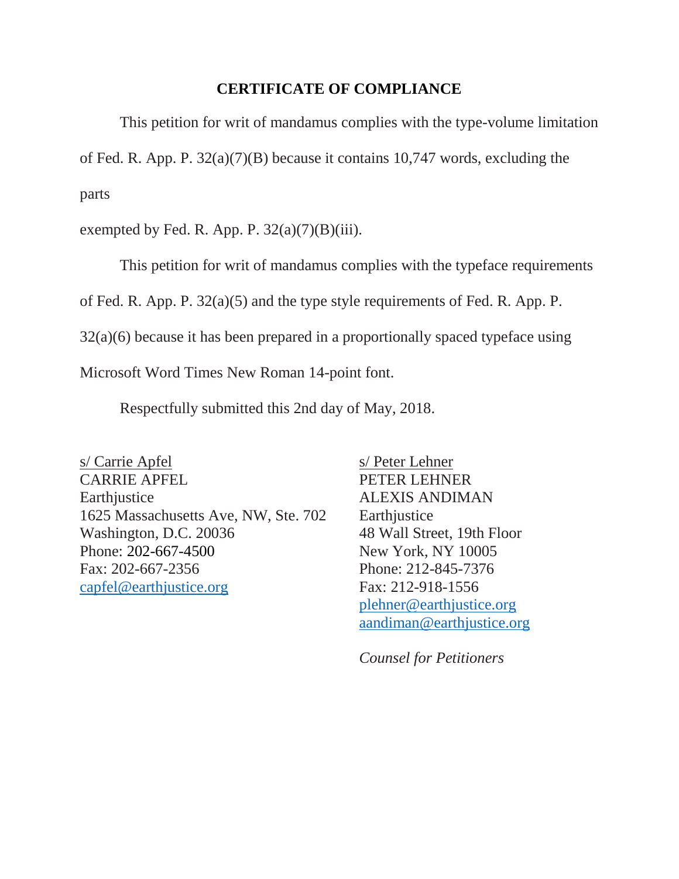## CERTIFICATE OF COMPLIANCE

This petition for writ of mandamus complies with the type-volume limitation of Fed. R. App. P. 32(a)(7)(B) because it contains 10,747 words, excluding the parts

exempted by Fed. R. App. P. 32(a)(7)(B)(iii).

This petition for writ of mandamus complies with the typeface requirements of Fed. R. App. P. 32(a)(5) and the type style requirements of Fed. R. App. P. 32(a)(6) because it has been prepared in a proportionally spaced typeface using Microsoft Word Times New Roman 14-point font.

Respectfully submitted this 2nd day of May, 2018.

s/ Carrie Apfel
CARRIE APFEL
Earthjustice
1625 Massachusetts Ave, NW, Ste. 702
Washington, D.C. 20036
Phone: 202-667-4500
Fax: 202-667-2356
capfel@earthjustice.org

s/ Peter Lehner
PETER LEHNER
ALEXIS ANDIMAN
Earthjustice
48 Wall Street, 19th Floor
New York, NY 10005
Phone: 212-845-7376
Fax: 212-918-1556
plehner@earthjustice.org
aandiman@earthjustice.org

*Counsel for Petitioners*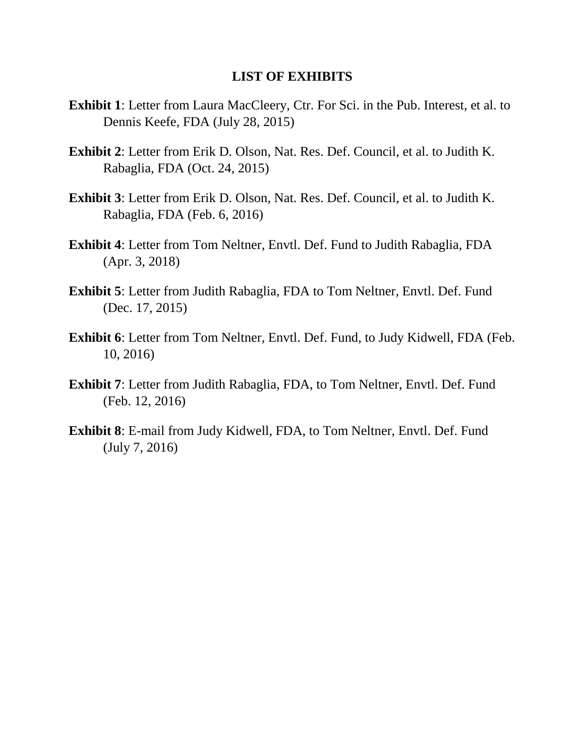# LIST OF EXHIBITS

**Exhibit 1**: Letter from Laura MacCleery, Ctr. For Sci. in the Pub. Interest, et al. to Dennis Keefe, FDA (July 28, 2015)

**Exhibit 2**: Letter from Erik D. Olson, Nat. Res. Def. Council, et al. to Judith K. Rabaglia, FDA (Oct. 24, 2015)

**Exhibit 3**: Letter from Erik D. Olson, Nat. Res. Def. Council, et al. to Judith K. Rabaglia, FDA (Feb. 6, 2016)

**Exhibit 4**: Letter from Tom Neltner, Envtl. Def. Fund to Judith Rabaglia, FDA (Apr. 3, 2018)

**Exhibit 5**: Letter from Judith Rabaglia, FDA to Tom Neltner, Envtl. Def. Fund (Dec. 17, 2015)

**Exhibit 6**: Letter from Tom Neltner, Envtl. Def. Fund, to Judy Kidwell, FDA (Feb. 10, 2016)

**Exhibit 7**: Letter from Judith Rabaglia, FDA, to Tom Neltner, Envtl. Def. Fund (Feb. 12, 2016)

**Exhibit 8**: E-mail from Judy Kidwell, FDA, to Tom Neltner, Envtl. Def. Fund (July 7, 2016)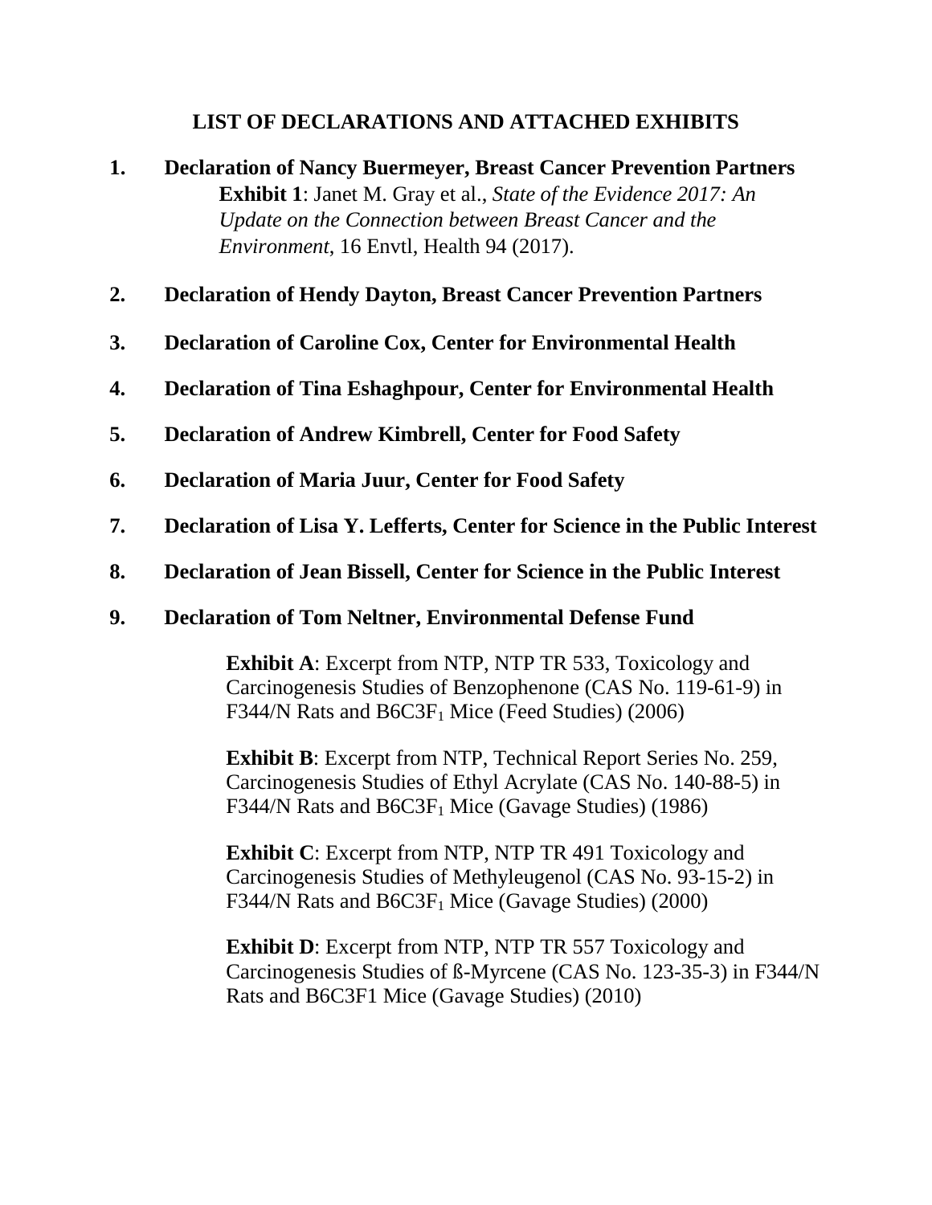## LIST OF DECLARATIONS AND ATTACHED EXHIBITS

1. **Declaration of Nancy Buermeyer, Breast Cancer Prevention Partners**
   **Exhibit 1**: Janet M. Gray et al., *State of the Evidence 2017: An Update on the Connection between Breast Cancer and the Environment*, 16 Envtl, Health 94 (2017).

2. **Declaration of Hendy Dayton, Breast Cancer Prevention Partners**

3. **Declaration of Caroline Cox, Center for Environmental Health**

4. **Declaration of Tina Eshaghpour, Center for Environmental Health**

5. **Declaration of Andrew Kimbrell, Center for Food Safety**

6. **Declaration of Maria Juur, Center for Food Safety**

7. **Declaration of Lisa Y. Lefferts, Center for Science in the Public Interest**

8. **Declaration of Jean Bissell, Center for Science in the Public Interest**

9. **Declaration of Tom Neltner, Environmental Defense Fund**

   **Exhibit A**: Excerpt from NTP, NTP TR 533, Toxicology and Carcinogenesis Studies of Benzophenone (CAS No. 119-61-9) in F344/N Rats and $B6C3F_1$ Mice (Feed Studies) (2006)

   **Exhibit B**: Excerpt from NTP, Technical Report Series No. 259, Carcinogenesis Studies of Ethyl Acrylate (CAS No. 140-88-5) in F344/N Rats and $B6C3F_1$ Mice (Gavage Studies) (1986)

   **Exhibit C**: Excerpt from NTP, NTP TR 491 Toxicology and Carcinogenesis Studies of Methyleugenol (CAS No. 93-15-2) in F344/N Rats and $B6C3F_1$ Mice (Gavage Studies) (2000)

   **Exhibit D**: Excerpt from NTP, NTP TR 557 Toxicology and Carcinogenesis Studies of ß-Myrcene (CAS No. 123-35-3) in F344/N Rats and B6C3F1 Mice (Gavage Studies) (2010)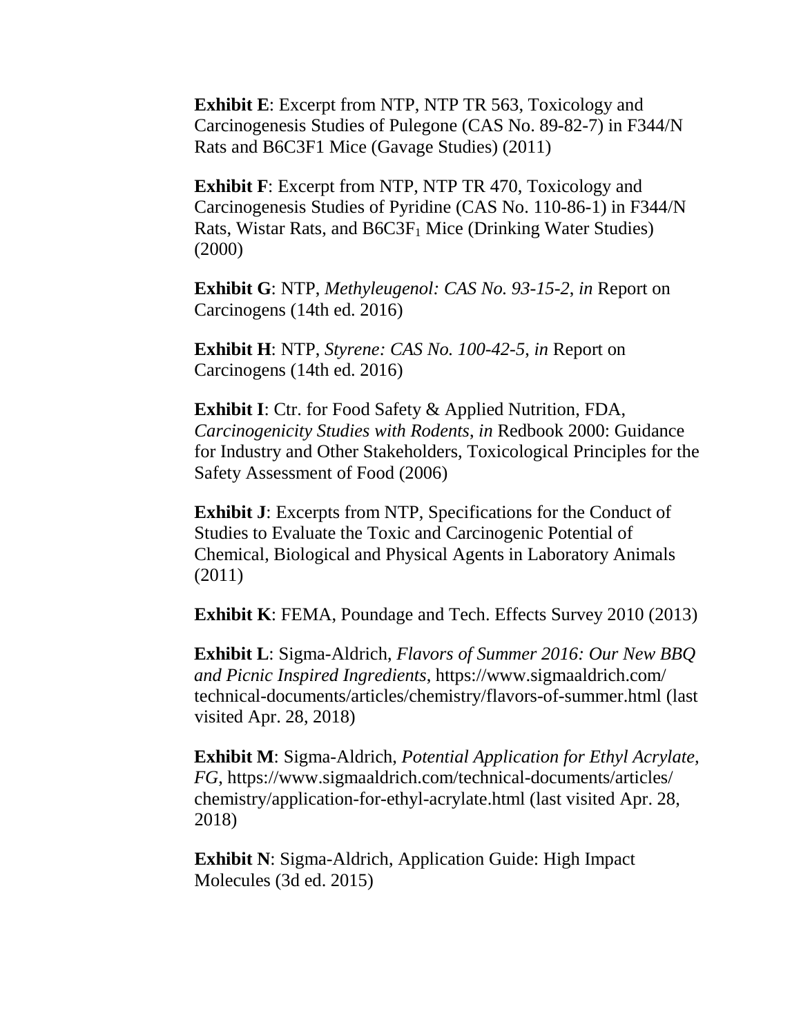**Exhibit E**: Excerpt from NTP, NTP TR 563, Toxicology and Carcinogenesis Studies of Pulegone (CAS No. 89-82-7) in F344/N Rats and B6C3F1 Mice (Gavage Studies) (2011)

**Exhibit F**: Excerpt from NTP, NTP TR 470, Toxicology and Carcinogenesis Studies of Pyridine (CAS No. 110-86-1) in F344/N Rats, Wistar Rats, and $B6C3F_1$ Mice (Drinking Water Studies) (2000)

**Exhibit G**: NTP, *Methyleugenol: CAS No. 93-15-2*, *in* Report on Carcinogens (14th ed. 2016)

**Exhibit H**: NTP, *Styrene: CAS No. 100-42-5*, *in* Report on Carcinogens (14th ed. 2016)

**Exhibit I**: Ctr. for Food Safety & Applied Nutrition, FDA, *Carcinogenicity Studies with Rodents*, *in* Redbook 2000: Guidance for Industry and Other Stakeholders, Toxicological Principles for the Safety Assessment of Food (2006)

**Exhibit J**: Excerpts from NTP, Specifications for the Conduct of Studies to Evaluate the Toxic and Carcinogenic Potential of Chemical, Biological and Physical Agents in Laboratory Animals (2011)

**Exhibit K**: FEMA, Poundage and Tech. Effects Survey 2010 (2013)

**Exhibit L**: Sigma-Aldrich, *Flavors of Summer 2016: Our New BBQ and Picnic Inspired Ingredients*, https://www.sigmaaldrich.com/technical-documents/articles/chemistry/flavors-of-summer.html (last visited Apr. 28, 2018)

**Exhibit M**: Sigma-Aldrich, *Potential Application for Ethyl Acrylate, FG*, https://www.sigmaaldrich.com/technical-documents/articles/chemistry/application-for-ethyl-acrylate.html (last visited Apr. 28, 2018)

**Exhibit N**: Sigma-Aldrich, Application Guide: High Impact Molecules (3d ed. 2015)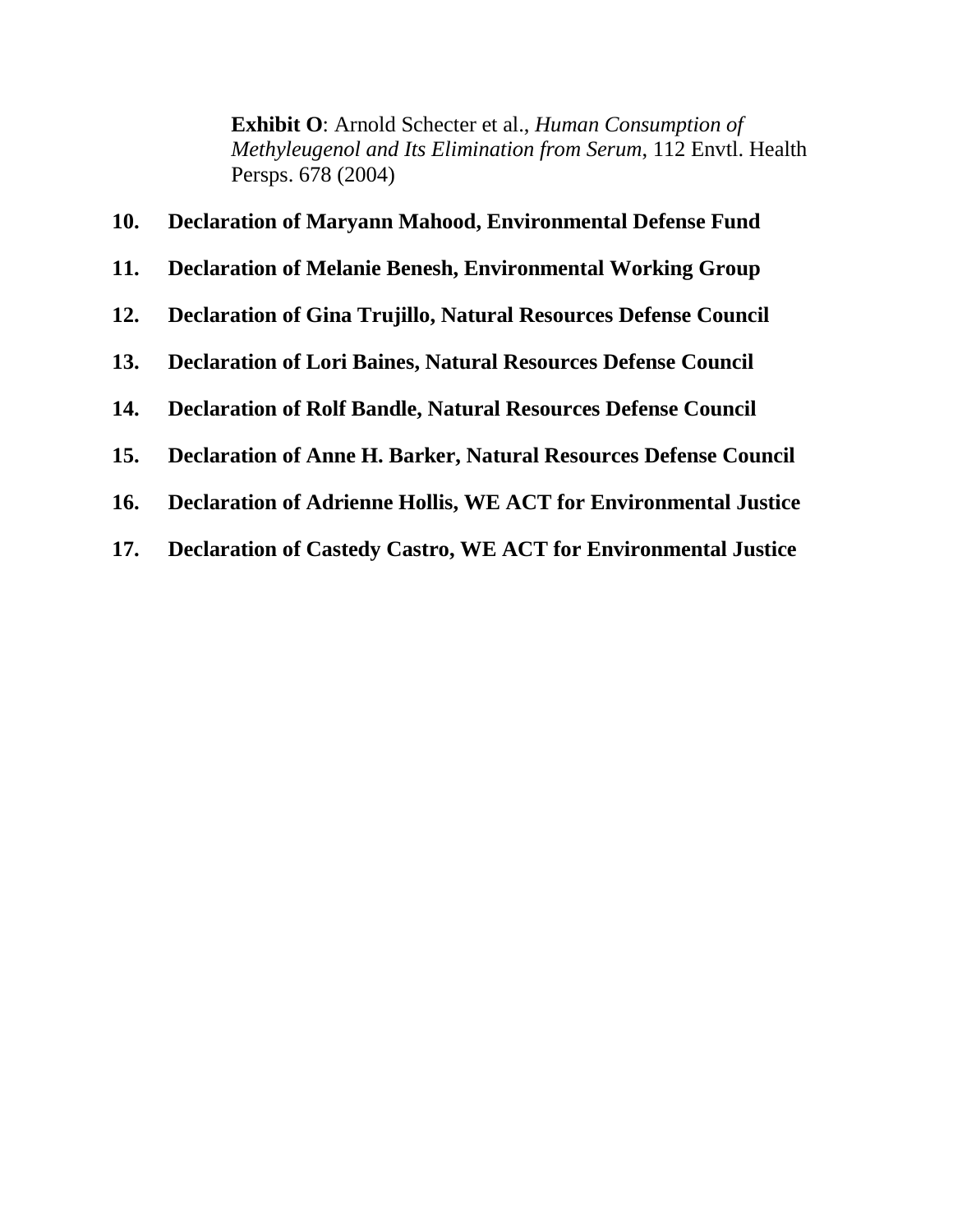**Exhibit O**: Arnold Schecter et al., *Human Consumption of Methyleugenol and Its Elimination from Serum*, 112 Envtl. Health Persps. 678 (2004)

**10. Declaration of Maryann Mahood, Environmental Defense Fund**

**11. Declaration of Melanie Benesh, Environmental Working Group**

**12. Declaration of Gina Trujillo, Natural Resources Defense Council**

**13. Declaration of Lori Baines, Natural Resources Defense Council**

**14. Declaration of Rolf Bandle, Natural Resources Defense Council**

**15. Declaration of Anne H. Barker, Natural Resources Defense Council**

**16. Declaration of Adrienne Hollis, WE ACT for Environmental Justice**

**17. Declaration of Castedy Castro, WE ACT for Environmental Justice**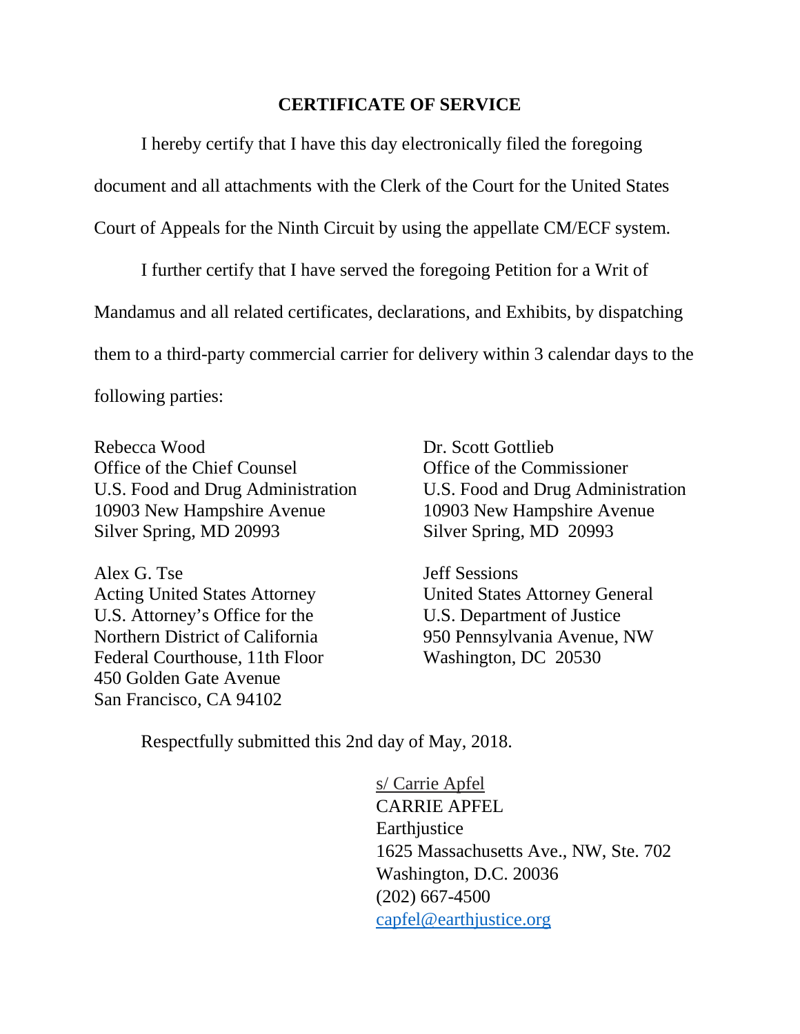## CERTIFICATE OF SERVICE

I hereby certify that I have this day electronically filed the foregoing document and all attachments with the Clerk of the Court for the United States Court of Appeals for the Ninth Circuit by using the appellate CM/ECF system.

I further certify that I have served the foregoing Petition for a Writ of Mandamus and all related certificates, declarations, and Exhibits, by dispatching them to a third-party commercial carrier for delivery within 3 calendar days to the following parties:

Rebecca Wood
Office of the Chief Counsel
U.S. Food and Drug Administration
10903 New Hampshire Avenue
Silver Spring, MD 20993

Dr. Scott Gottlieb
Office of the Commissioner
U.S. Food and Drug Administration
10903 New Hampshire Avenue
Silver Spring, MD 20993

Alex G. Tse
Acting United States Attorney
U.S. Attorney's Office for the
Northern District of California
Federal Courthouse, 11th Floor
450 Golden Gate Avenue
San Francisco, CA 94102

Jeff Sessions
United States Attorney General
U.S. Department of Justice
950 Pennsylvania Avenue, NW
Washington, DC 20530

Respectfully submitted this 2nd day of May, 2018.

s/ Carrie Apfel
CARRIE APFEL
Earthjustice
1625 Massachusetts Ave., NW, Ste. 702
Washington, D.C. 20036
(202) 667-4500
capfel@earthjustice.org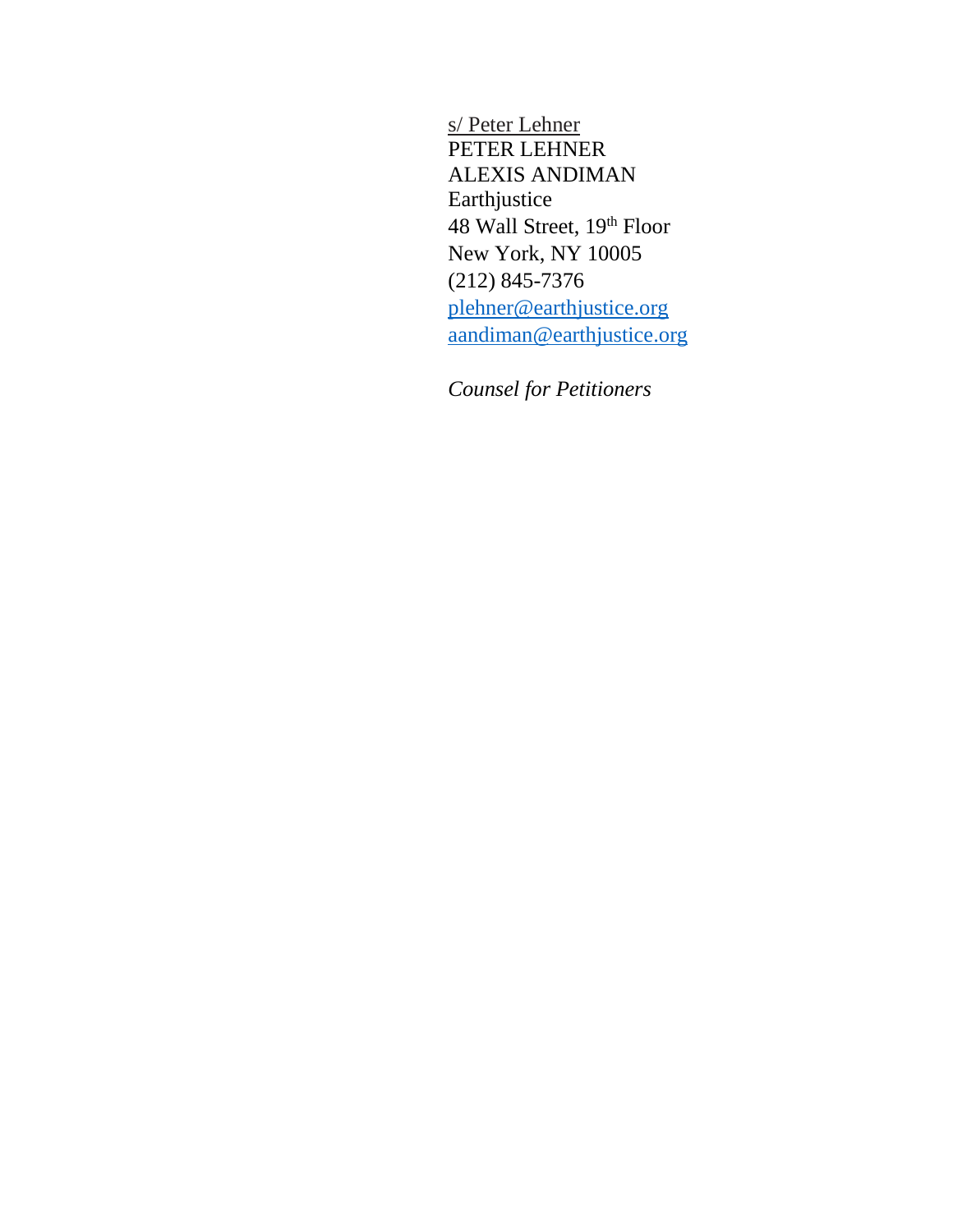s/ Peter Lehner
PETER LEHNER
ALEXIS ANDIMAN
Earthjustice
48 Wall Street, 19th Floor
New York, NY 10005
(212) 845-7376
plehner@earthjustice.org
aandiman@earthjustice.org

*Counsel for Petitioners*